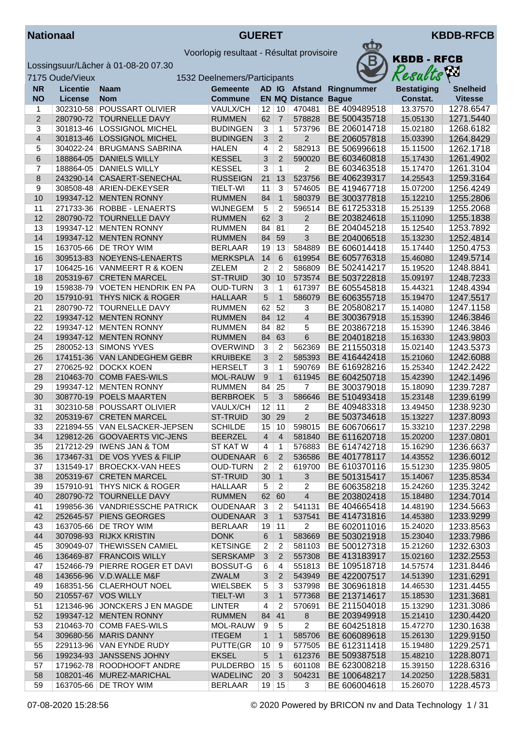**Nationaal** **GUERET** **KBDB-RFCB**

Voorlopig resultaat - Résultat provisoire

Lossingsuur/Lâcher à 01-08-20 07.30

7175 Oude/Vieux 1532 Deelnemers/Participants

KBDB - RFCB Results

| NR<br>NO | Licentie<br>License | Naam<br>Nom | Gemeente<br>Commune | AD<br>EN | IG<br>MQ | Afstand<br>Distance | Ringnummer<br>Bague | Bestatiging<br>Constat. | Snelheid<br>Vitesse |
|---|---|---|---|---|---|---|---|---|---|
| 1 | 302310-58 | POUSSART OLIVIER | VAULX/CH | 12 | 10 | 470481 | BE 409489518 | 13.37570 | 1278.6547 |
| 2 | 280790-72 | TOURNELLE DAVY | RUMMEN | 62 | 7 | 578828 | BE 500435718 | 15.05130 | 1271.5440 |
| 3 | 301813-46 | LOSSIGNOL MICHEL | BUDINGEN | 3 | 1 | 573796 | BE 206014718 | 15.02180 | 1268.6182 |
| 4 | 301813-46 | LOSSIGNOL MICHEL | BUDINGEN | 3 | 2 | 2 | BE 206057818 | 15.03390 | 1264.8429 |
| 5 | 304022-24 | BRUGMANS SABRINA | HALEN | 4 | 2 | 582913 | BE 506996618 | 15.11500 | 1262.1718 |
| 6 | 188864-05 | DANIELS WILLY | KESSEL | 3 | 2 | 590020 | BE 603460818 | 15.17430 | 1261.4902 |
| 7 | 188864-05 | DANIELS WILLY | KESSEL | 3 | 1 | 2 | BE 603463518 | 15.17470 | 1261.3104 |
| 8 | 243290-14 | CASAERT-SENECHAL | RUSSEIGN | 21 | 13 | 523756 | BE 406239317 | 14.25543 | 1259.3164 |
| 9 | 308508-48 | ARIEN-DEKEYSER | TIELT-WI | 11 | 3 | 574605 | BE 419467718 | 15.07200 | 1256.4249 |
| 10 | 199347-12 | MENTEN RONNY | RUMMEN | 84 | 1 | 580379 | BE 300377818 | 15.12210 | 1255.2806 |
| 11 | 271733-36 | ROBBE - LENAERTS | WIJNEGEM | 5 | 2 | 596514 | BE 617253318 | 15.25139 | 1255.2068 |
| 12 | 280790-72 | TOURNELLE DAVY | RUMMEN | 62 | 3 | 2 | BE 203824618 | 15.11090 | 1255.1838 |
| 13 | 199347-12 | MENTEN RONNY | RUMMEN | 84 | 81 | 2 | BE 204045218 | 15.12540 | 1253.7892 |
| 14 | 199347-12 | MENTEN RONNY | RUMMEN | 84 | 59 | 3 | BE 204006518 | 15.13230 | 1252.4814 |
| 15 | 163705-66 | DE TROY WIM | BERLAAR | 19 | 13 | 584889 | BE 606014418 | 15.17440 | 1250.4753 |
| 16 | 309513-83 | NOEYENS-LENAERTS | MERKSPLA | 14 | 6 | 619954 | BE 605776318 | 15.46080 | 1249.5714 |
| 17 | 106425-16 | VANMEERT R & KOEN | ZELEM | 2 | 2 | 586809 | BE 502414217 | 15.19520 | 1248.8841 |
| 18 | 205319-67 | CRETEN MARCEL | ST-TRUID | 30 | 10 | 573574 | BE 503722818 | 15.09197 | 1248.7233 |
| 19 | 159838-79 | VOETEN HENDRIK EN PA | OUD-TURN | 3 | 1 | 617397 | BE 605545818 | 15.44321 | 1248.4394 |
| 20 | 157910-91 | THYS NICK & ROGER | HALLAAR | 5 | 1 | 586079 | BE 606355718 | 15.19470 | 1247.5517 |
| 21 | 280790-72 | TOURNELLE DAVY | RUMMEN | 62 | 52 | 3 | BE 205808217 | 15.14080 | 1247.1158 |
| 22 | 199347-12 | MENTEN RONNY | RUMMEN | 84 | 12 | 4 | BE 300367918 | 15.15390 | 1246.3846 |
| 22 | 199347-12 | MENTEN RONNY | RUMMEN | 84 | 82 | 5 | BE 203867218 | 15.15390 | 1246.3846 |
| 24 | 199347-12 | MENTEN RONNY | RUMMEN | 84 | 63 | 6 | BE 204018218 | 15.16330 | 1243.9803 |
| 25 | 280052-13 | SIMONS YVES | OVERWIND | 3 | 2 | 562369 | BE 211550318 | 15.02140 | 1243.5373 |
| 26 | 174151-36 | VAN LANDEGHEM GEBR | KRUIBEKE | 3 | 2 | 585393 | BE 416442418 | 15.21060 | 1242.6088 |
| 27 | 270625-92 | DOCKX KOEN | HERSELT | 3 | 1 | 590769 | BE 616928216 | 15.25340 | 1242.2422 |
| 28 | 210463-70 | COMB FAES-WILS | MOL-RAUW | 9 | 1 | 611945 | BE 604250718 | 15.42390 | 1242.1496 |
| 29 | 199347-12 | MENTEN RONNY | RUMMEN | 84 | 25 | 7 | BE 300379018 | 15.18090 | 1239.7287 |
| 30 | 308770-19 | POELS MAARTEN | BERBROEK | 5 | 3 | 586646 | BE 510493418 | 15.23148 | 1239.6199 |
| 31 | 302310-58 | POUSSART OLIVIER | VAULX/CH | 12 | 11 | 2 | BE 409483318 | 13.49450 | 1238.9230 |
| 32 | 205319-67 | CRETEN MARCEL | ST-TRUID | 30 | 29 | 2 | BE 503734618 | 15.13227 | 1237.8093 |
| 33 | 221894-55 | VAN ELSACKER-JEPSEN | SCHILDE | 15 | 10 | 598015 | BE 606706617 | 15.33210 | 1237.2298 |
| 34 | 129812-26 | GOOVAERTS VIC-JENS | BEERZEL | 4 | 4 | 581840 | BE 611620718 | 15.20200 | 1237.0801 |
| 35 | 217212-29 | IWENS JAN & TOM | ST KAT W | 4 | 1 | 576883 | BE 614742718 | 15.16290 | 1236.6637 |
| 36 | 173467-31 | DE VOS YVES & FILIP | OUDENAAR | 6 | 2 | 536586 | BE 401778117 | 14.43552 | 1236.6012 |
| 37 | 131549-17 | BROECKX-VAN HEES | OUD-TURN | 2 | 2 | 619700 | BE 610370116 | 15.51230 | 1235.9805 |
| 38 | 205319-67 | CRETEN MARCEL | ST-TRUID | 30 | 1 | 3 | BE 501315417 | 15.14067 | 1235.8534 |
| 39 | 157910-91 | THYS NICK & ROGER | HALLAAR | 5 | 2 | 2 | BE 606358218 | 15.24260 | 1235.3242 |
| 40 | 280790-72 | TOURNELLE DAVY | RUMMEN | 62 | 60 | 4 | BE 203802418 | 15.18480 | 1234.7014 |
| 41 | 199856-36 | VANDRIESSCHE PATRICK | OUDENAAR | 3 | 2 | 541131 | BE 404665418 | 14.48190 | 1234.5663 |
| 42 | 252645-57 | PIENS GEORGES | OUDENAAR | 3 | 1 | 537541 | BE 414731816 | 14.45380 | 1233.9299 |
| 43 | 163705-66 | DE TROY WIM | BERLAAR | 19 | 11 | 2 | BE 602011016 | 15.24020 | 1233.8563 |
| 44 | 307098-93 | RIJKX KRISTIN | DONK | 6 | 1 | 583669 | BE 503021918 | 15.23040 | 1233.7986 |
| 45 | 309049-07 | THEWISSEN CAMIEL | KETSINGE | 2 | 2 | 581103 | BE 500127318 | 15.21260 | 1232.6303 |
| 46 | 136469-87 | FRANCOIS WILLY | SERSKAMP | 3 | 2 | 557308 | BE 413183917 | 15.02160 | 1232.2553 |
| 47 | 152466-79 | PIERRE ROGER ET DAVI | BOSSUT-G | 6 | 4 | 551813 | BE 109518718 | 14.57574 | 1231.8446 |
| 48 | 143656-96 | V.D.WALLE M&F | ZWALM | 3 | 2 | 543949 | BE 422007517 | 14.51390 | 1231.6291 |
| 49 | 168351-56 | CLAERHOUT NOEL | WIELSBEK | 5 | 3 | 537998 | BE 306961818 | 14.46530 | 1231.4455 |
| 50 | 210557-67 | VOS WILLY | TIELT-WI | 3 | 1 | 577368 | BE 213714617 | 15.18530 | 1231.3681 |
| 51 | 121346-96 | JONCKERS J EN MAGDE | LINTER | 4 | 2 | 570691 | BE 211504018 | 15.13290 | 1231.3086 |
| 52 | 199347-12 | MENTEN RONNY | RUMMEN | 84 | 41 | 8 | BE 203949918 | 15.21410 | 1230.4420 |
| 53 | 210463-70 | COMB FAES-WILS | MOL-RAUW | 9 | 5 | 2 | BE 604251818 | 15.47270 | 1230.1638 |
| 54 | 309680-56 | MARIS DANNY | ITEGEM | 1 | 1 | 585706 | BE 606089618 | 15.26130 | 1229.9150 |
| 55 | 229113-96 | VAN EYNDE RUDY | PUTTE(GR | 10 | 9 | 577505 | BE 612311418 | 15.19480 | 1229.2571 |
| 56 | 199234-93 | JANSSENS JOHNY | EKSEL | 5 | 1 | 612376 | BE 509387518 | 15.48210 | 1228.8071 |
| 57 | 171962-78 | ROODHOOFT ANDRE | PULDERBO | 15 | 5 | 601108 | BE 623008218 | 15.39150 | 1228.6316 |
| 58 | 108201-46 | MUREZ-MARICHAL | WADELINC | 20 | 3 | 504231 | BE 100648217 | 14.20250 | 1228.5831 |
| 59 | 163705-66 | DE TROY WIM | BERLAAR | 19 | 15 | 3 | BE 606004618 | 15.26070 | 1228.4573 |

07-08-2020 15:28:56 © 2020 Powered by BRICON nv and Data Technology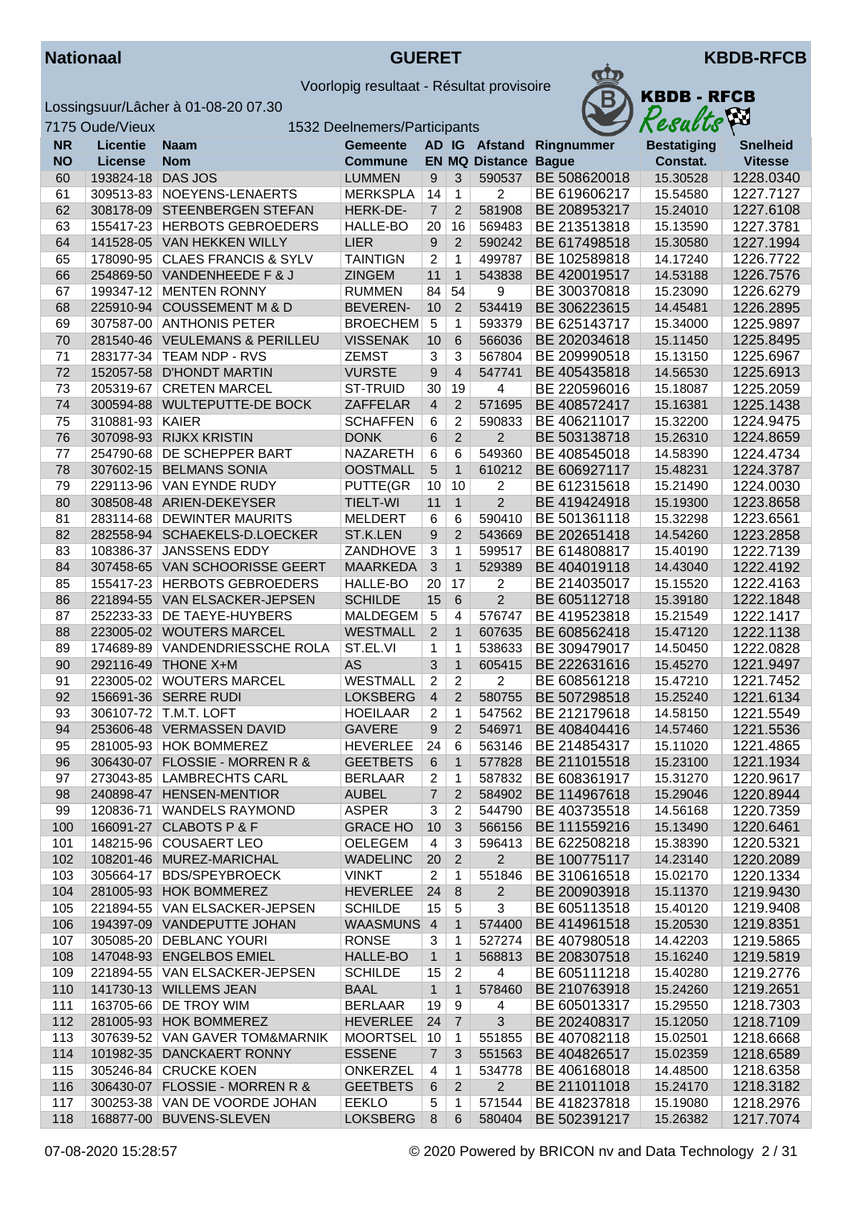**Nationaal** | **GUERET** | **KBDD-RFCB**

Voorlopig resultaat - Résultat provisoire

Lossingsuur/Lâcher à 01-08-20 07.30

7175 Oude/Vieux — 1532 Deelnemers/Participants

| NR<br>NO | Licentie<br>License | Naam<br>Nom | Gemeente<br>Commune | AD<br>EN | IG<br>MQ | Afstand<br>Distance | Ringnummer<br>Bague | Bestatiging<br>Constat. | Snelheid<br>Vitesse |
|---|---|---|---|---|---|---|---|---|---|
| 60 | 193824-18 | DAS JOS | LUMMEN | 9 | 3 | 590537 | BE 508620018 | 15.30528 | 1228.0340 |
| 61 | 309513-83 | NOEYENS-LENAERTS | MERKSPLA | 14 | 1 | 2 | BE 619606217 | 15.54580 | 1227.7127 |
| 62 | 308178-09 | STEENBERGEN STEFAN | HERK-DE- | 7 | 2 | 581908 | BE 208953217 | 15.24010 | 1227.6108 |
| 63 | 155417-23 | HERBOTS GEBROEDERS | HALLE-BO | 20 | 16 | 569483 | BE 213513818 | 15.13590 | 1227.3781 |
| 64 | 141528-05 | VAN HEKKEN WILLY | LIER | 9 | 2 | 590242 | BE 617498518 | 15.30580 | 1227.1994 |
| 65 | 178090-95 | CLAES FRANCIS & SYLV | TAINTIGN | 2 | 1 | 499787 | BE 102589818 | 14.17240 | 1226.7722 |
| 66 | 254869-50 | VANDENHEEDE F & J | ZINGEM | 11 | 1 | 543838 | BE 420019517 | 14.53188 | 1226.7576 |
| 67 | 199347-12 | MENTEN RONNY | RUMMEN | 84 | 54 | 9 | BE 300370818 | 15.23090 | 1226.6279 |
| 68 | 225910-94 | COUSSEMENT M & D | BEVEREN- | 10 | 2 | 534419 | BE 306223615 | 14.45481 | 1226.2895 |
| 69 | 307587-00 | ANTHONIS PETER | BROECHEM | 5 | 1 | 593379 | BE 625143717 | 15.34000 | 1225.9897 |
| 70 | 281540-46 | VEULEMANS & PERILLEU | VISSENAK | 10 | 6 | 566036 | BE 202034618 | 15.11450 | 1225.8495 |
| 71 | 283177-34 | TEAM NDP - RVS | ZEMST | 3 | 3 | 567804 | BE 209990518 | 15.13150 | 1225.6967 |
| 72 | 152057-58 | D'HONDT MARTIN | VURSTE | 9 | 4 | 547741 | BE 405435818 | 14.56530 | 1225.6913 |
| 73 | 205319-67 | CRETEN MARCEL | ST-TRUID | 30 | 19 | 4 | BE 220596016 | 15.18087 | 1225.2059 |
| 74 | 300594-88 | WULTEPUTTE-DE BOCK | ZAFFELAR | 4 | 2 | 571695 | BE 408572417 | 15.16381 | 1225.1438 |
| 75 | 310881-93 | KAIER | SCHAFFEN | 6 | 2 | 590833 | BE 406211017 | 15.32200 | 1224.9475 |
| 76 | 307098-93 | RIJKX KRISTIN | DONK | 6 | 2 | 2 | BE 503138718 | 15.26310 | 1224.8659 |
| 77 | 254790-68 | DE SCHEPPER BART | NAZARETH | 6 | 6 | 549360 | BE 408545018 | 14.58390 | 1224.4734 |
| 78 | 307602-15 | BELMANS SONIA | OOSTMALL | 5 | 1 | 610212 | BE 606927117 | 15.48231 | 1224.3787 |
| 79 | 229113-96 | VAN EYNDE RUDY | PUTTE(GR | 10 | 10 | 2 | BE 612315618 | 15.21490 | 1224.0030 |
| 80 | 308508-48 | ARIEN-DEKEYSER | TIELT-WI | 11 | 1 | 2 | BE 419424918 | 15.19300 | 1223.8658 |
| 81 | 283114-68 | DEWINTER MAURITS | MELDERT | 6 | 6 | 590410 | BE 501361118 | 15.32298 | 1223.6561 |
| 82 | 282558-94 | SCHAEKELS-D.LOECKER | ST.K.LEN | 9 | 2 | 543669 | BE 202651418 | 14.54260 | 1223.2858 |
| 83 | 108386-37 | JANSSENS EDDY | ZANDHOVE | 3 | 1 | 599517 | BE 614808817 | 15.40190 | 1222.7139 |
| 84 | 307458-65 | VAN SCHOORISSE GEERT | MAARKEDA | 3 | 1 | 529389 | BE 404019118 | 14.43040 | 1222.4192 |
| 85 | 155417-23 | HERBOTS GEBROEDERS | HALLE-BO | 20 | 17 | 2 | BE 214035017 | 15.15520 | 1222.4163 |
| 86 | 221894-55 | VAN ELSACKER-JEPSEN | SCHILDE | 15 | 6 | 2 | BE 605112718 | 15.39180 | 1222.1848 |
| 87 | 252233-33 | DE TAEYE-HUYBERS | MALDEGEM | 5 | 4 | 576747 | BE 419523818 | 15.21549 | 1222.1417 |
| 88 | 223005-02 | WOUTERS MARCEL | WESTMALL | 2 | 1 | 607635 | BE 608562418 | 15.47120 | 1222.1138 |
| 89 | 174689-89 | VANDENDRIESSCHE ROLA | ST.EL.VI | 1 | 1 | 538633 | BE 309479017 | 14.50450 | 1222.0828 |
| 90 | 292116-49 | THONE X+M | AS | 3 | 1 | 605415 | BE 222631616 | 15.45270 | 1221.9497 |
| 91 | 223005-02 | WOUTERS MARCEL | WESTMALL | 2 | 2 | 2 | BE 608561218 | 15.47210 | 1221.7452 |
| 92 | 156691-36 | SERRE RUDI | LOKSBERG | 4 | 2 | 580755 | BE 507298518 | 15.25240 | 1221.6134 |
| 93 | 306107-72 | T.M.T. LOFT | HOEILAAR | 2 | 1 | 547562 | BE 212179618 | 14.58150 | 1221.5549 |
| 94 | 253606-48 | VERMASSEN DAVID | GAVERE | 9 | 2 | 546971 | BE 408404416 | 14.57460 | 1221.5536 |
| 95 | 281005-93 | HOK BOMMEREZ | HEVERLEE | 24 | 6 | 563146 | BE 214854317 | 15.11020 | 1221.4865 |
| 96 | 306430-07 | FLOSSIE - MORREN R & | GEETBETS | 6 | 1 | 577828 | BE 211015518 | 15.23100 | 1221.1934 |
| 97 | 273043-85 | LAMBRECHTS CARL | BERLAAR | 2 | 1 | 587832 | BE 608361917 | 15.31270 | 1220.9617 |
| 98 | 240898-47 | HENSEN-MENTIOR | AUBEL | 7 | 2 | 584902 | BE 114967618 | 15.29046 | 1220.8944 |
| 99 | 120836-71 | WANDELS RAYMOND | ASPER | 3 | 2 | 544790 | BE 403735518 | 14.56168 | 1220.7359 |
| 100 | 166091-27 | CLABOTS P & F | GRACE HO | 10 | 3 | 566156 | BE 111559216 | 15.13490 | 1220.6461 |
| 101 | 148215-96 | COUSAERT LEO | OELEGEM | 4 | 3 | 596413 | BE 622508218 | 15.38390 | 1220.5321 |
| 102 | 108201-46 | MUREZ-MARICHAL | WADELINC | 20 | 2 | 2 | BE 100775117 | 14.23140 | 1220.2089 |
| 103 | 305664-17 | BDS/SPEYBROECK | VINKT | 2 | 1 | 551846 | BE 310616518 | 15.02170 | 1220.1334 |
| 104 | 281005-93 | HOK BOMMEREZ | HEVERLEE | 24 | 8 | 2 | BE 200903918 | 15.11370 | 1219.9430 |
| 105 | 221894-55 | VAN ELSACKER-JEPSEN | SCHILDE | 15 | 5 | 3 | BE 605113518 | 15.40120 | 1219.9408 |
| 106 | 194397-09 | VANDEPUTTE JOHAN | WAASMUNS | 4 | 1 | 574400 | BE 414961518 | 15.20530 | 1219.8351 |
| 107 | 305085-20 | DEBLANC YOURI | RONSE | 3 | 1 | 527274 | BE 407980518 | 14.42203 | 1219.5865 |
| 108 | 147048-93 | ENGELBOS EMIEL | HALLE-BO | 1 | 1 | 568813 | BE 208307518 | 15.16240 | 1219.5819 |
| 109 | 221894-55 | VAN ELSACKER-JEPSEN | SCHILDE | 15 | 2 | 4 | BE 605111218 | 15.40280 | 1219.2776 |
| 110 | 141730-13 | WILLEMS JEAN | BAAL | 1 | 1 | 578460 | BE 210763918 | 15.24260 | 1219.2651 |
| 111 | 163705-66 | DE TROY WIM | BERLAAR | 19 | 9 | 4 | BE 605013317 | 15.29550 | 1218.7303 |
| 112 | 281005-93 | HOK BOMMEREZ | HEVERLEE | 24 | 7 | 3 | BE 202408317 | 15.12050 | 1218.7109 |
| 113 | 307639-52 | VAN GAVER TOM&MARNIK | MOORTSEL | 10 | 1 | 551855 | BE 407082118 | 15.02501 | 1218.6668 |
| 114 | 101982-35 | DANCKAERT RONNY | ESSENE | 7 | 3 | 551563 | BE 404826517 | 15.02359 | 1218.6589 |
| 115 | 305246-84 | CRUCKE KOEN | ONKERZEL | 4 | 1 | 534778 | BE 406168018 | 14.48500 | 1218.6358 |
| 116 | 306430-07 | FLOSSIE - MORREN R & | GEETBETS | 6 | 2 | 2 | BE 211011018 | 15.24170 | 1218.3182 |
| 117 | 300253-38 | VAN DE VOORDE JOHAN | EEKLO | 5 | 1 | 571544 | BE 418237818 | 15.19080 | 1218.2976 |
| 118 | 168877-00 | BUVENS-SLEVEN | LOKSBERG | 8 | 6 | 580404 | BE 502391217 | 15.26382 | 1217.7074 |

07-08-2020 15:28:57 — © 2020 Powered by BRICON nv and Data Technology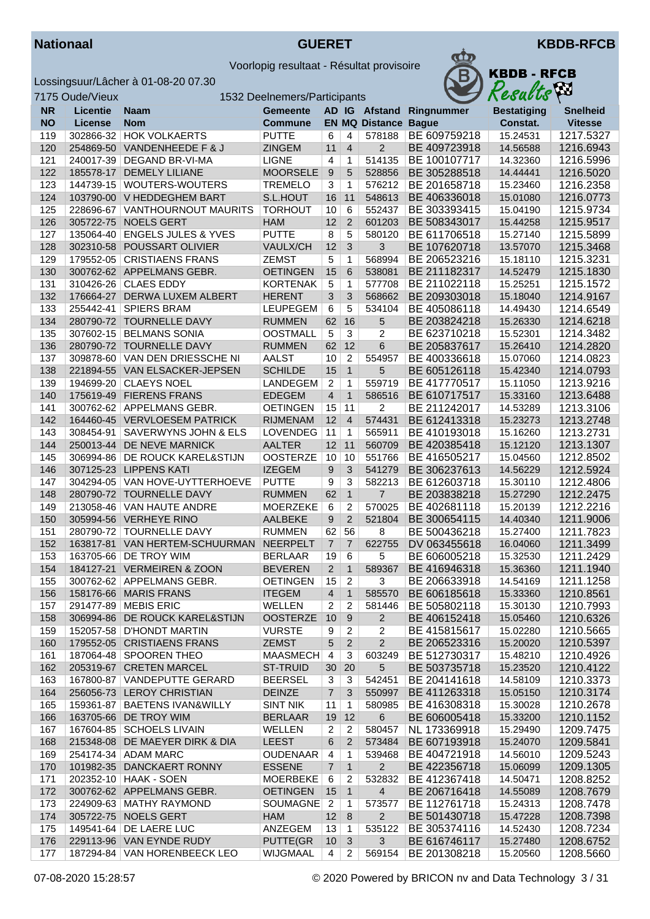**Nationaal** **GUERET** **KBDB-RFCB**

Voorlopig resultaat - Résultat provisoire

Lossingsuur/Lâcher à 01-08-20 07.30

7175 Oude/Vieux 1532 Deelnemers/Participants

| NR<br>NO | Licentie<br>License | Naam<br>Nom | Gemeente<br>Commune | AD<br>EN | IG<br>MQ | Afstand<br>Distance | Ringnummer<br>Bague | Bestatiging<br>Constat. | Snelheid<br>Vitesse |
|---|---|---|---|---|---|---|---|---|---|
| 119 | 302866-32 | HOK VOLKAERTS | PUTTE | 6 | 4 | 578188 | BE 609759218 | 15.24531 | 1217.5327 |
| 120 | 254869-50 | VANDENHEEDE F & J | ZINGEM | 11 | 4 | 2 | BE 409723918 | 14.56588 | 1216.6943 |
| 121 | 240017-39 | DEGAND BR-VI-MA | LIGNE | 4 | 1 | 514135 | BE 100107717 | 14.32360 | 1216.5996 |
| 122 | 185578-17 | DEMELY LILIANE | MOORSELE | 9 | 5 | 528856 | BE 305288518 | 14.44441 | 1216.5020 |
| 123 | 144739-15 | WOUTERS-WOUTERS | TREMELO | 3 | 1 | 576212 | BE 201658718 | 15.23460 | 1216.2358 |
| 124 | 103790-00 | V HEDDEGHEM BART | S.L.HOUT | 16 | 11 | 548613 | BE 406336018 | 15.01080 | 1216.0773 |
| 125 | 228696-67 | VANTHOURNOUT MAURITS | TORHOUT | 10 | 6 | 552437 | BE 303393415 | 15.04190 | 1215.9734 |
| 126 | 305722-75 | NOELS GERT | HAM | 12 | 2 | 601203 | BE 508343017 | 15.44258 | 1215.9517 |
| 127 | 135064-40 | ENGELS JULES & YVES | PUTTE | 8 | 5 | 580120 | BE 611706518 | 15.27140 | 1215.5899 |
| 128 | 302310-58 | POUSSART OLIVIER | VAULX/CH | 12 | 3 | 3 | BE 107620718 | 13.57070 | 1215.3468 |
| 129 | 179552-05 | CRISTIAENS FRANS | ZEMST | 5 | 1 | 568994 | BE 206523216 | 15.18110 | 1215.3231 |
| 130 | 300762-62 | APPELMANS GEBR. | OETINGEN | 15 | 6 | 538081 | BE 211182317 | 14.52479 | 1215.1830 |
| 131 | 310426-26 | CLAES EDDY | KORTENAK | 5 | 1 | 577708 | BE 211022118 | 15.25251 | 1215.1572 |
| 132 | 176664-27 | DERWA LUXEM ALBERT | HERENT | 3 | 3 | 568662 | BE 209303018 | 15.18040 | 1214.9167 |
| 133 | 255442-41 | SPIERS BRAM | LEUPEGEM | 6 | 5 | 534104 | BE 405086118 | 14.49430 | 1214.6549 |
| 134 | 280790-72 | TOURNELLE DAVY | RUMMEN | 62 | 16 | 5 | BE 203824218 | 15.26330 | 1214.6218 |
| 135 | 307602-15 | BELMANS SONIA | OOSTMALL | 5 | 3 | 2 | BE 623710218 | 15.52301 | 1214.3482 |
| 136 | 280790-72 | TOURNELLE DAVY | RUMMEN | 62 | 12 | 6 | BE 205837617 | 15.26410 | 1214.2820 |
| 137 | 309878-60 | VAN DEN DRIESSCHE NI | AALST | 10 | 2 | 554957 | BE 400336618 | 15.07060 | 1214.0823 |
| 138 | 221894-55 | VAN ELSACKER-JEPSEN | SCHILDE | 15 | 1 | 5 | BE 605126118 | 15.42340 | 1214.0793 |
| 139 | 194699-20 | CLAEYS NOEL | LANDEGEM | 2 | 1 | 559719 | BE 417770517 | 15.11050 | 1213.9216 |
| 140 | 175619-49 | FIERENS FRANS | EDEGEM | 4 | 1 | 586516 | BE 610717517 | 15.33160 | 1213.6488 |
| 141 | 300762-62 | APPELMANS GEBR. | OETINGEN | 15 | 11 | 2 | BE 211242017 | 14.53289 | 1213.3106 |
| 142 | 164460-45 | VERVLOESEM PATRICK | RIJMENAM | 12 | 4 | 574431 | BE 612413318 | 15.23273 | 1213.2748 |
| 143 | 308454-91 | SAVERWYNS JOHN & ELS | LOVENDEG | 11 | 1 | 565911 | BE 410193018 | 15.16260 | 1213.2731 |
| 144 | 250013-44 | DE NEVE MARNICK | AALTER | 12 | 11 | 560709 | BE 420385418 | 15.12120 | 1213.1307 |
| 145 | 306994-86 | DE ROUCK KAREL&STIJN | OOSTERZE | 10 | 10 | 551766 | BE 416505217 | 15.04560 | 1212.8502 |
| 146 | 307125-23 | LIPPENS KATI | IZEGEM | 9 | 3 | 541279 | BE 306237613 | 14.56229 | 1212.5924 |
| 147 | 304294-05 | VAN HOVE-UYTTERHOEVE | PUTTE | 9 | 3 | 582213 | BE 612603718 | 15.30110 | 1212.4806 |
| 148 | 280790-72 | TOURNELLE DAVY | RUMMEN | 62 | 1 | 7 | BE 203838218 | 15.27290 | 1212.2475 |
| 149 | 213058-46 | VAN HAUTE ANDRE | MOERZEKE | 6 | 2 | 570025 | BE 402681118 | 15.20139 | 1212.2216 |
| 150 | 305994-56 | VERHEYE RINO | AALBEKE | 9 | 2 | 521804 | BE 300654115 | 14.40340 | 1211.9006 |
| 151 | 280790-72 | TOURNELLE DAVY | RUMMEN | 62 | 56 | 8 | BE 500436218 | 15.27400 | 1211.7823 |
| 152 | 163817-81 | VAN HERTEM-SCHUURMAN | NEERPELT | 7 | 7 | 622755 | DV 063455618 | 16.04060 | 1211.3499 |
| 153 | 163705-66 | DE TROY WIM | BERLAAR | 19 | 6 | 5 | BE 606005218 | 15.32530 | 1211.2429 |
| 154 | 184127-21 | VERMEIREN & ZOON | BEVEREN | 2 | 1 | 589367 | BE 416946318 | 15.36360 | 1211.1940 |
| 155 | 300762-62 | APPELMANS GEBR. | OETINGEN | 15 | 2 | 3 | BE 206633918 | 14.54169 | 1211.1258 |
| 156 | 158176-66 | MARIS FRANS | ITEGEM | 4 | 1 | 585570 | BE 606185618 | 15.33360 | 1210.8561 |
| 157 | 291477-89 | MEBIS ERIC | WELLEN | 2 | 2 | 581446 | BE 505802118 | 15.30130 | 1210.7993 |
| 158 | 306994-86 | DE ROUCK KAREL&STIJN | OOSTERZE | 10 | 9 | 2 | BE 406152418 | 15.05460 | 1210.6326 |
| 159 | 152057-58 | D'HONDT MARTIN | VURSTE | 9 | 2 | 2 | BE 415815617 | 15.02280 | 1210.5665 |
| 160 | 179552-05 | CRISTIAENS FRANS | ZEMST | 5 | 2 | 2 | BE 206523316 | 15.20020 | 1210.5397 |
| 161 | 187064-48 | SPOOREN THEO | MAASMECH | 4 | 3 | 603249 | BE 512730317 | 15.48210 | 1210.4926 |
| 162 | 205319-67 | CRETEN MARCEL | ST-TRUID | 30 | 20 | 5 | BE 503735718 | 15.23520 | 1210.4122 |
| 163 | 167800-87 | VANDEPUTTE GERARD | BEERSEL | 3 | 3 | 542451 | BE 204141618 | 14.58109 | 1210.3373 |
| 164 | 256056-73 | LEROY CHRISTIAN | DEINZE | 7 | 3 | 550997 | BE 411263318 | 15.05150 | 1210.3174 |
| 165 | 159361-87 | BAETENS IVAN&WILLY | SINT NIK | 11 | 1 | 580985 | BE 416308318 | 15.30028 | 1210.2678 |
| 166 | 163705-66 | DE TROY WIM | BERLAAR | 19 | 12 | 6 | BE 606005418 | 15.33200 | 1210.1152 |
| 167 | 167604-85 | SCHOELS LIVAIN | WELLEN | 2 | 2 | 580457 | NL 173369918 | 15.29490 | 1209.7475 |
| 168 | 215348-08 | DE MAEYER DIRK & DIA | LEEST | 6 | 2 | 573484 | BE 607193918 | 15.24070 | 1209.5841 |
| 169 | 254174-34 | ADAM MARC | OUDENAAR | 4 | 1 | 539468 | BE 404721918 | 14.56010 | 1209.5243 |
| 170 | 101982-35 | DANCKAERT RONNY | ESSENE | 7 | 1 | 2 | BE 422356718 | 15.06099 | 1209.1305 |
| 171 | 202352-10 | HAAK - SOEN | MOERBEKE | 6 | 2 | 532832 | BE 412367418 | 14.50471 | 1208.8252 |
| 172 | 300762-62 | APPELMANS GEBR. | OETINGEN | 15 | 1 | 4 | BE 206716418 | 14.55089 | 1208.7679 |
| 173 | 224909-63 | MATHY RAYMOND | SOUMAGNE | 2 | 1 | 573577 | BE 112761718 | 15.24313 | 1208.7478 |
| 174 | 305722-75 | NOELS GERT | HAM | 12 | 8 | 2 | BE 501430718 | 15.47228 | 1208.7398 |
| 175 | 149541-64 | DE LAERE LUC | ANZEGEM | 13 | 1 | 535122 | BE 305374116 | 14.52430 | 1208.7234 |
| 176 | 229113-96 | VAN EYNDE RUDY | PUTTE(GR | 10 | 3 | 3 | BE 616746117 | 15.27480 | 1208.6752 |
| 177 | 187294-84 | VAN HORENBEECK LEO | WIJGMAAL | 4 | 2 | 569154 | BE 201308218 | 15.20560 | 1208.5660 |

07-08-2020 15:28:57 © 2020 Powered by BRICON nv and Data Technology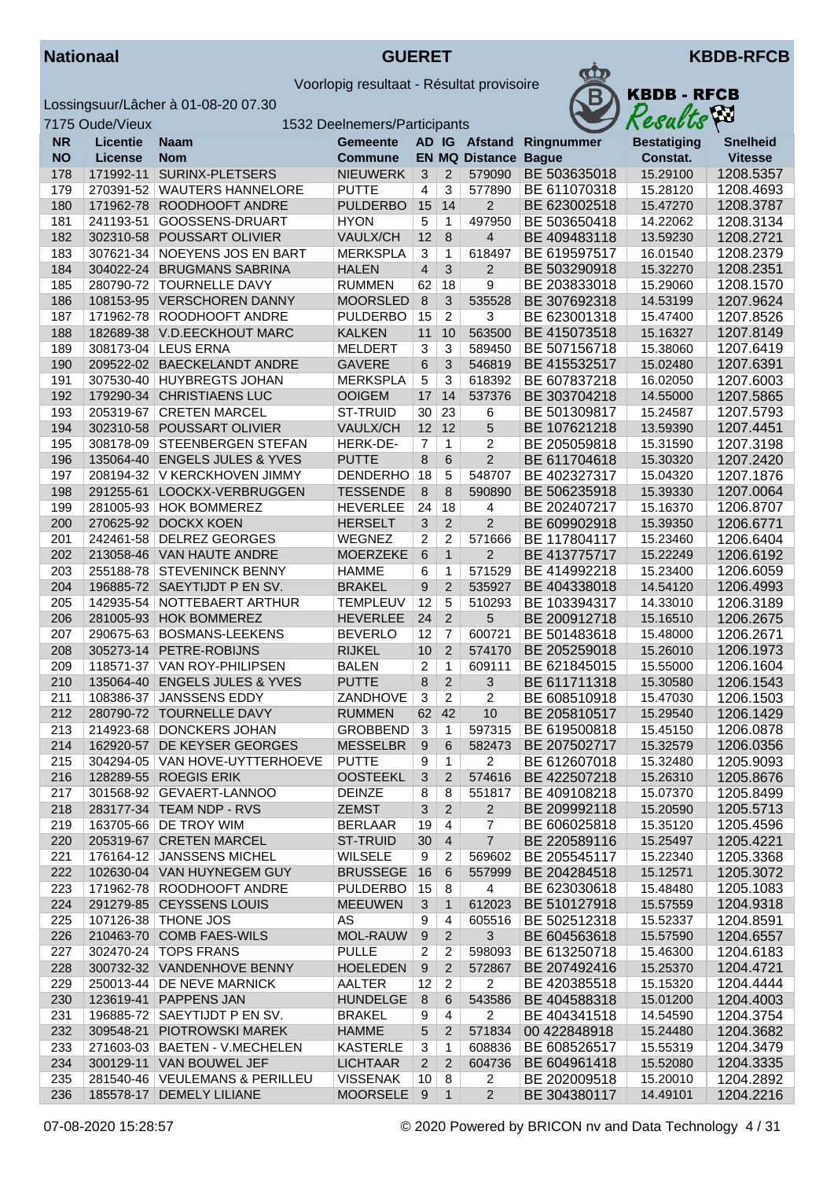**Nationaal** — **GUERET** — **KBDB-RFCB**

Voorlopig resultaat - Résultat provisoire

Lossingsuur/Lâcher à 01-08-20 07.30

7175 Oude/Vieux — 1532 Deelnemers/Participants

| NR<br>NO | Licentie<br>License | Naam<br>Nom | Gemeente<br>Commune | AD<br>EN | IG<br>MQ | Afstand<br>Distance | Ringnummer<br>Bague | Bestatiging<br>Constat. | Snelheid<br>Vitesse |
|---|---|---|---|---|---|---|---|---|---|
| 178 | 171992-11 | SURINX-PLETSERS | NIEUWERK | 3 | 2 | 579090 | BE 503635018 | 15.29100 | 1208.5357 |
| 179 | 270391-52 | WAUTERS HANNELORE | PUTTE | 4 | 3 | 577890 | BE 611070318 | 15.28120 | 1208.4693 |
| 180 | 171962-78 | ROODHOOFT ANDRE | PULDERBO | 15 | 14 | 2 | BE 623002518 | 15.47270 | 1208.3787 |
| 181 | 241193-51 | GOOSSENS-DRUART | HYON | 5 | 1 | 497950 | BE 503650418 | 14.22062 | 1208.3134 |
| 182 | 302310-58 | POUSSART OLIVIER | VAULX/CH | 12 | 8 | 4 | BE 409483118 | 13.59230 | 1208.2721 |
| 183 | 307621-34 | NOEYENS JOS EN BART | MERKSPLA | 3 | 1 | 618497 | BE 619597517 | 16.01540 | 1208.2379 |
| 184 | 304022-24 | BRUGMANS SABRINA | HALEN | 4 | 3 | 2 | BE 503290918 | 15.32270 | 1208.2351 |
| 185 | 280790-72 | TOURNELLE DAVY | RUMMEN | 62 | 18 | 9 | BE 203833018 | 15.29060 | 1208.1570 |
| 186 | 108153-95 | VERSCHOREN DANNY | MOORSLED | 8 | 3 | 535528 | BE 307692318 | 14.53199 | 1207.9624 |
| 187 | 171962-78 | ROODHOOFT ANDRE | PULDERBO | 15 | 2 | 3 | BE 623001318 | 15.47400 | 1207.8526 |
| 188 | 182689-38 | V.D.EECKHOUT MARC | KALKEN | 11 | 10 | 563500 | BE 415073518 | 15.16327 | 1207.8149 |
| 189 | 308173-04 | LEUS ERNA | MELDERT | 3 | 3 | 589450 | BE 507156718 | 15.38060 | 1207.6419 |
| 190 | 209522-02 | BAECKELANDT ANDRE | GAVERE | 6 | 3 | 546819 | BE 415532517 | 15.02480 | 1207.6391 |
| 191 | 307530-40 | HUYBREGTS JOHAN | MERKSPLA | 5 | 3 | 618392 | BE 607837218 | 16.02050 | 1207.6003 |
| 192 | 179290-34 | CHRISTIAENS LUC | OOIGEM | 17 | 14 | 537376 | BE 303704218 | 14.55000 | 1207.5865 |
| 193 | 205319-67 | CRETEN MARCEL | ST-TRUID | 30 | 23 | 6 | BE 501309817 | 15.24587 | 1207.5793 |
| 194 | 302310-58 | POUSSART OLIVIER | VAULX/CH | 12 | 12 | 5 | BE 107621218 | 13.59390 | 1207.4451 |
| 195 | 308178-09 | STEENBERGEN STEFAN | HERK-DE- | 7 | 1 | 2 | BE 205059818 | 15.31590 | 1207.3198 |
| 196 | 135064-40 | ENGELS JULES & YVES | PUTTE | 8 | 6 | 2 | BE 611704618 | 15.30320 | 1207.2420 |
| 197 | 208194-32 | V KERCKHOVEN JIMMY | DENDERHO | 18 | 5 | 548707 | BE 402327317 | 15.04320 | 1207.1876 |
| 198 | 291255-61 | LOOCKX-VERBRUGGEN | TESSENDE | 8 | 8 | 590890 | BE 506235918 | 15.39330 | 1207.0064 |
| 199 | 281005-93 | HOK BOMMEREZ | HEVERLEE | 24 | 18 | 4 | BE 202407217 | 15.16370 | 1206.8707 |
| 200 | 270625-92 | DOCKX KOEN | HERSELT | 3 | 2 | 2 | BE 609902918 | 15.39350 | 1206.6771 |
| 201 | 242461-58 | DELREZ GEORGES | WEGNEZ | 2 | 2 | 571666 | BE 117804117 | 15.23460 | 1206.6404 |
| 202 | 213058-46 | VAN HAUTE ANDRE | MOERZEKE | 6 | 1 | 2 | BE 413775717 | 15.22249 | 1206.6192 |
| 203 | 255188-78 | STEVENINCK BENNY | HAMME | 6 | 1 | 571529 | BE 414992218 | 15.23400 | 1206.6059 |
| 204 | 196885-72 | SAEYTIJDT P EN SV. | BRAKEL | 9 | 2 | 535927 | BE 404338018 | 14.54120 | 1206.4993 |
| 205 | 142935-54 | NOTTEBAERT ARTHUR | TEMPLEUV | 12 | 5 | 510293 | BE 103394317 | 14.33010 | 1206.3189 |
| 206 | 281005-93 | HOK BOMMEREZ | HEVERLEE | 24 | 2 | 5 | BE 200912718 | 15.16510 | 1206.2675 |
| 207 | 290675-63 | BOSMANS-LEEKENS | BEVERLO | 12 | 7 | 600721 | BE 501483618 | 15.48000 | 1206.2671 |
| 208 | 305273-14 | PETRE-ROBIJNS | RIJKEL | 10 | 2 | 574170 | BE 205259018 | 15.26010 | 1206.1973 |
| 209 | 118571-37 | VAN ROY-PHILIPSEN | BALEN | 2 | 1 | 609111 | BE 621845015 | 15.55000 | 1206.1604 |
| 210 | 135064-40 | ENGELS JULES & YVES | PUTTE | 8 | 2 | 3 | BE 611711318 | 15.30580 | 1206.1543 |
| 211 | 108386-37 | JANSSENS EDDY | ZANDHOVE | 3 | 2 | 2 | BE 608510918 | 15.47030 | 1206.1503 |
| 212 | 280790-72 | TOURNELLE DAVY | RUMMEN | 62 | 42 | 10 | BE 205810517 | 15.29540 | 1206.1429 |
| 213 | 214923-68 | DONCKERS JOHAN | GROBBEND | 3 | 1 | 597315 | BE 619500818 | 15.45150 | 1206.0878 |
| 214 | 162920-57 | DE KEYSER GEORGES | MESSELBR | 9 | 6 | 582473 | BE 207502717 | 15.32579 | 1206.0356 |
| 215 | 304294-05 | VAN HOVE-UYTTERHOEVE | PUTTE | 9 | 1 | 2 | BE 612607018 | 15.32480 | 1205.9093 |
| 216 | 128289-55 | ROEGIS ERIK | OOSTEEKL | 3 | 2 | 574616 | BE 422507218 | 15.26310 | 1205.8676 |
| 217 | 301568-92 | GEVAERT-LANNOO | DEINZE | 8 | 8 | 551817 | BE 409108218 | 15.07370 | 1205.8499 |
| 218 | 283177-34 | TEAM NDP - RVS | ZEMST | 3 | 2 | 2 | BE 209992118 | 15.20590 | 1205.5713 |
| 219 | 163705-66 | DE TROY WIM | BERLAAR | 19 | 4 | 7 | BE 606025818 | 15.35120 | 1205.4596 |
| 220 | 205319-67 | CRETEN MARCEL | ST-TRUID | 30 | 4 | 7 | BE 220589116 | 15.25497 | 1205.4221 |
| 221 | 176164-12 | JANSSENS MICHEL | WILSELE | 9 | 2 | 569602 | BE 205545117 | 15.22340 | 1205.3368 |
| 222 | 102630-04 | VAN HUYNEGEM GUY | BRUSSEGE | 16 | 6 | 557999 | BE 204284518 | 15.12571 | 1205.3072 |
| 223 | 171962-78 | ROODHOOFT ANDRE | PULDERBO | 15 | 8 | 4 | BE 623030618 | 15.48480 | 1205.1083 |
| 224 | 291279-85 | CEYSSENS LOUIS | MEEUWEN | 3 | 1 | 612023 | BE 510127918 | 15.57559 | 1204.9318 |
| 225 | 107126-38 | THONE JOS | AS | 9 | 4 | 605516 | BE 502512318 | 15.52337 | 1204.8591 |
| 226 | 210463-70 | COMB FAES-WILS | MOL-RAUW | 9 | 2 | 3 | BE 604563618 | 15.57590 | 1204.6557 |
| 227 | 302470-24 | TOPS FRANS | PULLE | 2 | 2 | 598093 | BE 613250718 | 15.46300 | 1204.6183 |
| 228 | 300732-32 | VANDENHOVE BENNY | HOELEDEN | 9 | 2 | 572867 | BE 207492416 | 15.25370 | 1204.4721 |
| 229 | 250013-44 | DE NEVE MARNICK | AALTER | 12 | 2 | 2 | BE 420385518 | 15.15320 | 1204.4444 |
| 230 | 123619-41 | PAPPENS JAN | HUNDELGE | 8 | 6 | 543586 | BE 404588318 | 15.01200 | 1204.4003 |
| 231 | 196885-72 | SAEYTIJDT P EN SV. | BRAKEL | 9 | 4 | 2 | BE 404341518 | 14.54590 | 1204.3754 |
| 232 | 309548-21 | PIOTROWSKI MAREK | HAMME | 5 | 2 | 571834 | 00 422848918 | 15.24480 | 1204.3682 |
| 233 | 271603-03 | BAETEN - V.MECHELEN | KASTERLE | 3 | 1 | 608836 | BE 608526517 | 15.55319 | 1204.3479 |
| 234 | 300129-11 | VAN BOUWEL JEF | LICHTAAR | 2 | 2 | 604736 | BE 604961418 | 15.52080 | 1204.3335 |
| 235 | 281540-46 | VEULEMANS & PERILLEU | VISSENAK | 10 | 8 | 2 | BE 202009518 | 15.20010 | 1204.2892 |
| 236 | 185578-17 | DEMELY LILIANE | MOORSELE | 9 | 1 | 2 | BE 304380117 | 14.49101 | 1204.2216 |

07-08-2020 15:28:57 — © 2020 Powered by BRICON nv and Data Technology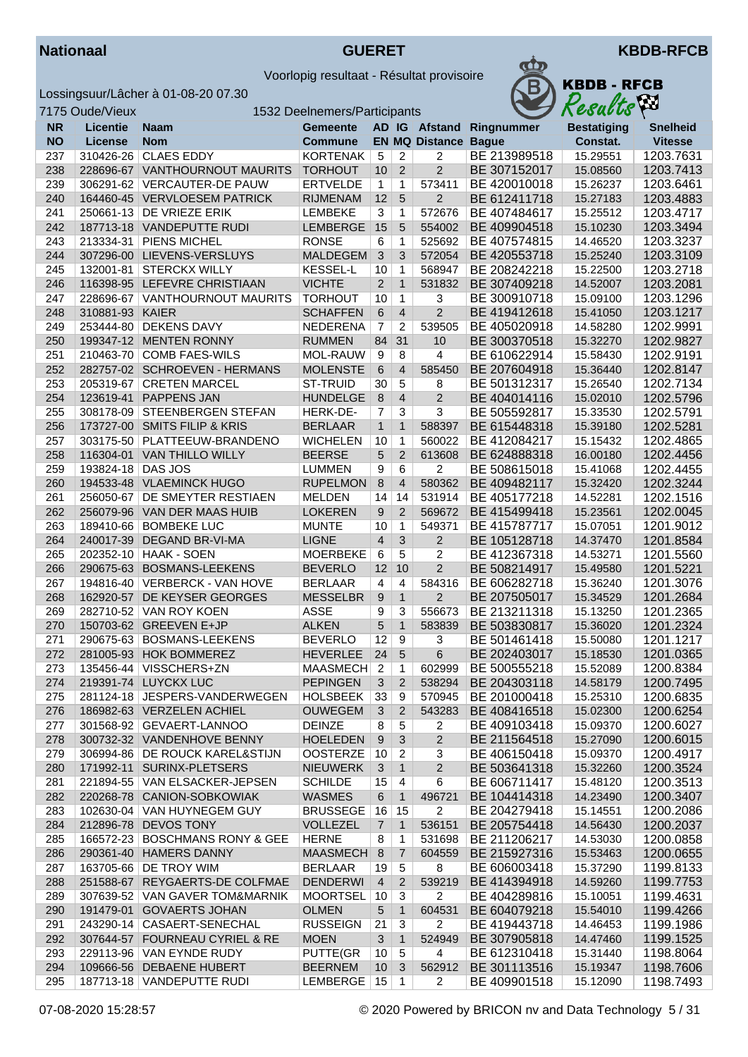**Nationaal** **GUERET** **KBDB-RFCB**

Voorlopig resultaat - Résultat provisoire

Lossingsuur/Lâcher à 01-08-20 07.30

7175 Oude/Vieux 1532 Deelnemers/Participants

| NR<br>NO | Licentie<br>License | Naam<br>Nom | Gemeente<br>Commune | AD<br>EN | IG<br>MQ | Afstand<br>Distance | Ringnummer<br>Bague | Bestatiging<br>Constat. | Snelheid<br>Vitesse |
|---|---|---|---|---|---|---|---|---|---|
| 237 | 310426-26 | CLAES EDDY | KORTENAK | 5 | 2 | 2 | BE 213989518 | 15.29551 | 1203.7631 |
| 238 | 228696-67 | VANTHOURNOUT MAURITS | TORHOUT | 10 | 2 | 2 | BE 307152017 | 15.08560 | 1203.7413 |
| 239 | 306291-62 | VERCAUTER-DE PAUW | ERTVELDE | 1 | 1 | 573411 | BE 420010018 | 15.26237 | 1203.6461 |
| 240 | 164460-45 | VERVLOESEM PATRICK | RIJMENAM | 12 | 5 | 2 | BE 612411718 | 15.27183 | 1203.4883 |
| 241 | 250661-13 | DE VRIEZE ERIK | LEMBEKE | 3 | 1 | 572676 | BE 407484617 | 15.25512 | 1203.4717 |
| 242 | 187713-18 | VANDEPUTTE RUDI | LEMBERGE | 15 | 5 | 554002 | BE 409904518 | 15.10230 | 1203.3494 |
| 243 | 213334-31 | PIENS MICHEL | RONSE | 6 | 1 | 525692 | BE 407574815 | 14.46520 | 1203.3237 |
| 244 | 307296-00 | LIEVENS-VERSLUYS | MALDEGEM | 3 | 3 | 572054 | BE 420553718 | 15.25240 | 1203.3109 |
| 245 | 132001-81 | STERCKX WILLY | KESSEL-L | 10 | 1 | 568947 | BE 208242218 | 15.22500 | 1203.2718 |
| 246 | 116398-95 | LEFEVRE CHRISTIAAN | VICHTE | 2 | 1 | 531832 | BE 307409218 | 14.52007 | 1203.2081 |
| 247 | 228696-67 | VANTHOURNOUT MAURITS | TORHOUT | 10 | 1 | 3 | BE 300910718 | 15.09100 | 1203.1296 |
| 248 | 310881-93 | KAIER | SCHAFFEN | 6 | 4 | 2 | BE 419412618 | 15.41050 | 1203.1217 |
| 249 | 253444-80 | DEKENS DAVY | NEDERENA | 7 | 2 | 539505 | BE 405020918 | 14.58280 | 1202.9991 |
| 250 | 199347-12 | MENTEN RONNY | RUMMEN | 84 | 31 | 10 | BE 300370518 | 15.32270 | 1202.9827 |
| 251 | 210463-70 | COMB FAES-WILS | MOL-RAUW | 9 | 8 | 4 | BE 610622914 | 15.58430 | 1202.9191 |
| 252 | 282757-02 | SCHROEVEN - HERMANS | MOLENSTE | 6 | 4 | 585450 | BE 207604918 | 15.36440 | 1202.8147 |
| 253 | 205319-67 | CRETEN MARCEL | ST-TRUID | 30 | 5 | 8 | BE 501312317 | 15.26540 | 1202.7134 |
| 254 | 123619-41 | PAPPENS JAN | HUNDELGE | 8 | 4 | 2 | BE 404014116 | 15.02010 | 1202.5796 |
| 255 | 308178-09 | STEENBERGEN STEFAN | HERK-DE- | 7 | 3 | 3 | BE 505592817 | 15.33530 | 1202.5791 |
| 256 | 173727-00 | SMITS FILIP & KRIS | BERLAAR | 1 | 1 | 588397 | BE 615448318 | 15.39180 | 1202.5281 |
| 257 | 303175-50 | PLATTEEUW-BRANDENO | WICHELEN | 10 | 1 | 560022 | BE 412084217 | 15.15432 | 1202.4865 |
| 258 | 116304-01 | VAN THILLO WILLY | BEERSE | 5 | 2 | 613608 | BE 624888318 | 16.00180 | 1202.4456 |
| 259 | 193824-18 | DAS JOS | LUMMEN | 9 | 6 | 2 | BE 508615018 | 15.41068 | 1202.4455 |
| 260 | 194533-48 | VLAEMINCK HUGO | RUPELMON | 8 | 4 | 580362 | BE 409482117 | 15.32420 | 1202.3244 |
| 261 | 256050-67 | DE SMEYTER RESTIAEN | MELDEN | 14 | 14 | 531914 | BE 405177218 | 14.52281 | 1202.1516 |
| 262 | 256079-96 | VAN DER MAAS HUIB | LOKEREN | 9 | 2 | 569672 | BE 415499418 | 15.23561 | 1202.0045 |
| 263 | 189410-66 | BOMBEKE LUC | MUNTE | 10 | 1 | 549371 | BE 415787717 | 15.07051 | 1201.9012 |
| 264 | 240017-39 | DEGAND BR-VI-MA | LIGNE | 4 | 3 | 2 | BE 105128718 | 14.37470 | 1201.8584 |
| 265 | 202352-10 | HAAK - SOEN | MOERBEKE | 6 | 5 | 2 | BE 412367318 | 14.53271 | 1201.5560 |
| 266 | 290675-63 | BOSMANS-LEEKENS | BEVERLO | 12 | 10 | 2 | BE 508214917 | 15.49580 | 1201.5221 |
| 267 | 194816-40 | VERBERCK - VAN HOVE | BERLAAR | 4 | 4 | 584316 | BE 606282718 | 15.36240 | 1201.3076 |
| 268 | 162920-57 | DE KEYSER GEORGES | MESSELBR | 9 | 1 | 2 | BE 207505017 | 15.34529 | 1201.2684 |
| 269 | 282710-52 | VAN ROY KOEN | ASSE | 9 | 3 | 556673 | BE 213211318 | 15.13250 | 1201.2365 |
| 270 | 150703-62 | GREEVEN E+JP | ALKEN | 5 | 1 | 583839 | BE 503830817 | 15.36020 | 1201.2324 |
| 271 | 290675-63 | BOSMANS-LEEKENS | BEVERLO | 12 | 9 | 3 | BE 501461418 | 15.50080 | 1201.1217 |
| 272 | 281005-93 | HOK BOMMEREZ | HEVERLEE | 24 | 5 | 6 | BE 202403017 | 15.18530 | 1201.0365 |
| 273 | 135456-44 | VISSCHERS+ZN | MAASMECH | 2 | 1 | 602999 | BE 500555218 | 15.52089 | 1200.8384 |
| 274 | 219391-74 | LUYCKX LUC | PEPINGEN | 3 | 2 | 538294 | BE 204303118 | 14.58179 | 1200.7495 |
| 275 | 281124-18 | JESPERS-VANDERWEGEN | HOLSBEEK | 33 | 9 | 570945 | BE 201000418 | 15.25310 | 1200.6835 |
| 276 | 186982-63 | VERZELEN ACHIEL | OUWEGEM | 3 | 2 | 543283 | BE 408416518 | 15.02300 | 1200.6254 |
| 277 | 301568-92 | GEVAERT-LANNOO | DEINZE | 8 | 5 | 2 | BE 409103418 | 15.09370 | 1200.6027 |
| 278 | 300732-32 | VANDENHOVE BENNY | HOELEDEN | 9 | 3 | 2 | BE 211564518 | 15.27090 | 1200.6015 |
| 279 | 306994-86 | DE ROUCK KAREL&STIJN | OOSTERZE | 10 | 2 | 3 | BE 406150418 | 15.09370 | 1200.4917 |
| 280 | 171992-11 | SURINX-PLETSERS | NIEUWERK | 3 | 1 | 2 | BE 503641318 | 15.32260 | 1200.3524 |
| 281 | 221894-55 | VAN ELSACKER-JEPSEN | SCHILDE | 15 | 4 | 6 | BE 606711417 | 15.48120 | 1200.3513 |
| 282 | 220268-78 | CANION-SOBKOWIAK | WASMES | 6 | 1 | 496721 | BE 104414318 | 14.23490 | 1200.3407 |
| 283 | 102630-04 | VAN HUYNEGEM GUY | BRUSSEGE | 16 | 15 | 2 | BE 204279418 | 15.14551 | 1200.2086 |
| 284 | 212896-78 | DEVOS TONY | VOLLEZEL | 7 | 1 | 536151 | BE 205754418 | 14.56430 | 1200.2037 |
| 285 | 166572-23 | BOSCHMANS RONY & GEE | HERNE | 8 | 1 | 531698 | BE 211206217 | 14.53030 | 1200.0858 |
| 286 | 290361-40 | HAMERS DANNY | MAASMECH | 8 | 7 | 604559 | BE 215927316 | 15.53463 | 1200.0655 |
| 287 | 163705-66 | DE TROY WIM | BERLAAR | 19 | 5 | 8 | BE 606003418 | 15.37290 | 1199.8133 |
| 288 | 251588-67 | REYGAERTS-DE COLFMAE | DENDERWI | 4 | 2 | 539219 | BE 414394918 | 14.59260 | 1199.7753 |
| 289 | 307639-52 | VAN GAVER TOM&MARNIK | MOORTSEL | 10 | 3 | 2 | BE 404289816 | 15.10051 | 1199.4631 |
| 290 | 191479-01 | GOVAERTS JOHAN | OLMEN | 5 | 1 | 604531 | BE 604079218 | 15.54010 | 1199.4266 |
| 291 | 243290-14 | CASAERT-SENECHAL | RUSSEIGN | 21 | 3 | 2 | BE 419443718 | 14.46453 | 1199.1986 |
| 292 | 307644-57 | FOURNEAU CYRIEL & RE | MOEN | 3 | 1 | 524949 | BE 307905818 | 14.47460 | 1199.1525 |
| 293 | 229113-96 | VAN EYNDE RUDY | PUTTE(GR | 10 | 5 | 4 | BE 612310418 | 15.31440 | 1198.8064 |
| 294 | 109666-56 | DEBAENE HUBERT | BEERNEM | 10 | 3 | 562912 | BE 301113516 | 15.19347 | 1198.7606 |
| 295 | 187713-18 | VANDEPUTTE RUDI | LEMBERGE | 15 | 1 | 2 | BE 409901518 | 15.12090 | 1198.7493 |

07-08-2020 15:28:57 © 2020 Powered by BRICON nv and Data Technology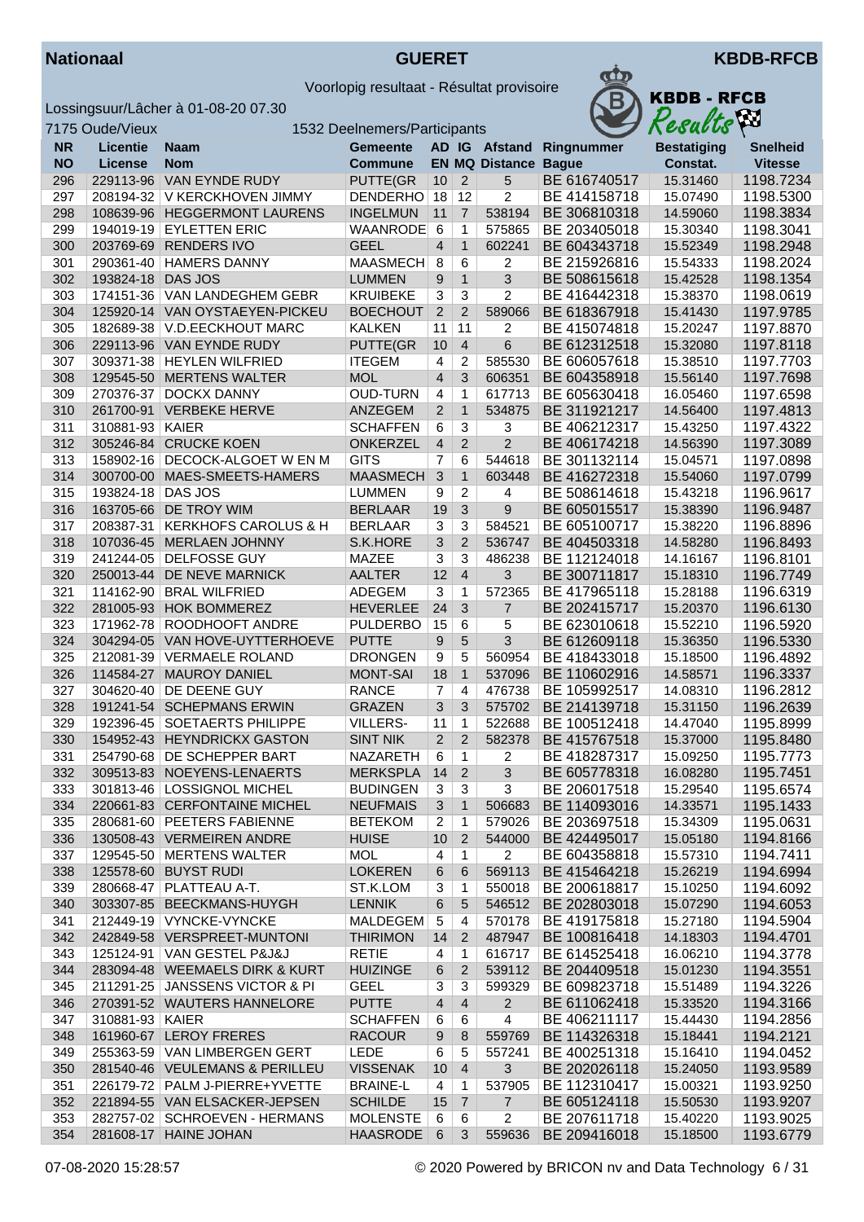**Nationaal** — **GUERET** — **KBDB-RFCB**

Voorlopig resultaat - Résultat provisoire

Lossingsuur/Lâcher à 01-08-20 07.30

7175 Oude/Vieux — 1532 Deelnemers/Participants

| NR<br>NO | Licentie<br>License | Naam<br>Nom | Gemeente<br>Commune | AD<br>EN | IG<br>MQ | Afstand<br>Distance | Ringnummer<br>Bague | Bestatiging<br>Constat. | Snelheid<br>Vitesse |
|---|---|---|---|---|---|---|---|---|---|
| 296 | 229113-96 | VAN EYNDE RUDY | PUTTE(GR | 10 | 2 | 5 | BE 616740517 | 15.31460 | 1198.7234 |
| 297 | 208194-32 | V KERCKHOVEN JIMMY | DENDERHO | 18 | 12 | 2 | BE 414158718 | 15.07490 | 1198.5300 |
| 298 | 108639-96 | HEGGERMONT LAURENS | INGELMUN | 11 | 7 | 538194 | BE 306810318 | 14.59060 | 1198.3834 |
| 299 | 194019-19 | EYLETTEN ERIC | WAANRODE | 6 | 1 | 575865 | BE 203405018 | 15.30340 | 1198.3041 |
| 300 | 203769-69 | RENDERS IVO | GEEL | 4 | 1 | 602241 | BE 604343718 | 15.52349 | 1198.2948 |
| 301 | 290361-40 | HAMERS DANNY | MAASMECH | 8 | 6 | 2 | BE 215926816 | 15.54333 | 1198.2024 |
| 302 | 193824-18 | DAS JOS | LUMMEN | 9 | 1 | 3 | BE 508615618 | 15.42528 | 1198.1354 |
| 303 | 174151-36 | VAN LANDEGHEM GEBR | KRUIBEKE | 3 | 3 | 2 | BE 416442318 | 15.38370 | 1198.0619 |
| 304 | 125920-14 | VAN OYSTAEYEN-PICKEU | BOECHOUT | 2 | 2 | 589066 | BE 618367918 | 15.41430 | 1197.9785 |
| 305 | 182689-38 | V.D.EECKHOUT MARC | KALKEN | 11 | 11 | 2 | BE 415074818 | 15.20247 | 1197.8870 |
| 306 | 229113-96 | VAN EYNDE RUDY | PUTTE(GR | 10 | 4 | 6 | BE 612312518 | 15.32080 | 1197.8118 |
| 307 | 309371-38 | HEYLEN WILFRIED | ITEGEM | 4 | 2 | 585530 | BE 606057618 | 15.38510 | 1197.7703 |
| 308 | 129545-50 | MERTENS WALTER | MOL | 4 | 3 | 606351 | BE 604358918 | 15.56140 | 1197.7698 |
| 309 | 270376-37 | DOCKX DANNY | OUD-TURN | 4 | 1 | 617713 | BE 605630418 | 16.05460 | 1197.6598 |
| 310 | 261700-91 | VERBEKE HERVE | ANZEGEM | 2 | 1 | 534875 | BE 311921217 | 14.56400 | 1197.4813 |
| 311 | 310881-93 | KAIER | SCHAFFEN | 6 | 3 | 3 | BE 406212317 | 15.43250 | 1197.4322 |
| 312 | 305246-84 | CRUCKE KOEN | ONKERZEL | 4 | 2 | 2 | BE 406174218 | 14.56390 | 1197.3089 |
| 313 | 158902-16 | DECOCK-ALGOET W EN M | GITS | 7 | 6 | 544618 | BE 301132114 | 15.04571 | 1197.0898 |
| 314 | 300700-00 | MAES-SMEETS-HAMERS | MAASMECH | 3 | 1 | 603448 | BE 416272318 | 15.54060 | 1197.0799 |
| 315 | 193824-18 | DAS JOS | LUMMEN | 9 | 2 | 4 | BE 508614618 | 15.43218 | 1196.9617 |
| 316 | 163705-66 | DE TROY WIM | BERLAAR | 19 | 3 | 9 | BE 605015517 | 15.38390 | 1196.9487 |
| 317 | 208387-31 | KERKHOFS CAROLUS & H | BERLAAR | 3 | 3 | 584521 | BE 605100717 | 15.38220 | 1196.8896 |
| 318 | 107036-45 | MERLAEN JOHNNY | S.K.HORE | 3 | 2 | 536747 | BE 404503318 | 14.58280 | 1196.8493 |
| 319 | 241244-05 | DELFOSSE GUY | MAZEE | 3 | 3 | 486238 | BE 112124018 | 14.16167 | 1196.8101 |
| 320 | 250013-44 | DE NEVE MARNICK | AALTER | 12 | 4 | 3 | BE 300711817 | 15.18310 | 1196.7749 |
| 321 | 114162-90 | BRAL WILFRIED | ADEGEM | 3 | 1 | 572365 | BE 417965118 | 15.28188 | 1196.6319 |
| 322 | 281005-93 | HOK BOMMEREZ | HEVERLEE | 24 | 3 | 7 | BE 202415717 | 15.20370 | 1196.6130 |
| 323 | 171962-78 | ROODHOOFT ANDRE | PULDERBO | 15 | 6 | 5 | BE 623010618 | 15.52210 | 1196.5920 |
| 324 | 304294-05 | VAN HOVE-UYTTERHOEVE | PUTTE | 9 | 5 | 3 | BE 612609118 | 15.36350 | 1196.5330 |
| 325 | 212081-39 | VERMAELE ROLAND | DRONGEN | 9 | 5 | 560954 | BE 418433018 | 15.18500 | 1196.4892 |
| 326 | 114584-27 | MAUROY DANIEL | MONT-SAI | 18 | 1 | 537096 | BE 110602916 | 14.58571 | 1196.3337 |
| 327 | 304620-40 | DE DEENE GUY | RANCE | 7 | 4 | 476738 | BE 105992517 | 14.08310 | 1196.2812 |
| 328 | 191241-54 | SCHEPMANS ERWIN | GRAZEN | 3 | 3 | 575702 | BE 214139718 | 15.31150 | 1196.2639 |
| 329 | 192396-45 | SOETAERTS PHILIPPE | VILLERS- | 11 | 1 | 522688 | BE 100512418 | 14.47040 | 1195.8999 |
| 330 | 154952-43 | HEYNDRICKX GASTON | SINT NIK | 2 | 2 | 582378 | BE 415767518 | 15.37000 | 1195.8480 |
| 331 | 254790-68 | DE SCHEPPER BART | NAZARETH | 6 | 1 | 2 | BE 418287317 | 15.09250 | 1195.7773 |
| 332 | 309513-83 | NOEYENS-LENAERTS | MERKSPLA | 14 | 2 | 3 | BE 605778318 | 16.08280 | 1195.7451 |
| 333 | 301813-46 | LOSSIGNOL MICHEL | BUDINGEN | 3 | 3 | 3 | BE 206017518 | 15.29540 | 1195.6574 |
| 334 | 220661-83 | CERFONTAINE MICHEL | NEUFMAIS | 3 | 1 | 506683 | BE 114093016 | 14.33571 | 1195.1433 |
| 335 | 280681-60 | PEETERS FABIENNE | BETEKOM | 2 | 1 | 579026 | BE 203697518 | 15.34309 | 1195.0631 |
| 336 | 130508-43 | VERMEIREN ANDRE | HUISE | 10 | 2 | 544000 | BE 424495017 | 15.05180 | 1194.8166 |
| 337 | 129545-50 | MERTENS WALTER | MOL | 4 | 1 | 2 | BE 604358818 | 15.57310 | 1194.7411 |
| 338 | 125578-60 | BUYST RUDI | LOKEREN | 6 | 6 | 569113 | BE 415464218 | 15.26219 | 1194.6994 |
| 339 | 280668-47 | PLATTEAU A-T. | ST.K.LOM | 3 | 1 | 550018 | BE 200618817 | 15.10250 | 1194.6092 |
| 340 | 303307-85 | BEECKMANS-HUYGH | LENNIK | 6 | 5 | 546512 | BE 202803018 | 15.07290 | 1194.6053 |
| 341 | 212449-19 | VYNCKE-VYNCKE | MALDEGEM | 5 | 4 | 570178 | BE 419175818 | 15.27180 | 1194.5904 |
| 342 | 242849-58 | VERSPREET-MUNTONI | THIRIMON | 14 | 2 | 487947 | BE 100816418 | 14.18303 | 1194.4701 |
| 343 | 125124-91 | VAN GESTEL P&J&J | RETIE | 4 | 1 | 616717 | BE 614525418 | 16.06210 | 1194.3778 |
| 344 | 283094-48 | WEEMAELS DIRK & KURT | HUIZINGE | 6 | 2 | 539112 | BE 204409518 | 15.01230 | 1194.3551 |
| 345 | 211291-25 | JANSSENS VICTOR & PI | GEEL | 3 | 3 | 599329 | BE 609823718 | 15.51489 | 1194.3226 |
| 346 | 270391-52 | WAUTERS HANNELORE | PUTTE | 4 | 4 | 2 | BE 611062418 | 15.33520 | 1194.3166 |
| 347 | 310881-93 | KAIER | SCHAFFEN | 6 | 6 | 4 | BE 406211117 | 15.44430 | 1194.2856 |
| 348 | 161960-67 | LEROY FRERES | RACOUR | 9 | 8 | 559769 | BE 114326318 | 15.18441 | 1194.2121 |
| 349 | 255363-59 | VAN LIMBERGEN GERT | LEDE | 6 | 5 | 557241 | BE 400251318 | 15.16410 | 1194.0452 |
| 350 | 281540-46 | VEULEMANS & PERILLEU | VISSENAK | 10 | 4 | 3 | BE 202026118 | 15.24050 | 1193.9589 |
| 351 | 226179-72 | PALM J-PIERRE+YVETTE | BRAINE-L | 4 | 1 | 537905 | BE 112310417 | 15.00321 | 1193.9250 |
| 352 | 221894-55 | VAN ELSACKER-JEPSEN | SCHILDE | 15 | 7 | 7 | BE 605124118 | 15.50530 | 1193.9207 |
| 353 | 282757-02 | SCHROEVEN - HERMANS | MOLENSTE | 6 | 6 | 2 | BE 207611718 | 15.40220 | 1193.9025 |
| 354 | 281608-17 | HAINE JOHAN | HAASRODE | 6 | 3 | 559636 | BE 209416018 | 15.18500 | 1193.6779 |

07-08-2020 15:28:57 — © 2020 Powered by BRICON nv and Data Technology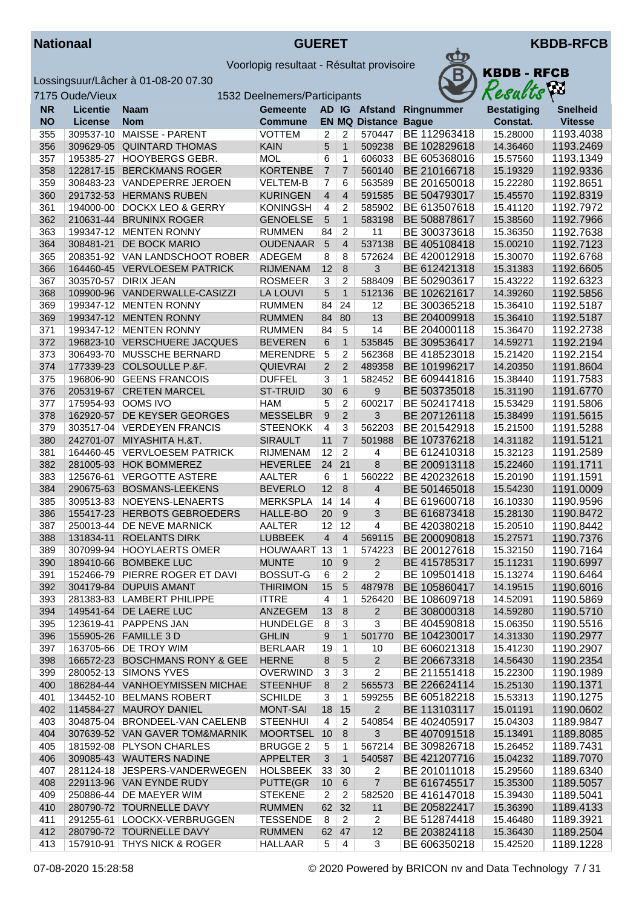Nationaal — GUERET — KBDB-RFCB

Voorlopig resultaat - Résultat provisoire

Lossingsuur/Lâcher à 01-08-20 07.30

7175 Oude/Vieux — 1532 Deelnemers/Participants

| NR<br>NO | Licentie<br>License | Naam<br>Nom | Gemeente<br>Commune | AD<br>EN | IG<br>MQ | Afstand<br>Distance | Ringnummer<br>Bague | Bestatiging<br>Constat. | Snelheid<br>Vitesse |
|---|---|---|---|---|---|---|---|---|---|
| 355 | 309537-10 | MAISSE - PARENT | VOTTEM | 2 | 2 | 570447 | BE 112963418 | 15.28000 | 1193.4038 |
| 356 | 309629-05 | QUINTARD THOMAS | KAIN | 5 | 1 | 509238 | BE 102829618 | 14.36460 | 1193.2469 |
| 357 | 195385-27 | HOOYBERGS GEBR. | MOL | 6 | 1 | 606033 | BE 605368016 | 15.57560 | 1193.1349 |
| 358 | 122817-15 | BERCKMANS ROGER | KORTENBE | 7 | 7 | 560140 | BE 210166718 | 15.19329 | 1192.9336 |
| 359 | 308483-23 | VANDEPERRE JEROEN | VELTEM-B | 7 | 6 | 563589 | BE 201650018 | 15.22280 | 1192.8651 |
| 360 | 291732-53 | HERMANS RUBEN | KURINGEN | 4 | 4 | 591585 | BE 504793017 | 15.45570 | 1192.8319 |
| 361 | 194000-00 | DOCKX LEO & GERRY | KONINGSH | 4 | 2 | 585902 | BE 613507618 | 15.41120 | 1192.7972 |
| 362 | 210631-44 | BRUNINX ROGER | GENOELSE | 5 | 1 | 583198 | BE 508878617 | 15.38560 | 1192.7966 |
| 363 | 199347-12 | MENTEN RONNY | RUMMEN | 84 | 2 | 11 | BE 300373618 | 15.36350 | 1192.7638 |
| 364 | 308481-21 | DE BOCK MARIO | OUDENAAR | 5 | 4 | 537138 | BE 405108418 | 15.00210 | 1192.7123 |
| 365 | 208351-92 | VAN LANDSCHOOT ROBER | ADEGEM | 8 | 8 | 572624 | BE 420012918 | 15.30070 | 1192.6768 |
| 366 | 164460-45 | VERVLOESEM PATRICK | RIJMENAM | 12 | 8 | 3 | BE 612421318 | 15.31383 | 1192.6605 |
| 367 | 303570-57 | DIRIX JEAN | ROSMEER | 3 | 2 | 588409 | BE 502903617 | 15.43222 | 1192.6323 |
| 368 | 109900-96 | VANDERWALLE-CASIZZI | LA LOUVI | 5 | 1 | 512136 | BE 102621617 | 14.39260 | 1192.5856 |
| 369 | 199347-12 | MENTEN RONNY | RUMMEN | 84 | 24 | 12 | BE 300365218 | 15.36410 | 1192.5187 |
| 369 | 199347-12 | MENTEN RONNY | RUMMEN | 84 | 80 | 13 | BE 204009918 | 15.36410 | 1192.5187 |
| 371 | 199347-12 | MENTEN RONNY | RUMMEN | 84 | 5 | 14 | BE 204000118 | 15.36470 | 1192.2738 |
| 372 | 196823-10 | VERSCHUERE JACQUES | BEVEREN | 6 | 1 | 535845 | BE 309536417 | 14.59271 | 1192.2194 |
| 373 | 306493-70 | MUSSCHE BERNARD | MERENDRE | 5 | 2 | 562368 | BE 418523018 | 15.21420 | 1192.2154 |
| 374 | 177339-23 | COLSOULLE P.&F. | QUIEVRAI | 2 | 2 | 489358 | BE 101996217 | 14.20350 | 1191.8604 |
| 375 | 196806-90 | GEENS FRANCOIS | DUFFEL | 3 | 1 | 582452 | BE 609441816 | 15.38440 | 1191.7583 |
| 376 | 205319-67 | CRETEN MARCEL | ST-TRUID | 30 | 6 | 9 | BE 503735018 | 15.31190 | 1191.6770 |
| 377 | 175954-93 | OOMS IVO | HAM | 5 | 2 | 600217 | BE 502417418 | 15.53429 | 1191.5806 |
| 378 | 162920-57 | DE KEYSER GEORGES | MESSELBR | 9 | 2 | 3 | BE 207126118 | 15.38499 | 1191.5615 |
| 379 | 303517-04 | VERDEYEN FRANCIS | STEENOKK | 4 | 3 | 562203 | BE 201542918 | 15.21500 | 1191.5288 |
| 380 | 242701-07 | MIYASHITA H.&T. | SIRAULT | 11 | 7 | 501988 | BE 107376218 | 14.31182 | 1191.5121 |
| 381 | 164460-45 | VERVLOESEM PATRICK | RIJMENAM | 12 | 2 | 4 | BE 612410318 | 15.32123 | 1191.2589 |
| 382 | 281005-93 | HOK BOMMEREZ | HEVERLEE | 24 | 21 | 8 | BE 200913118 | 15.22460 | 1191.1711 |
| 383 | 125676-61 | VERGOTTE ASTERE | AALTER | 6 | 1 | 560222 | BE 420232618 | 15.20190 | 1191.1591 |
| 384 | 290675-63 | BOSMANS-LEEKENS | BEVERLO | 12 | 8 | 4 | BE 501465018 | 15.54230 | 1191.0009 |
| 385 | 309513-83 | NOEYENS-LENAERTS | MERKSPLA | 14 | 14 | 4 | BE 619600718 | 16.10330 | 1190.9596 |
| 386 | 155417-23 | HERBOTS GEBROEDERS | HALLE-BO | 20 | 9 | 3 | BE 616873418 | 15.28130 | 1190.8472 |
| 387 | 250013-44 | DE NEVE MARNICK | AALTER | 12 | 12 | 4 | BE 420380218 | 15.20510 | 1190.8442 |
| 388 | 131834-11 | ROELANTS DIRK | LUBBEEK | 4 | 4 | 569115 | BE 200090818 | 15.27571 | 1190.7376 |
| 389 | 307099-94 | HOOYLAERTS OMER | HOUWAART | 13 | 1 | 574223 | BE 200127618 | 15.32150 | 1190.7164 |
| 390 | 189410-66 | BOMBEKE LUC | MUNTE | 10 | 9 | 2 | BE 415785317 | 15.11231 | 1190.6997 |
| 391 | 152466-79 | PIERRE ROGER ET DAVI | BOSSUT-G | 6 | 2 | 2 | BE 109501418 | 15.13274 | 1190.6464 |
| 392 | 304179-84 | DUPUIS AMANT | THIRIMON | 15 | 5 | 487978 | BE 105860417 | 14.19515 | 1190.6016 |
| 393 | 281383-83 | LAMBERT PHILIPPE | ITTRE | 4 | 1 | 526420 | BE 108609718 | 14.52091 | 1190.5869 |
| 394 | 149541-64 | DE LAERE LUC | ANZEGEM | 13 | 8 | 2 | BE 308000318 | 14.59280 | 1190.5710 |
| 395 | 123619-41 | PAPPENS JAN | HUNDELGE | 8 | 3 | 3 | BE 404590818 | 15.06350 | 1190.5516 |
| 396 | 155905-26 | FAMILLE 3 D | GHLIN | 9 | 1 | 501770 | BE 104230017 | 14.31330 | 1190.2977 |
| 397 | 163705-66 | DE TROY WIM | BERLAAR | 19 | 1 | 10 | BE 606021318 | 15.41230 | 1190.2907 |
| 398 | 166572-23 | BOSCHMANS RONY & GEE | HERNE | 8 | 5 | 2 | BE 206673318 | 14.56430 | 1190.2354 |
| 399 | 280052-13 | SIMONS YVES | OVERWIND | 3 | 3 | 2 | BE 211551418 | 15.22300 | 1190.1989 |
| 400 | 186284-44 | VANHOEYMISSEN MICHAE | STEENHUF | 8 | 2 | 565573 | BE 226624114 | 15.25130 | 1190.1371 |
| 401 | 134452-10 | BELMANS ROBERT | SCHILDE | 3 | 1 | 599255 | BE 605182218 | 15.53313 | 1190.1275 |
| 402 | 114584-27 | MAUROY DANIEL | MONT-SAI | 18 | 15 | 2 | BE 113103117 | 15.01191 | 1190.0602 |
| 403 | 304875-04 | BRONDEEL-VAN CAELENB | STEENHUI | 4 | 2 | 540854 | BE 402405917 | 15.04303 | 1189.9847 |
| 404 | 307639-52 | VAN GAVER TOM&MARNIK | MOORTSEL | 10 | 8 | 3 | BE 407091518 | 15.13491 | 1189.8085 |
| 405 | 181592-08 | PLYSON CHARLES | BRUGGE 2 | 5 | 1 | 567214 | BE 309826718 | 15.26452 | 1189.7431 |
| 406 | 309085-43 | WAUTERS NADINE | APPELTER | 3 | 1 | 540587 | BE 421207716 | 15.04232 | 1189.7070 |
| 407 | 281124-18 | JESPERS-VANDERWEGEN | HOLSBEEK | 33 | 30 | 2 | BE 201011018 | 15.29560 | 1189.6340 |
| 408 | 229113-96 | VAN EYNDE RUDY | PUTTE(GR | 10 | 6 | 7 | BE 616745517 | 15.35300 | 1189.5057 |
| 409 | 250886-44 | DE MAEYER WIM | STEKENE | 2 | 2 | 582520 | BE 416147018 | 15.39430 | 1189.5041 |
| 410 | 280790-72 | TOURNELLE DAVY | RUMMEN | 62 | 32 | 11 | BE 205822417 | 15.36390 | 1189.4133 |
| 411 | 291255-61 | LOOCKX-VERBRUGGEN | TESSENDE | 8 | 2 | 2 | BE 512874418 | 15.46480 | 1189.3921 |
| 412 | 280790-72 | TOURNELLE DAVY | RUMMEN | 62 | 47 | 12 | BE 203824118 | 15.36430 | 1189.2504 |
| 413 | 157910-91 | THYS NICK & ROGER | HALLAAR | 5 | 4 | 3 | BE 606350218 | 15.42520 | 1189.1228 |

07-08-2020 15:28:58 — © 2020 Powered by BRICON nv and Data Technology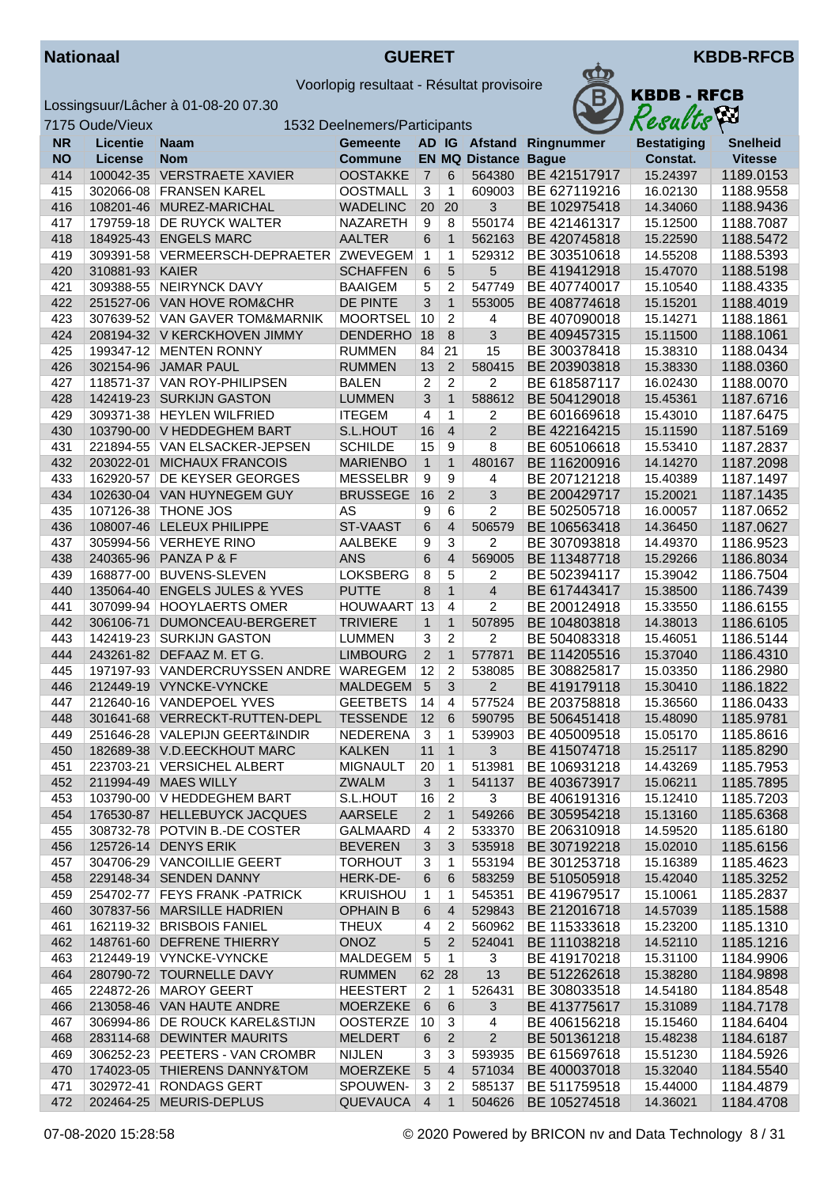Nationaal | GUERET | KBDB-RFCB

Voorlopig resultaat - Résultat provisoire

Lossingsuur/Lâcher à 01-08-20 07.30

7175 Oude/Vieux | 1532 Deelnemers/Participants

| NR NO | Licentie License | Naam Nom | Gemeente Commune | AD EN | IG MQ | Afstand Distance | Ringnummer Bague | Bestatiging Constat. | Snelheid Vitesse |
|---|---|---|---|---|---|---|---|---|---|
| 414 | 100042-35 | VERSTRAETE XAVIER | OOSTAKKE | 7 | 6 | 564380 | BE 421517917 | 15.24397 | 1189.0153 |
| 415 | 302066-08 | FRANSEN KAREL | OOSTMALL | 3 | 1 | 609003 | BE 627119216 | 16.02130 | 1188.9558 |
| 416 | 108201-46 | MUREZ-MARICHAL | WADELINC | 20 | 20 | 3 | BE 102975418 | 14.34060 | 1188.9436 |
| 417 | 179759-18 | DE RUYCK WALTER | NAZARETH | 9 | 8 | 550174 | BE 421461317 | 15.12500 | 1188.7087 |
| 418 | 184925-43 | ENGELS MARC | AALTER | 6 | 1 | 562163 | BE 420745818 | 15.22590 | 1188.5472 |
| 419 | 309391-58 | VERMEERSCH-DEPRAETER | ZWEVEGEM | 1 | 1 | 529312 | BE 303510618 | 14.55208 | 1188.5393 |
| 420 | 310881-93 | KAIER | SCHAFFEN | 6 | 5 | 5 | BE 419412918 | 15.47070 | 1188.5198 |
| 421 | 309388-55 | NEIRYNCK DAVY | BAAIGEM | 5 | 2 | 547749 | BE 407740017 | 15.10540 | 1188.4335 |
| 422 | 251527-06 | VAN HOVE ROM&CHR | DE PINTE | 3 | 1 | 553005 | BE 408774618 | 15.15201 | 1188.4019 |
| 423 | 307639-52 | VAN GAVER TOM&MARNIK | MOORTSEL | 10 | 2 | 4 | BE 407090018 | 15.14271 | 1188.1861 |
| 424 | 208194-32 | V KERCKHOVEN JIMMY | DENDERHO | 18 | 8 | 3 | BE 409457315 | 15.11500 | 1188.1061 |
| 425 | 199347-12 | MENTEN RONNY | RUMMEN | 84 | 21 | 15 | BE 300378418 | 15.38310 | 1188.0434 |
| 426 | 302154-96 | JAMAR PAUL | RUMMEN | 13 | 2 | 580415 | BE 203903818 | 15.38330 | 1188.0360 |
| 427 | 118571-37 | VAN ROY-PHILIPSEN | BALEN | 2 | 2 | 2 | BE 618587117 | 16.02430 | 1188.0070 |
| 428 | 142419-23 | SURKIJN GASTON | LUMMEN | 3 | 1 | 588612 | BE 504129018 | 15.45361 | 1187.6716 |
| 429 | 309371-38 | HEYLEN WILFRIED | ITEGEM | 4 | 1 | 2 | BE 601669618 | 15.43010 | 1187.6475 |
| 430 | 103790-00 | V HEDDEGHEM BART | S.L.HOUT | 16 | 4 | 2 | BE 422164215 | 15.11590 | 1187.5169 |
| 431 | 221894-55 | VAN ELSACKER-JEPSEN | SCHILDE | 15 | 9 | 8 | BE 605106618 | 15.53410 | 1187.2837 |
| 432 | 203022-01 | MICHAUX FRANCOIS | MARIENBO | 1 | 1 | 480167 | BE 116200916 | 14.14270 | 1187.2098 |
| 433 | 162920-57 | DE KEYSER GEORGES | MESSELBR | 9 | 9 | 4 | BE 207121218 | 15.40389 | 1187.1497 |
| 434 | 102630-04 | VAN HUYNEGEM GUY | BRUSSEGE | 16 | 2 | 3 | BE 200429717 | 15.20021 | 1187.1435 |
| 435 | 107126-38 | THONE JOS | AS | 9 | 6 | 2 | BE 502505718 | 16.00057 | 1187.0652 |
| 436 | 108007-46 | LELEUX PHILIPPE | ST-VAAST | 6 | 4 | 506579 | BE 106563418 | 14.36450 | 1187.0627 |
| 437 | 305994-56 | VERHEYE RINO | AALBEKE | 9 | 3 | 2 | BE 307093818 | 14.49370 | 1186.9523 |
| 438 | 240365-96 | PANZA P & F | ANS | 6 | 4 | 569005 | BE 113487718 | 15.29266 | 1186.8034 |
| 439 | 168877-00 | BUVENS-SLEVEN | LOKSBERG | 8 | 5 | 2 | BE 502394117 | 15.39042 | 1186.7504 |
| 440 | 135064-40 | ENGELS JULES & YVES | PUTTE | 8 | 1 | 4 | BE 617443417 | 15.38500 | 1186.7439 |
| 441 | 307099-94 | HOOYLAERTS OMER | HOUWAART | 13 | 4 | 2 | BE 200124918 | 15.33550 | 1186.6155 |
| 442 | 306106-71 | DUMONCEAU-BERGERET | TRIVIERE | 1 | 1 | 507895 | BE 104803818 | 14.38013 | 1186.6105 |
| 443 | 142419-23 | SURKIJN GASTON | LUMMEN | 3 | 2 | 2 | BE 504083318 | 15.46051 | 1186.5144 |
| 444 | 243261-82 | DEFAAZ M. ET G. | LIMBOURG | 2 | 1 | 577871 | BE 114205516 | 15.37040 | 1186.4310 |
| 445 | 197197-93 | VANDERCRUYSSEN ANDRE | WAREGEM | 12 | 2 | 538085 | BE 308825817 | 15.03350 | 1186.2980 |
| 446 | 212449-19 | VYNCKE-VYNCKE | MALDEGEM | 5 | 3 | 2 | BE 419179118 | 15.30410 | 1186.1822 |
| 447 | 212640-16 | VANDEPOEL YVES | GEETBETS | 14 | 4 | 577524 | BE 203758818 | 15.36560 | 1186.0433 |
| 448 | 301641-68 | VERRECKT-RUTTEN-DEPL | TESSENDE | 12 | 6 | 590795 | BE 506451418 | 15.48090 | 1185.9781 |
| 449 | 251646-28 | VALEPIJN GEERT&INDIR | NEDERENA | 3 | 1 | 539903 | BE 405009518 | 15.05170 | 1185.8616 |
| 450 | 182689-38 | V.D.EECKHOUT MARC | KALKEN | 11 | 1 | 3 | BE 415074718 | 15.25117 | 1185.8290 |
| 451 | 223703-21 | VERSICHEL ALBERT | MIGNAULT | 20 | 1 | 513981 | BE 106931218 | 14.43269 | 1185.7953 |
| 452 | 211994-49 | MAES WILLY | ZWALM | 3 | 1 | 541137 | BE 403673917 | 15.06211 | 1185.7895 |
| 453 | 103790-00 | V HEDDEGHEM BART | S.L.HOUT | 16 | 2 | 3 | BE 406191316 | 15.12410 | 1185.7203 |
| 454 | 176530-87 | HELLEBUYCK JACQUES | AARSELE | 2 | 1 | 549266 | BE 305954218 | 15.13160 | 1185.6368 |
| 455 | 308732-78 | POTVIN B.-DE COSTER | GALMAARD | 4 | 2 | 533370 | BE 206310918 | 14.59520 | 1185.6180 |
| 456 | 125726-14 | DENYS ERIK | BEVEREN | 3 | 3 | 535918 | BE 307192218 | 15.02010 | 1185.6156 |
| 457 | 304706-29 | VANCOILLIE GEERT | TORHOUT | 3 | 1 | 553194 | BE 301253718 | 15.16389 | 1185.4623 |
| 458 | 229148-34 | SENDEN DANNY | HERK-DE- | 6 | 6 | 583259 | BE 510505918 | 15.42040 | 1185.3252 |
| 459 | 254702-77 | FEYS FRANK -PATRICK | KRUISHOU | 1 | 1 | 545351 | BE 419679517 | 15.10061 | 1185.2837 |
| 460 | 307837-56 | MARSILLE HADRIEN | OPHAIN B | 6 | 4 | 529843 | BE 212016718 | 14.57039 | 1185.1588 |
| 461 | 162119-32 | BRISBOIS FANIEL | THEUX | 4 | 2 | 560962 | BE 115333618 | 15.23200 | 1185.1310 |
| 462 | 148761-60 | DEFRENE THIERRY | ONOZ | 5 | 2 | 524041 | BE 111038218 | 14.52110 | 1185.1216 |
| 463 | 212449-19 | VYNCKE-VYNCKE | MALDEGEM | 5 | 1 | 3 | BE 419170218 | 15.31100 | 1184.9906 |
| 464 | 280790-72 | TOURNELLE DAVY | RUMMEN | 62 | 28 | 13 | BE 512262618 | 15.38280 | 1184.9898 |
| 465 | 224872-26 | MAROY GEERT | HEESTERT | 2 | 1 | 526431 | BE 308033518 | 14.54180 | 1184.8548 |
| 466 | 213058-46 | VAN HAUTE ANDRE | MOERZEKE | 6 | 6 | 3 | BE 413775617 | 15.31089 | 1184.7178 |
| 467 | 306994-86 | DE ROUCK KAREL&STIJN | OOSTERZE | 10 | 3 | 4 | BE 406156218 | 15.15460 | 1184.6404 |
| 468 | 283114-68 | DEWINTER MAURITS | MELDERT | 6 | 2 | 2 | BE 501361218 | 15.48238 | 1184.6187 |
| 469 | 306252-23 | PEETERS - VAN CROMBR | NIJLEN | 3 | 3 | 593935 | BE 615697618 | 15.51230 | 1184.5926 |
| 470 | 174023-05 | THIERENS DANNY&TOM | MOERZEKE | 5 | 4 | 571034 | BE 400037018 | 15.32040 | 1184.5540 |
| 471 | 302972-41 | RONDAGS GERT | SPOUWEN- | 3 | 2 | 585137 | BE 511759518 | 15.44000 | 1184.4879 |
| 472 | 202464-25 | MEURIS-DEPLUS | QUEVAUCA | 4 | 1 | 504626 | BE 105274518 | 14.36021 | 1184.4708 |

07-08-2020 15:28:58 © 2020 Powered by BRICON nv and Data Technology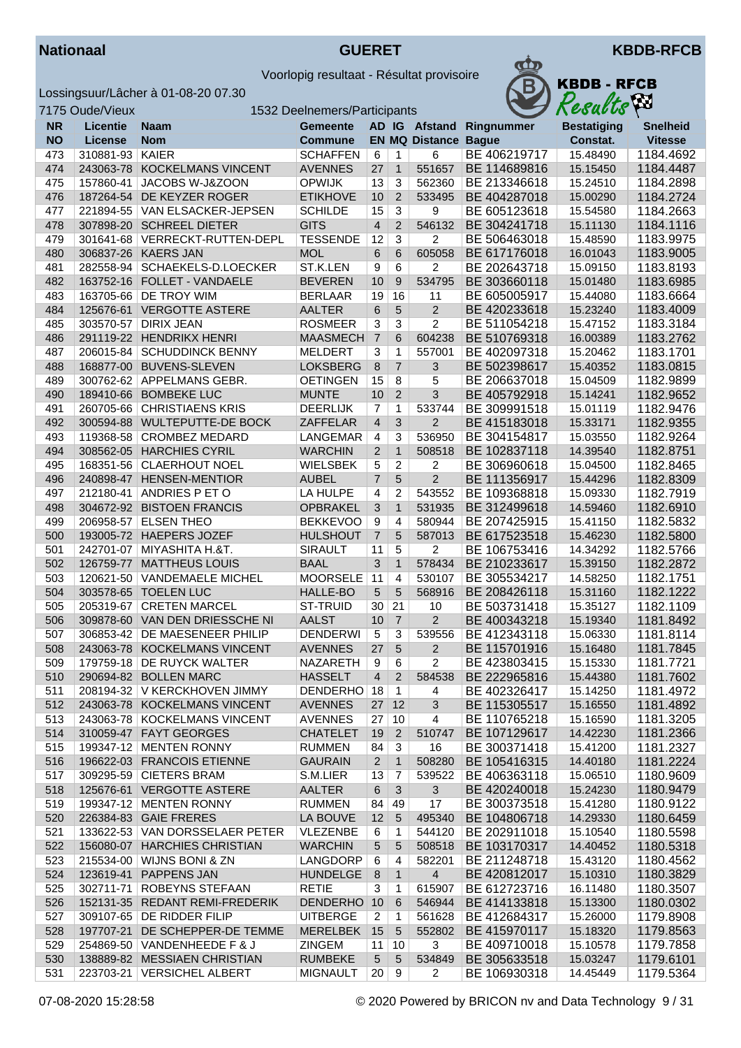**Nationaal** — **GUERET** — **KBDB-RFCB**

Voorlopig resultaat - Résultat provisoire

Lossingsuur/Lâcher à 01-08-20 07.30

7175 Oude/Vieux — 1532 Deelnemers/Participants

| NR NO | Licentie License | Naam Nom | Gemeente Commune | AD EN | IG MQ | Afstand Distance | Ringnummer Bague | Bestatiging Constat. | Snelheid Vitesse |
|---|---|---|---|---|---|---|---|---|---|
| 473 | 310881-93 | KAIER | SCHAFFEN | 6 | 1 | 6 | BE 406219717 | 15.48490 | 1184.4692 |
| 474 | 243063-78 | KOCKELMANS VINCENT | AVENNES | 27 | 1 | 551657 | BE 114689816 | 15.15450 | 1184.4487 |
| 475 | 157860-41 | JACOBS W-J&ZOON | OPWIJK | 13 | 3 | 562360 | BE 213346618 | 15.24510 | 1184.2898 |
| 476 | 187264-54 | DE KEYZER ROGER | ETIKHOVE | 10 | 2 | 533495 | BE 404287018 | 15.00290 | 1184.2724 |
| 477 | 221894-55 | VAN ELSACKER-JEPSEN | SCHILDE | 15 | 3 | 9 | BE 605123618 | 15.54580 | 1184.2663 |
| 478 | 307898-20 | SCHREEL DIETER | GITS | 4 | 2 | 546132 | BE 304241718 | 15.11130 | 1184.1116 |
| 479 | 301641-68 | VERRECKT-RUTTEN-DEPL | TESSENDE | 12 | 3 | 2 | BE 506463018 | 15.48590 | 1183.9975 |
| 480 | 306837-26 | KAERS JAN | MOL | 6 | 6 | 605058 | BE 617176018 | 16.01043 | 1183.9005 |
| 481 | 282558-94 | SCHAEKELS-D.LOECKER | ST.K.LEN | 9 | 6 | 2 | BE 202643718 | 15.09150 | 1183.8193 |
| 482 | 163752-16 | FOLLET - VANDAELE | BEVEREN | 10 | 9 | 534795 | BE 303660118 | 15.01480 | 1183.6985 |
| 483 | 163705-66 | DE TROY WIM | BERLAAR | 19 | 16 | 11 | BE 605005917 | 15.44080 | 1183.6664 |
| 484 | 125676-61 | VERGOTTE ASTERE | AALTER | 6 | 5 | 2 | BE 420233618 | 15.23240 | 1183.4009 |
| 485 | 303570-57 | DIRIX JEAN | ROSMEER | 3 | 3 | 2 | BE 511054218 | 15.47152 | 1183.3184 |
| 486 | 291119-22 | HENDRIKX HENRI | MAASMECH | 7 | 6 | 604238 | BE 510769318 | 16.00389 | 1183.2762 |
| 487 | 206015-84 | SCHUDDINCK BENNY | MELDERT | 3 | 1 | 557001 | BE 402097318 | 15.20462 | 1183.1701 |
| 488 | 168877-00 | BUVENS-SLEVEN | LOKSBERG | 8 | 7 | 3 | BE 502398617 | 15.40352 | 1183.0815 |
| 489 | 300762-62 | APPELMANS GEBR. | OETINGEN | 15 | 8 | 5 | BE 206637018 | 15.04509 | 1182.9899 |
| 490 | 189410-66 | BOMBEKE LUC | MUNTE | 10 | 2 | 3 | BE 405792918 | 15.14241 | 1182.9652 |
| 491 | 260705-66 | CHRISTIAENS KRIS | DEERLIJK | 7 | 1 | 533744 | BE 309991518 | 15.01119 | 1182.9476 |
| 492 | 300594-88 | WULTEPUTTE-DE BOCK | ZAFFELAR | 4 | 3 | 2 | BE 415183018 | 15.33171 | 1182.9355 |
| 493 | 119368-58 | CROMBEZ MEDARD | LANGEMAR | 4 | 3 | 536950 | BE 304154817 | 15.03550 | 1182.9264 |
| 494 | 308562-05 | HARCHIES CYRIL | WARCHIN | 2 | 1 | 508518 | BE 102837118 | 14.39540 | 1182.8751 |
| 495 | 168351-56 | CLAERHOUT NOEL | WIELSBEK | 5 | 2 | 2 | BE 306960618 | 15.04500 | 1182.8465 |
| 496 | 240898-47 | HENSEN-MENTIOR | AUBEL | 7 | 5 | 2 | BE 111356917 | 15.44296 | 1182.8309 |
| 497 | 212180-41 | ANDRIES P ET O | LA HULPE | 4 | 2 | 543552 | BE 109368818 | 15.09330 | 1182.7919 |
| 498 | 304672-92 | BISTOEN FRANCIS | OPBRAKEL | 3 | 1 | 531935 | BE 312499618 | 14.59460 | 1182.6910 |
| 499 | 206958-57 | ELSEN THEO | BEKKEVOO | 9 | 4 | 580944 | BE 207425915 | 15.41150 | 1182.5832 |
| 500 | 193005-72 | HAEPERS JOZEF | HULSHOUT | 7 | 5 | 587013 | BE 617523518 | 15.46230 | 1182.5800 |
| 501 | 242701-07 | MIYASHITA H.&T. | SIRAULT | 11 | 5 | 2 | BE 106753416 | 14.34292 | 1182.5766 |
| 502 | 126759-77 | MATTHEUS LOUIS | BAAL | 3 | 1 | 578434 | BE 210233617 | 15.39150 | 1182.2872 |
| 503 | 120621-50 | VANDEMAELE MICHEL | MOORSELE | 11 | 4 | 530107 | BE 305534217 | 14.58250 | 1182.1751 |
| 504 | 303578-65 | TOELEN LUC | HALLE-BO | 5 | 5 | 568916 | BE 208426118 | 15.31160 | 1182.1222 |
| 505 | 205319-67 | CRETEN MARCEL | ST-TRUID | 30 | 21 | 10 | BE 503731418 | 15.35127 | 1182.1109 |
| 506 | 309878-60 | VAN DEN DRIESSCHE NI | AALST | 10 | 7 | 2 | BE 400343218 | 15.19340 | 1181.8492 |
| 507 | 306853-42 | DE MAESENEER PHILIP | DENDERWI | 5 | 3 | 539556 | BE 412343118 | 15.06330 | 1181.8114 |
| 508 | 243063-78 | KOCKELMANS VINCENT | AVENNES | 27 | 5 | 2 | BE 115701916 | 15.16480 | 1181.7845 |
| 509 | 179759-18 | DE RUYCK WALTER | NAZARETH | 9 | 6 | 2 | BE 423803415 | 15.15330 | 1181.7721 |
| 510 | 290694-82 | BOLLEN MARC | HASSELT | 4 | 2 | 584538 | BE 222965816 | 15.44380 | 1181.7602 |
| 511 | 208194-32 | V KERCKHOVEN JIMMY | DENDERHO | 18 | 1 | 4 | BE 402326417 | 15.14250 | 1181.4972 |
| 512 | 243063-78 | KOCKELMANS VINCENT | AVENNES | 27 | 12 | 3 | BE 115305517 | 15.16550 | 1181.4892 |
| 513 | 243063-78 | KOCKELMANS VINCENT | AVENNES | 27 | 10 | 4 | BE 110765218 | 15.16590 | 1181.3205 |
| 514 | 310059-47 | FAYT GEORGES | CHATELET | 19 | 2 | 510747 | BE 107129617 | 14.42230 | 1181.2366 |
| 515 | 199347-12 | MENTEN RONNY | RUMMEN | 84 | 3 | 16 | BE 300371418 | 15.41200 | 1181.2327 |
| 516 | 196622-03 | FRANCOIS ETIENNE | GAURAIN | 2 | 1 | 508280 | BE 105416315 | 14.40180 | 1181.2224 |
| 517 | 309295-59 | CIETERS BRAM | S.M.LIER | 13 | 7 | 539522 | BE 406363118 | 15.06510 | 1180.9609 |
| 518 | 125676-61 | VERGOTTE ASTERE | AALTER | 6 | 3 | 3 | BE 420240018 | 15.24230 | 1180.9479 |
| 519 | 199347-12 | MENTEN RONNY | RUMMEN | 84 | 49 | 17 | BE 300373518 | 15.41280 | 1180.9122 |
| 520 | 226384-83 | GAIE FRERES | LA BOUVE | 12 | 5 | 495340 | BE 104806718 | 14.29330 | 1180.6459 |
| 521 | 133622-53 | VAN DORSSELAER PETER | VLEZENBE | 6 | 1 | 544120 | BE 202911018 | 15.10540 | 1180.5598 |
| 522 | 156080-07 | HARCHIES CHRISTIAN | WARCHIN | 5 | 5 | 508518 | BE 103170317 | 14.40452 | 1180.5318 |
| 523 | 215534-00 | WIJNS BONI & ZN | LANGDORP | 6 | 4 | 582201 | BE 211248718 | 15.43120 | 1180.4562 |
| 524 | 123619-41 | PAPPENS JAN | HUNDELGE | 8 | 1 | 4 | BE 420812017 | 15.10310 | 1180.3829 |
| 525 | 302711-71 | ROBEYNS STEFAAN | RETIE | 3 | 1 | 615907 | BE 612723716 | 16.11480 | 1180.3507 |
| 526 | 152131-35 | REDANT REMI-FREDERIK | DENDERHO | 10 | 6 | 546944 | BE 414133818 | 15.13300 | 1180.0302 |
| 527 | 309107-65 | DE RIDDER FILIP | UITBERGE | 2 | 1 | 561628 | BE 412684317 | 15.26000 | 1179.8908 |
| 528 | 197707-21 | DE SCHEPPER-DE TEMME | MERELBEK | 15 | 5 | 552802 | BE 415970117 | 15.18320 | 1179.8563 |
| 529 | 254869-50 | VANDENHEEDE F & J | ZINGEM | 11 | 10 | 3 | BE 409710018 | 15.10578 | 1179.7858 |
| 530 | 138889-82 | MESSIAEN CHRISTIAN | RUMBEKE | 5 | 5 | 534849 | BE 305633518 | 15.03247 | 1179.6101 |
| 531 | 223703-21 | VERSICHEL ALBERT | MIGNAULT | 20 | 9 | 2 | BE 106930318 | 14.45449 | 1179.5364 |

07-08-2020 15:28:58 — © 2020 Powered by BRICON nv and Data Technology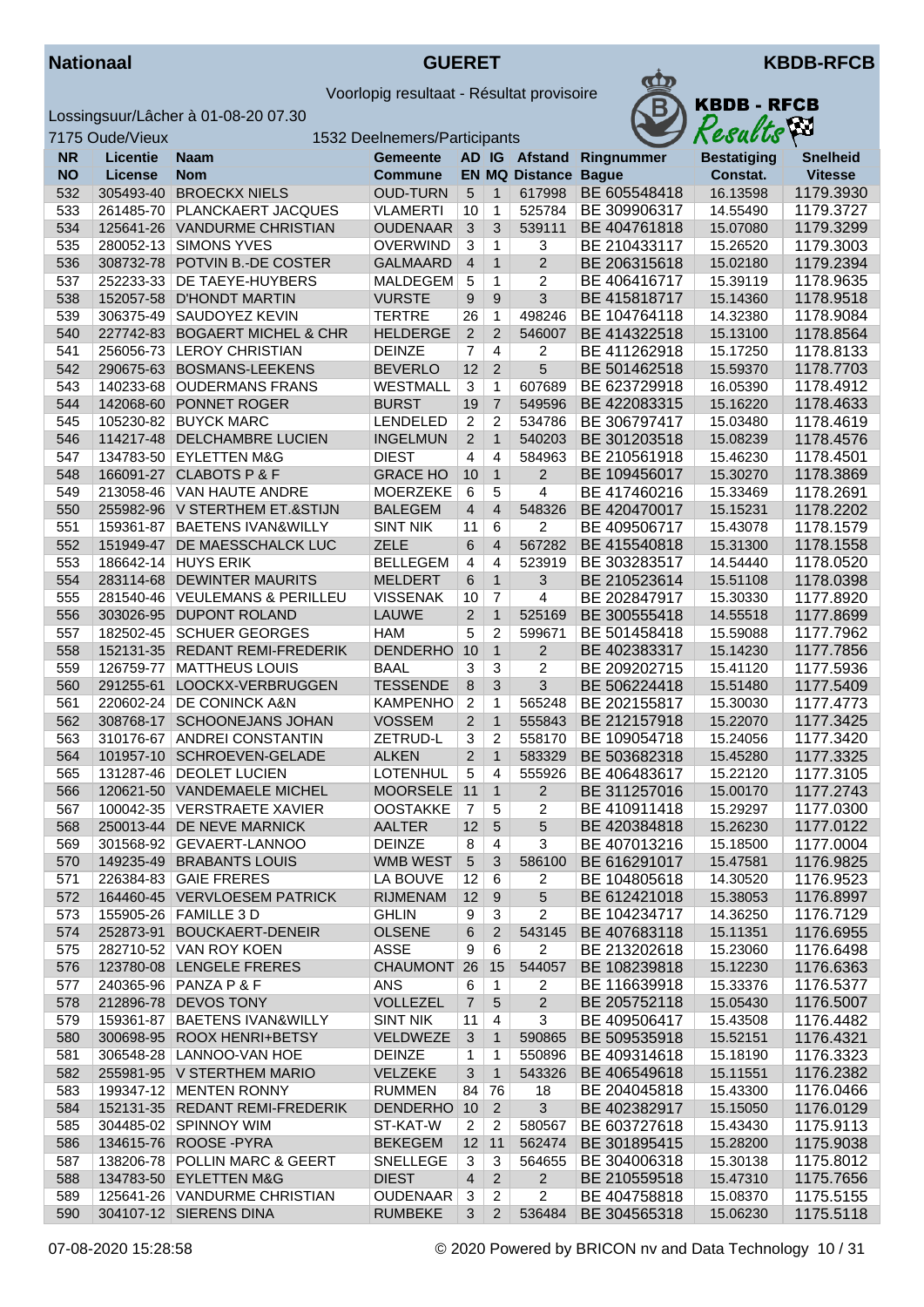**Nationaal** — **GUERET** — **KBDB-RFCB**

Voorlopig resultaat - Résultat provisoire

Lossingsuur/Lâcher à 01-08-20 07.30

7175 Oude/Vieux — 1532 Deelnemers/Participants

| NR<br>NO | Licentie<br>License | Naam<br>Nom | Gemeente<br>Commune | AD<br>EN | IG<br>MQ | Afstand<br>Distance | Ringnummer<br>Bague | Bestatiging<br>Constat. | Snelheid<br>Vitesse |
|---|---|---|---|---|---|---|---|---|---|
| 532 | 305493-40 | BROECKX NIELS | OUD-TURN | 5 | 1 | 617998 | BE 605548418 | 16.13598 | 1179.3930 |
| 533 | 261485-70 | PLANCKAERT JACQUES | VLAMERTI | 10 | 1 | 525784 | BE 309906317 | 14.55490 | 1179.3727 |
| 534 | 125641-26 | VANDURME CHRISTIAN | OUDENAAR | 3 | 3 | 539111 | BE 404761818 | 15.07080 | 1179.3299 |
| 535 | 280052-13 | SIMONS YVES | OVERWIND | 3 | 1 | 3 | BE 210433117 | 15.26520 | 1179.3003 |
| 536 | 308732-78 | POTVIN B.-DE COSTER | GALMAARD | 4 | 1 | 2 | BE 206315618 | 15.02180 | 1179.2394 |
| 537 | 252233-33 | DE TAEYE-HUYBERS | MALDEGEM | 5 | 1 | 2 | BE 406416717 | 15.39119 | 1178.9635 |
| 538 | 152057-58 | D'HONDT MARTIN | VURSTE | 9 | 9 | 3 | BE 415818717 | 15.14360 | 1178.9518 |
| 539 | 306375-49 | SAUDOYEZ KEVIN | TERTRE | 26 | 1 | 498246 | BE 104764118 | 14.32380 | 1178.9084 |
| 540 | 227742-83 | BOGAERT MICHEL & CHR | HELDERGE | 2 | 2 | 546007 | BE 414322518 | 15.13100 | 1178.8564 |
| 541 | 256056-73 | LEROY CHRISTIAN | DEINZE | 7 | 4 | 2 | BE 411262918 | 15.17250 | 1178.8133 |
| 542 | 290675-63 | BOSMANS-LEEKENS | BEVERLO | 12 | 2 | 5 | BE 501462518 | 15.59370 | 1178.7703 |
| 543 | 140233-68 | OUDERMANS FRANS | WESTMALL | 3 | 1 | 607689 | BE 623729918 | 16.05390 | 1178.4912 |
| 544 | 142068-60 | PONNET ROGER | BURST | 19 | 7 | 549596 | BE 422083315 | 15.16220 | 1178.4633 |
| 545 | 105230-82 | BUYCK MARC | LENDELED | 2 | 2 | 534786 | BE 306797417 | 15.03480 | 1178.4619 |
| 546 | 114217-48 | DELCHAMBRE LUCIEN | INGELMUN | 2 | 1 | 540203 | BE 301203518 | 15.08239 | 1178.4576 |
| 547 | 134783-50 | EYLETTEN M&G | DIEST | 4 | 4 | 584963 | BE 210561918 | 15.46230 | 1178.4501 |
| 548 | 166091-27 | CLABOTS P & F | GRACE HO | 10 | 1 | 2 | BE 109456017 | 15.30270 | 1178.3869 |
| 549 | 213058-46 | VAN HAUTE ANDRE | MOERZEKE | 6 | 5 | 4 | BE 417460216 | 15.33469 | 1178.2691 |
| 550 | 255982-96 | V STERTHEM ET.&STIJN | BALEGEM | 4 | 4 | 548326 | BE 420470017 | 15.15231 | 1178.2202 |
| 551 | 159361-87 | BAETENS IVAN&WILLY | SINT NIK | 11 | 6 | 2 | BE 409506717 | 15.43078 | 1178.1579 |
| 552 | 151949-47 | DE MAESSCHALCK LUC | ZELE | 6 | 4 | 567282 | BE 415540818 | 15.31300 | 1178.1558 |
| 553 | 186642-14 | HUYS ERIK | BELLEGEM | 4 | 4 | 523919 | BE 303283517 | 14.54440 | 1178.0520 |
| 554 | 283114-68 | DEWINTER MAURITS | MELDERT | 6 | 1 | 3 | BE 210523614 | 15.51108 | 1178.0398 |
| 555 | 281540-46 | VEULEMANS & PERILLEU | VISSENAK | 10 | 7 | 4 | BE 202847917 | 15.30330 | 1177.8920 |
| 556 | 303026-95 | DUPONT ROLAND | LAUWE | 2 | 1 | 525169 | BE 300555418 | 14.55518 | 1177.8699 |
| 557 | 182502-45 | SCHUER GEORGES | HAM | 5 | 2 | 599671 | BE 501458418 | 15.59088 | 1177.7962 |
| 558 | 152131-35 | REDANT REMI-FREDERIK | DENDERHO | 10 | 1 | 2 | BE 402383317 | 15.14230 | 1177.7856 |
| 559 | 126759-77 | MATTHEUS LOUIS | BAAL | 3 | 3 | 2 | BE 209202715 | 15.41120 | 1177.5936 |
| 560 | 291255-61 | LOOCKX-VERBRUGGEN | TESSENDE | 8 | 3 | 3 | BE 506224418 | 15.51480 | 1177.5409 |
| 561 | 220602-24 | DE CONINCK A&N | KAMPENHO | 2 | 1 | 565248 | BE 202155817 | 15.30030 | 1177.4773 |
| 562 | 308768-17 | SCHOONEJANS JOHAN | VOSSEM | 2 | 1 | 555843 | BE 212157918 | 15.22070 | 1177.3425 |
| 563 | 310176-67 | ANDREI CONSTANTIN | ZETRUD-L | 3 | 2 | 558170 | BE 109054718 | 15.24056 | 1177.3420 |
| 564 | 101957-10 | SCHROEVEN-GELADE | ALKEN | 2 | 1 | 583329 | BE 503682318 | 15.45280 | 1177.3325 |
| 565 | 131287-46 | DEOLET LUCIEN | LOTENHUL | 5 | 4 | 555926 | BE 406483617 | 15.22120 | 1177.3105 |
| 566 | 120621-50 | VANDEMAELE MICHEL | MOORSELE | 11 | 1 | 2 | BE 311257016 | 15.00170 | 1177.2743 |
| 567 | 100042-35 | VERSTRAETE XAVIER | OOSTAKKE | 7 | 5 | 2 | BE 410911418 | 15.29297 | 1177.0300 |
| 568 | 250013-44 | DE NEVE MARNICK | AALTER | 12 | 5 | 5 | BE 420384818 | 15.26230 | 1177.0122 |
| 569 | 301568-92 | GEVAERT-LANNOO | DEINZE | 8 | 4 | 3 | BE 407013216 | 15.18500 | 1177.0004 |
| 570 | 149235-49 | BRABANTS LOUIS | WMB WEST | 5 | 3 | 586100 | BE 616291017 | 15.47581 | 1176.9825 |
| 571 | 226384-83 | GAIE FRERES | LA BOUVE | 12 | 6 | 2 | BE 104805618 | 14.30520 | 1176.9523 |
| 572 | 164460-45 | VERVLOESEM PATRICK | RIJMENAM | 12 | 9 | 5 | BE 612421018 | 15.38053 | 1176.8997 |
| 573 | 155905-26 | FAMILLE 3 D | GHLIN | 9 | 3 | 2 | BE 104234717 | 14.36250 | 1176.7129 |
| 574 | 252873-91 | BOUCKAERT-DENEIR | OLSENE | 6 | 2 | 543145 | BE 407683118 | 15.11351 | 1176.6955 |
| 575 | 282710-52 | VAN ROY KOEN | ASSE | 9 | 6 | 2 | BE 213202618 | 15.23060 | 1176.6498 |
| 576 | 123780-08 | LENGELE FRERES | CHAUMONT | 26 | 15 | 544057 | BE 108239818 | 15.12230 | 1176.6363 |
| 577 | 240365-96 | PANZA P & F | ANS | 6 | 1 | 2 | BE 116639918 | 15.33376 | 1176.5377 |
| 578 | 212896-78 | DEVOS TONY | VOLLEZEL | 7 | 5 | 2 | BE 205752118 | 15.05430 | 1176.5007 |
| 579 | 159361-87 | BAETENS IVAN&WILLY | SINT NIK | 11 | 4 | 3 | BE 409506417 | 15.43508 | 1176.4482 |
| 580 | 300698-95 | ROOX HENRI+BETSY | VELDWEZE | 3 | 1 | 590865 | BE 509535918 | 15.52151 | 1176.4321 |
| 581 | 306548-28 | LANNOO-VAN HOE | DEINZE | 1 | 1 | 550896 | BE 409314618 | 15.18190 | 1176.3323 |
| 582 | 255981-95 | V STERTHEM MARIO | VELZEKE | 3 | 1 | 543326 | BE 406549618 | 15.11551 | 1176.2382 |
| 583 | 199347-12 | MENTEN RONNY | RUMMEN | 84 | 76 | 18 | BE 204045818 | 15.43300 | 1176.0466 |
| 584 | 152131-35 | REDANT REMI-FREDERIK | DENDERHO | 10 | 2 | 3 | BE 402382917 | 15.15050 | 1176.0129 |
| 585 | 304485-02 | SPINNOY WIM | ST-KAT-W | 2 | 2 | 580567 | BE 603727618 | 15.43430 | 1175.9113 |
| 586 | 134615-76 | ROOSE -PYRA | BEKEGEM | 12 | 11 | 562474 | BE 301895415 | 15.28200 | 1175.9038 |
| 587 | 138206-78 | POLLIN MARC & GEERT | SNELLEGE | 3 | 3 | 564655 | BE 304006318 | 15.30138 | 1175.8012 |
| 588 | 134783-50 | EYLETTEN M&G | DIEST | 4 | 2 | 2 | BE 210559518 | 15.47310 | 1175.7656 |
| 589 | 125641-26 | VANDURME CHRISTIAN | OUDENAAR | 3 | 2 | 2 | BE 404758818 | 15.08370 | 1175.5155 |
| 590 | 304107-12 | SIERENS DINA | RUMBEKE | 3 | 2 | 536484 | BE 304565318 | 15.06230 | 1175.5118 |

07-08-2020 15:28:58 — © 2020 Powered by BRICON nv and Data Technology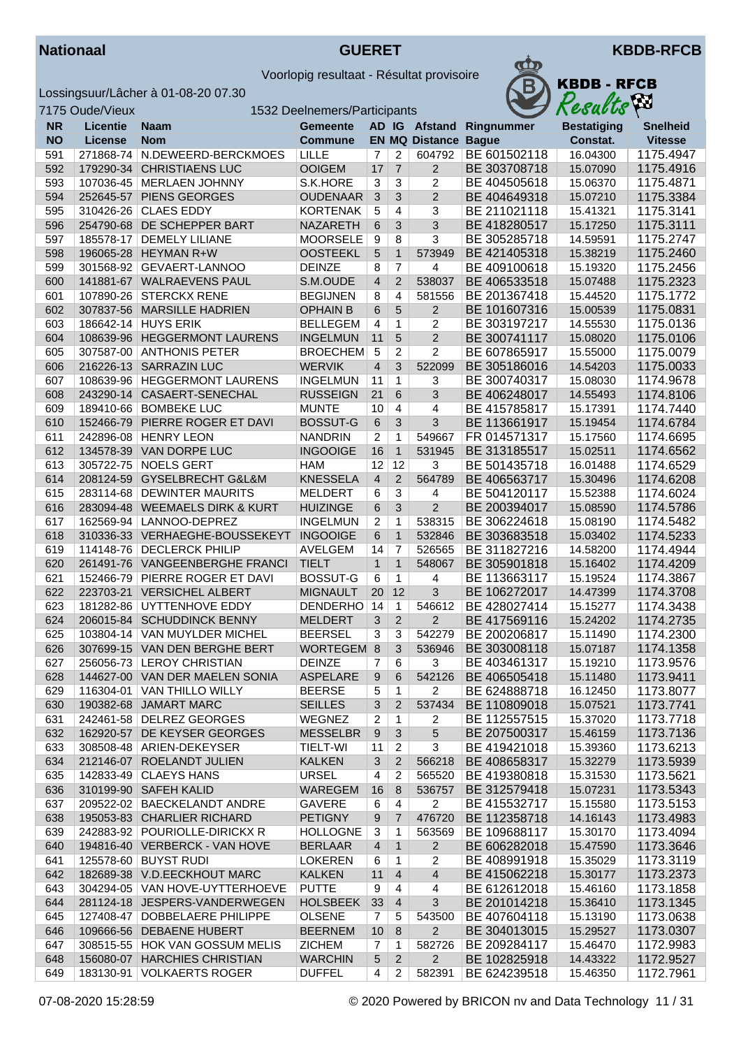**Nationaal** **GUERET** **KBDB-RFCB**

Voorlopig resultaat - Résultat provisoire

Lossingsuur/Lâcher à 01-08-20 07.30

7175 Oude/Vieux 1532 Deelnemers/Participants

| NR NO | Licentie License | Naam Nom | Gemeente Commune | AD EN | IG MQ | Afstand Distance | Ringnummer Bague | Bestatiging Constat. | Snelheid Vitesse |
|---|---|---|---|---|---|---|---|---|---|
| 591 | 271868-74 | N.DEWEERD-BERCKMOES | LILLE | 7 | 2 | 604792 | BE 601502118 | 16.04300 | 1175.4947 |
| 592 | 179290-34 | CHRISTIAENS LUC | OOIGEM | 17 | 7 | 2 | BE 303708718 | 15.07090 | 1175.4916 |
| 593 | 107036-45 | MERLAEN JOHNNY | S.K.HORE | 3 | 3 | 2 | BE 404505618 | 15.06370 | 1175.4871 |
| 594 | 252645-57 | PIENS GEORGES | OUDENAAR | 3 | 3 | 2 | BE 404649318 | 15.07210 | 1175.3384 |
| 595 | 310426-26 | CLAES EDDY | KORTENAK | 5 | 4 | 3 | BE 211021118 | 15.41321 | 1175.3141 |
| 596 | 254790-68 | DE SCHEPPER BART | NAZARETH | 6 | 3 | 3 | BE 418280517 | 15.17250 | 1175.3111 |
| 597 | 185578-17 | DEMELY LILIANE | MOORSELE | 9 | 8 | 3 | BE 305285718 | 14.59591 | 1175.2747 |
| 598 | 196065-28 | HEYMAN R+W | OOSTEEKL | 5 | 1 | 573949 | BE 421405318 | 15.38219 | 1175.2460 |
| 599 | 301568-92 | GEVAERT-LANNOO | DEINZE | 8 | 7 | 4 | BE 409100618 | 15.19320 | 1175.2456 |
| 600 | 141881-67 | WALRAEVENS PAUL | S.M.OUDE | 4 | 2 | 538037 | BE 406533518 | 15.07488 | 1175.2323 |
| 601 | 107890-26 | STERCKX RENE | BEGIJNEN | 8 | 4 | 581556 | BE 201367418 | 15.44520 | 1175.1772 |
| 602 | 307837-56 | MARSILLE HADRIEN | OPHAIN B | 6 | 5 | 2 | BE 101607316 | 15.00539 | 1175.0831 |
| 603 | 186642-14 | HUYS ERIK | BELLEGEM | 4 | 1 | 2 | BE 303197217 | 14.55530 | 1175.0136 |
| 604 | 108639-96 | HEGGERMONT LAURENS | INGELMUN | 11 | 5 | 2 | BE 300741117 | 15.08020 | 1175.0106 |
| 605 | 307587-00 | ANTHONIS PETER | BROECHEM | 5 | 2 | 2 | BE 607865917 | 15.55000 | 1175.0079 |
| 606 | 216226-13 | SARRAZIN LUC | WERVIK | 4 | 3 | 522099 | BE 305186016 | 14.54203 | 1175.0033 |
| 607 | 108639-96 | HEGGERMONT LAURENS | INGELMUN | 11 | 1 | 3 | BE 300740317 | 15.08030 | 1174.9678 |
| 608 | 243290-14 | CASAERT-SENECHAL | RUSSEIGN | 21 | 6 | 3 | BE 406248017 | 14.55493 | 1174.8106 |
| 609 | 189410-66 | BOMBEKE LUC | MUNTE | 10 | 4 | 4 | BE 415785817 | 15.17391 | 1174.7440 |
| 610 | 152466-79 | PIERRE ROGER ET DAVI | BOSSUT-G | 6 | 3 | 3 | BE 113661917 | 15.19454 | 1174.6784 |
| 611 | 242896-08 | HENRY LEON | NANDRIN | 2 | 1 | 549667 | FR 014571317 | 15.17560 | 1174.6695 |
| 612 | 134578-39 | VAN DORPE LUC | INGOOIGE | 16 | 1 | 531945 | BE 313185517 | 15.02511 | 1174.6562 |
| 613 | 305722-75 | NOELS GERT | HAM | 12 | 12 | 3 | BE 501435718 | 16.01488 | 1174.6529 |
| 614 | 208124-59 | GYSELBRECHT G&L&M | KNESSELA | 4 | 2 | 564789 | BE 406563717 | 15.30496 | 1174.6208 |
| 615 | 283114-68 | DEWINTER MAURITS | MELDERT | 6 | 3 | 4 | BE 504120117 | 15.52388 | 1174.6024 |
| 616 | 283094-48 | WEEMAELS DIRK & KURT | HUIZINGE | 6 | 3 | 2 | BE 200394017 | 15.08590 | 1174.5786 |
| 617 | 162569-94 | LANNOO-DEPREZ | INGELMUN | 2 | 1 | 538315 | BE 306224618 | 15.08190 | 1174.5482 |
| 618 | 310336-33 | VERHAEGHE-BOUSSEKEYT | INGOOIGE | 6 | 1 | 532846 | BE 303683518 | 15.03402 | 1174.5233 |
| 619 | 114148-76 | DECLERCK PHILIP | AVELGEM | 14 | 7 | 526565 | BE 311827216 | 14.58200 | 1174.4944 |
| 620 | 261491-76 | VANGEENBERGHE FRANCI | TIELT | 1 | 1 | 548067 | BE 305901818 | 15.16402 | 1174.4209 |
| 621 | 152466-79 | PIERRE ROGER ET DAVI | BOSSUT-G | 6 | 1 | 4 | BE 113663117 | 15.19524 | 1174.3867 |
| 622 | 223703-21 | VERSICHEL ALBERT | MIGNAULT | 20 | 12 | 3 | BE 106272017 | 14.47399 | 1174.3708 |
| 623 | 181282-86 | UYTTENHOVE EDDY | DENDERHO | 14 | 1 | 546612 | BE 428027414 | 15.15277 | 1174.3438 |
| 624 | 206015-84 | SCHUDDINCK BENNY | MELDERT | 3 | 2 | 2 | BE 417569116 | 15.24202 | 1174.2735 |
| 625 | 103804-14 | VAN MUYLDER MICHEL | BEERSEL | 3 | 3 | 542279 | BE 200206817 | 15.11490 | 1174.2300 |
| 626 | 307699-15 | VAN DEN BERGHE BERT | WORTEGEM | 8 | 3 | 536946 | BE 303008118 | 15.07187 | 1174.1358 |
| 627 | 256056-73 | LEROY CHRISTIAN | DEINZE | 7 | 6 | 3 | BE 403461317 | 15.19210 | 1173.9576 |
| 628 | 144627-00 | VAN DER MAELEN SONIA | ASPELARE | 9 | 6 | 542126 | BE 406505418 | 15.11480 | 1173.9411 |
| 629 | 116304-01 | VAN THILLO WILLY | BEERSE | 5 | 1 | 2 | BE 624888718 | 16.12450 | 1173.8077 |
| 630 | 190382-68 | JAMART MARC | SEILLES | 3 | 2 | 537434 | BE 110809018 | 15.07521 | 1173.7741 |
| 631 | 242461-58 | DELREZ GEORGES | WEGNEZ | 2 | 1 | 2 | BE 112557515 | 15.37020 | 1173.7718 |
| 632 | 162920-57 | DE KEYSER GEORGES | MESSELBR | 9 | 3 | 5 | BE 207500317 | 15.46159 | 1173.7136 |
| 633 | 308508-48 | ARIEN-DEKEYSER | TIELT-WI | 11 | 2 | 3 | BE 419421018 | 15.39360 | 1173.6213 |
| 634 | 212146-07 | ROELANDT JULIEN | KALKEN | 3 | 2 | 566218 | BE 408658317 | 15.32279 | 1173.5939 |
| 635 | 142833-49 | CLAEYS HANS | URSEL | 4 | 2 | 565520 | BE 419380818 | 15.31530 | 1173.5621 |
| 636 | 310199-90 | SAFEH KALID | WAREGEM | 16 | 8 | 536757 | BE 312579418 | 15.07231 | 1173.5343 |
| 637 | 209522-02 | BAECKELANDT ANDRE | GAVERE | 6 | 4 | 2 | BE 415532717 | 15.15580 | 1173.5153 |
| 638 | 195053-83 | CHARLIER RICHARD | PETIGNY | 9 | 7 | 476720 | BE 112358718 | 14.16143 | 1173.4983 |
| 639 | 242883-92 | POURIOLLE-DIRICKX R | HOLLOGNE | 3 | 1 | 563569 | BE 109688117 | 15.30170 | 1173.4094 |
| 640 | 194816-40 | VERBERCK - VAN HOVE | BERLAAR | 4 | 1 | 2 | BE 606282018 | 15.47590 | 1173.3646 |
| 641 | 125578-60 | BUYST RUDI | LOKEREN | 6 | 1 | 2 | BE 408991918 | 15.35029 | 1173.3119 |
| 642 | 182689-38 | V.D.EECKHOUT MARC | KALKEN | 11 | 4 | 4 | BE 415062218 | 15.30177 | 1173.2373 |
| 643 | 304294-05 | VAN HOVE-UYTTERHOEVE | PUTTE | 9 | 4 | 4 | BE 612612018 | 15.46160 | 1173.1858 |
| 644 | 281124-18 | JESPERS-VANDERWEGEN | HOLSBEEK | 33 | 4 | 3 | BE 201014218 | 15.36410 | 1173.1345 |
| 645 | 127408-47 | DOBBELAERE PHILIPPE | OLSENE | 7 | 5 | 543500 | BE 407604118 | 15.13190 | 1173.0638 |
| 646 | 109666-56 | DEBAENE HUBERT | BEERNEM | 10 | 8 | 2 | BE 304013015 | 15.29527 | 1173.0307 |
| 647 | 308515-55 | HOK VAN GOSSUM MELIS | ZICHEM | 7 | 1 | 582726 | BE 209284117 | 15.46470 | 1172.9983 |
| 648 | 156080-07 | HARCHIES CHRISTIAN | WARCHIN | 5 | 2 | 2 | BE 102825918 | 14.43322 | 1172.9527 |
| 649 | 183130-91 | VOLKAERTS ROGER | DUFFEL | 4 | 2 | 582391 | BE 624239518 | 15.46350 | 1172.7961 |

07-08-2020 15:28:59 © 2020 Powered by BRICON nv and Data Technology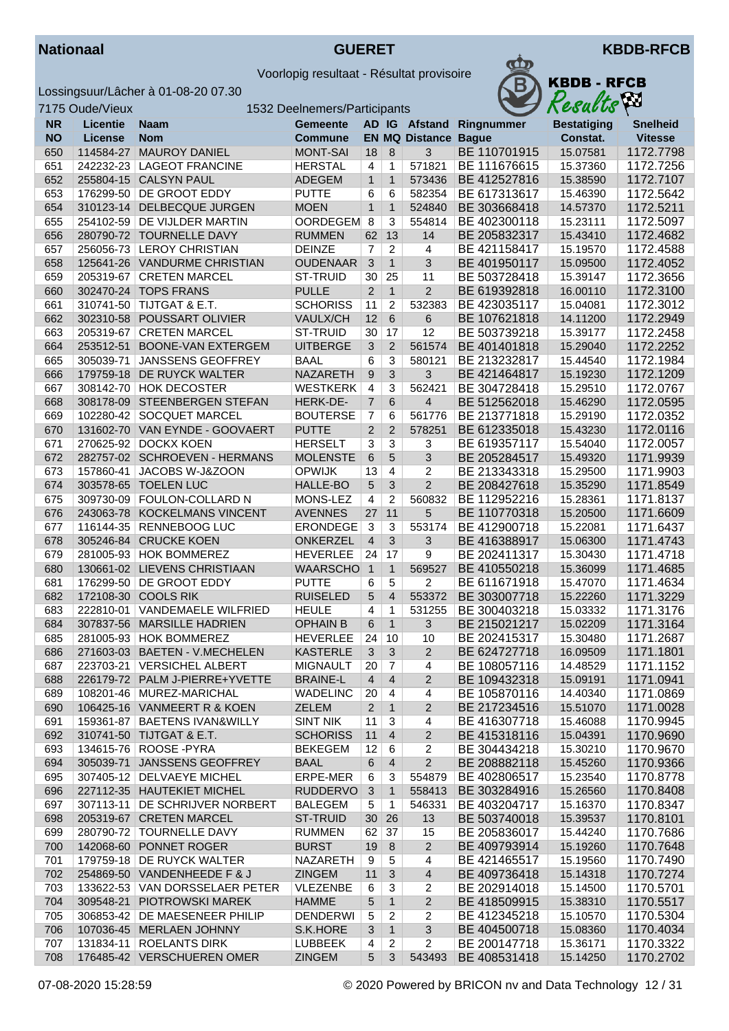**Nationaal** **GUERET** **KBDB-RFCB**

Voorlopig resultaat - Résultat provisoire

Lossingsuur/Lâcher à 01-08-20 07.30

7175 Oude/Vieux 1532 Deelnemers/Participants

| NR<br>NO | Licentie<br>License | Naam<br>Nom | Gemeente<br>Commune | AD<br>EN | IG<br>MQ | Afstand<br>Distance | Ringnummer<br>Bague | Bestatiging<br>Constat. | Snelheid<br>Vitesse |
|---|---|---|---|---|---|---|---|---|---|
| 650 | 114584-27 | MAUROY DANIEL | MONT-SAI | 18 | 8 | 3 | BE 110701915 | 15.07581 | 1172.7798 |
| 651 | 242232-23 | LAGEOT FRANCINE | HERSTAL | 4 | 1 | 571821 | BE 111676615 | 15.37360 | 1172.7256 |
| 652 | 255804-15 | CALSYN PAUL | ADEGEM | 1 | 1 | 573436 | BE 412527816 | 15.38590 | 1172.7107 |
| 653 | 176299-50 | DE GROOT EDDY | PUTTE | 6 | 6 | 582354 | BE 617313617 | 15.46390 | 1172.5642 |
| 654 | 310123-14 | DELBECQUE JURGEN | MOEN | 1 | 1 | 524840 | BE 303668418 | 14.57370 | 1172.5211 |
| 655 | 254102-59 | DE VIJLDER MARTIN | OORDEGEM | 8 | 3 | 554814 | BE 402300118 | 15.23111 | 1172.5097 |
| 656 | 280790-72 | TOURNELLE DAVY | RUMMEN | 62 | 13 | 14 | BE 205832317 | 15.43410 | 1172.4682 |
| 657 | 256056-73 | LEROY CHRISTIAN | DEINZE | 7 | 2 | 4 | BE 421158417 | 15.19570 | 1172.4588 |
| 658 | 125641-26 | VANDURME CHRISTIAN | OUDENAAR | 3 | 1 | 3 | BE 401950117 | 15.09500 | 1172.4052 |
| 659 | 205319-67 | CRETEN MARCEL | ST-TRUID | 30 | 25 | 11 | BE 503728418 | 15.39147 | 1172.3656 |
| 660 | 302470-24 | TOPS FRANS | PULLE | 2 | 1 | 2 | BE 619392818 | 16.00110 | 1172.3100 |
| 661 | 310741-50 | TIJTGAT & E.T. | SCHORISS | 11 | 2 | 532383 | BE 423035117 | 15.04081 | 1172.3012 |
| 662 | 302310-58 | POUSSART OLIVIER | VAULX/CH | 12 | 6 | 6 | BE 107621818 | 14.11200 | 1172.2949 |
| 663 | 205319-67 | CRETEN MARCEL | ST-TRUID | 30 | 17 | 12 | BE 503739218 | 15.39177 | 1172.2458 |
| 664 | 253512-51 | BOONE-VAN EXTERGEM | UITBERGE | 3 | 2 | 561574 | BE 401401818 | 15.29040 | 1172.2252 |
| 665 | 305039-71 | JANSSENS GEOFFREY | BAAL | 6 | 3 | 580121 | BE 213232817 | 15.44540 | 1172.1984 |
| 666 | 179759-18 | DE RUYCK WALTER | NAZARETH | 9 | 3 | 3 | BE 421464817 | 15.19230 | 1172.1209 |
| 667 | 308142-70 | HOK DECOSTER | WESTKERK | 4 | 3 | 562421 | BE 304728418 | 15.29510 | 1172.0767 |
| 668 | 308178-09 | STEENBERGEN STEFAN | HERK-DE- | 7 | 6 | 4 | BE 512562018 | 15.46290 | 1172.0595 |
| 669 | 102280-42 | SOCQUET MARCEL | BOUTERSE | 7 | 6 | 561776 | BE 213771818 | 15.29190 | 1172.0352 |
| 670 | 131602-70 | VAN EYNDE - GOOVAERT | PUTTE | 2 | 2 | 578251 | BE 612335018 | 15.43230 | 1172.0116 |
| 671 | 270625-92 | DOCKX KOEN | HERSELT | 3 | 3 | 3 | BE 619357117 | 15.54040 | 1172.0057 |
| 672 | 282757-02 | SCHROEVEN - HERMANS | MOLENSTE | 6 | 5 | 3 | BE 205284517 | 15.49320 | 1171.9939 |
| 673 | 157860-41 | JACOBS W-J&ZOON | OPWIJK | 13 | 4 | 2 | BE 213343318 | 15.29500 | 1171.9903 |
| 674 | 303578-65 | TOELEN LUC | HALLE-BO | 5 | 3 | 2 | BE 208427618 | 15.35290 | 1171.8549 |
| 675 | 309730-09 | FOULON-COLLARD N | MONS-LEZ | 4 | 2 | 560832 | BE 112952216 | 15.28361 | 1171.8137 |
| 676 | 243063-78 | KOCKELMANS VINCENT | AVENNES | 27 | 11 | 5 | BE 110770318 | 15.20500 | 1171.6609 |
| 677 | 116144-35 | RENNEBOOG LUC | ERONDEGE | 3 | 3 | 553174 | BE 412900718 | 15.22081 | 1171.6437 |
| 678 | 305246-84 | CRUCKE KOEN | ONKERZEL | 4 | 3 | 3 | BE 416388917 | 15.06300 | 1171.4743 |
| 679 | 281005-93 | HOK BOMMEREZ | HEVERLEE | 24 | 17 | 9 | BE 202411317 | 15.30430 | 1171.4718 |
| 680 | 130661-02 | LIEVENS CHRISTIAAN | WAARSCHO | 1 | 1 | 569527 | BE 410550218 | 15.36099 | 1171.4685 |
| 681 | 176299-50 | DE GROOT EDDY | PUTTE | 6 | 5 | 2 | BE 611671918 | 15.47070 | 1171.4634 |
| 682 | 172108-30 | COOLS RIK | RUISELED | 5 | 4 | 553372 | BE 303007718 | 15.22260 | 1171.3229 |
| 683 | 222810-01 | VANDEMAELE WILFRIED | HEULE | 4 | 1 | 531255 | BE 300403218 | 15.03332 | 1171.3176 |
| 684 | 307837-56 | MARSILLE HADRIEN | OPHAIN B | 6 | 1 | 3 | BE 215021217 | 15.02209 | 1171.3164 |
| 685 | 281005-93 | HOK BOMMEREZ | HEVERLEE | 24 | 10 | 10 | BE 202415317 | 15.30480 | 1171.2687 |
| 686 | 271603-03 | BAETEN - V.MECHELEN | KASTERLE | 3 | 3 | 2 | BE 624727718 | 16.09509 | 1171.1801 |
| 687 | 223703-21 | VERSICHEL ALBERT | MIGNAULT | 20 | 7 | 4 | BE 108057116 | 14.48529 | 1171.1152 |
| 688 | 226179-72 | PALM J-PIERRE+YVETTE | BRAINE-L | 4 | 4 | 2 | BE 109432318 | 15.09191 | 1171.0941 |
| 689 | 108201-46 | MUREZ-MARICHAL | WADELINC | 20 | 4 | 4 | BE 105870116 | 14.40340 | 1171.0869 |
| 690 | 106425-16 | VANMEERT R & KOEN | ZELEM | 2 | 1 | 2 | BE 217234516 | 15.51070 | 1171.0028 |
| 691 | 159361-87 | BAETENS IVAN&WILLY | SINT NIK | 11 | 3 | 4 | BE 416307718 | 15.46088 | 1170.9945 |
| 692 | 310741-50 | TIJTGAT & E.T. | SCHORISS | 11 | 4 | 2 | BE 415318116 | 15.04391 | 1170.9690 |
| 693 | 134615-76 | ROOSE -PYRA | BEKEGEM | 12 | 6 | 2 | BE 304434218 | 15.30210 | 1170.9670 |
| 694 | 305039-71 | JANSSENS GEOFFREY | BAAL | 6 | 4 | 2 | BE 208882118 | 15.45260 | 1170.9366 |
| 695 | 307405-12 | DELVAEYE MICHEL | ERPE-MER | 6 | 3 | 554879 | BE 402806517 | 15.23540 | 1170.8778 |
| 696 | 227112-35 | HAUTEKIET MICHEL | RUDDERVO | 3 | 1 | 558413 | BE 303284916 | 15.26560 | 1170.8408 |
| 697 | 307113-11 | DE SCHRIJVER NORBERT | BALEGEM | 5 | 1 | 546331 | BE 403204717 | 15.16370 | 1170.8347 |
| 698 | 205319-67 | CRETEN MARCEL | ST-TRUID | 30 | 26 | 13 | BE 503740018 | 15.39537 | 1170.8101 |
| 699 | 280790-72 | TOURNELLE DAVY | RUMMEN | 62 | 37 | 15 | BE 205836017 | 15.44420 | 1170.7686 |
| 700 | 142068-60 | PONNET ROGER | BURST | 19 | 8 | 2 | BE 409793914 | 15.19260 | 1170.7648 |
| 701 | 179759-18 | DE RUYCK WALTER | NAZARETH | 9 | 5 | 4 | BE 421465517 | 15.19560 | 1170.7490 |
| 702 | 254869-50 | VANDENHEEDE F & J | ZINGEM | 11 | 3 | 4 | BE 409736418 | 15.14318 | 1170.7274 |
| 703 | 133622-53 | VAN DORSSELAER PETER | VLEZENBE | 6 | 3 | 2 | BE 202914018 | 15.14500 | 1170.5701 |
| 704 | 309548-21 | PIOTROWSKI MAREK | HAMME | 5 | 1 | 2 | BE 418509915 | 15.38310 | 1170.5517 |
| 705 | 306853-42 | DE MAESENEER PHILIP | DENDERWI | 5 | 2 | 2 | BE 412345218 | 15.10570 | 1170.5304 |
| 706 | 107036-45 | MERLAEN JOHNNY | S.K.HORE | 3 | 1 | 3 | BE 404500718 | 15.08360 | 1170.4034 |
| 707 | 131834-11 | ROELANTS DIRK | LUBBEEK | 4 | 2 | 2 | BE 200147718 | 15.36171 | 1170.3322 |
| 708 | 176485-42 | VERSCHUEREN OMER | ZINGEM | 5 | 3 | 543493 | BE 408531418 | 15.14250 | 1170.2702 |

07-08-2020 15:28:59 © 2020 Powered by BRICON nv and Data Technology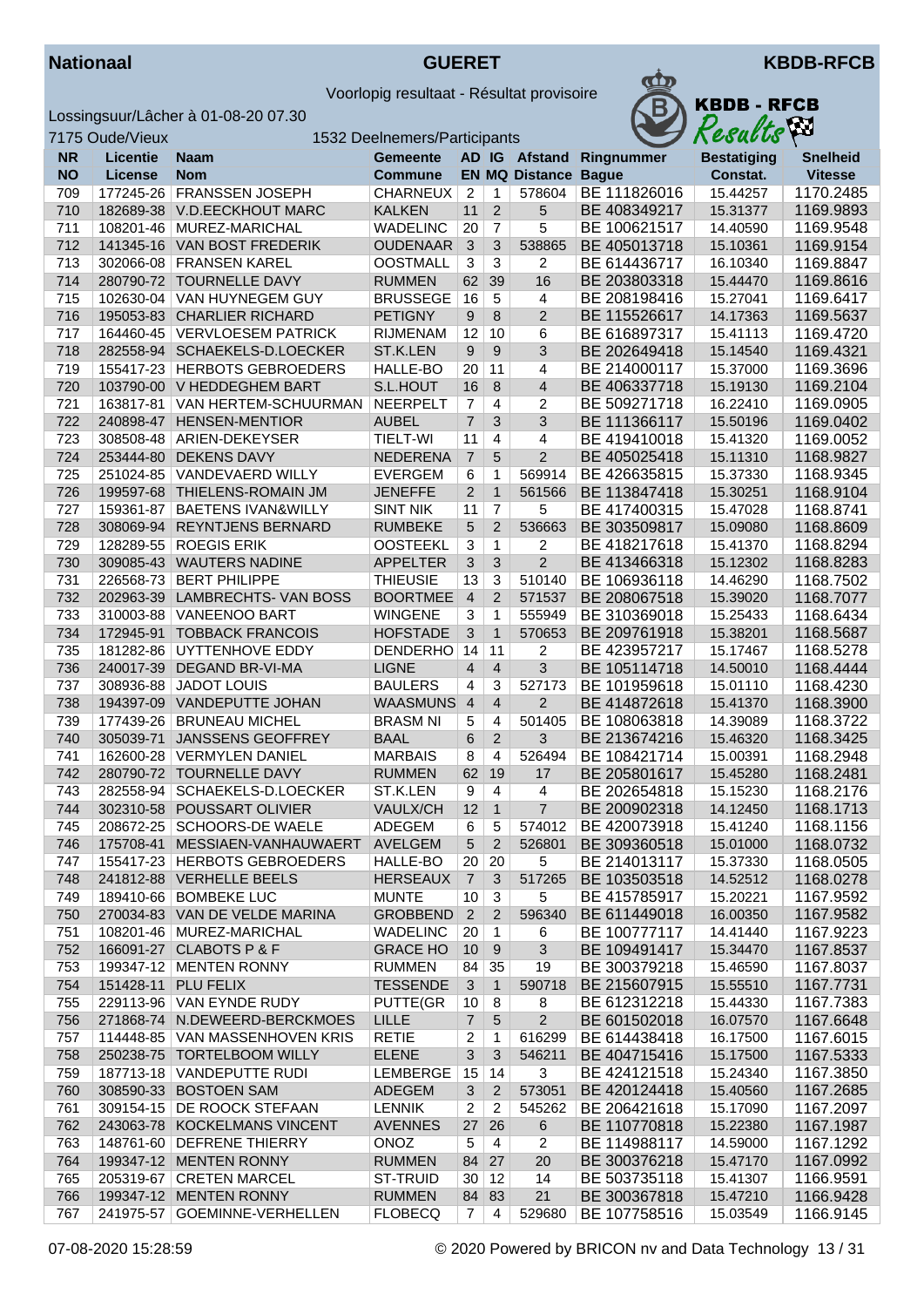**Nationaal** **GUERET** **KBDB-RFCB**

Voorlopig resultaat - Résultat provisoire

Lossingsuur/Lâcher à 01-08-20 07.30

7175 Oude/Vieux 1532 Deelnemers/Participants

| NR NO | Licentie License | Naam Nom | Gemeente Commune | AD EN | IG MQ | Afstand Distance | Ringnummer Bague | Bestatiging Constat. | Snelheid Vitesse |
|---|---|---|---|---|---|---|---|---|---|
| 709 | 177245-26 | FRANSSEN JOSEPH | CHARNEUX | 2 | 1 | 578604 | BE 111826016 | 15.44257 | 1170.2485 |
| 710 | 182689-38 | V.D.EECKHOUT MARC | KALKEN | 11 | 2 | 5 | BE 408349217 | 15.31377 | 1169.9893 |
| 711 | 108201-46 | MUREZ-MARICHAL | WADELINC | 20 | 7 | 5 | BE 100621517 | 14.40590 | 1169.9548 |
| 712 | 141345-16 | VAN BOST FREDERIK | OUDENAAR | 3 | 3 | 538865 | BE 405013718 | 15.10361 | 1169.9154 |
| 713 | 302066-08 | FRANSEN KAREL | OOSTMALL | 3 | 3 | 2 | BE 614436717 | 16.10340 | 1169.8847 |
| 714 | 280790-72 | TOURNELLE DAVY | RUMMEN | 62 | 39 | 16 | BE 203803318 | 15.44470 | 1169.8616 |
| 715 | 102630-04 | VAN HUYNEGEM GUY | BRUSSEGE | 16 | 5 | 4 | BE 208198416 | 15.27041 | 1169.6417 |
| 716 | 195053-83 | CHARLIER RICHARD | PETIGNY | 9 | 8 | 2 | BE 115526617 | 14.17363 | 1169.5637 |
| 717 | 164460-45 | VERVLOESEM PATRICK | RIJMENAM | 12 | 10 | 6 | BE 616897317 | 15.41113 | 1169.4720 |
| 718 | 282558-94 | SCHAEKELS-D.LOECKER | ST.K.LEN | 9 | 9 | 3 | BE 202649418 | 15.14540 | 1169.4321 |
| 719 | 155417-23 | HERBOTS GEBROEDERS | HALLE-BO | 20 | 11 | 4 | BE 214000117 | 15.37000 | 1169.3696 |
| 720 | 103790-00 | V HEDDEGHEM BART | S.L.HOUT | 16 | 8 | 4 | BE 406337718 | 15.19130 | 1169.2104 |
| 721 | 163817-81 | VAN HERTEM-SCHUURMAN | NEERPELT | 7 | 4 | 2 | BE 509271718 | 16.22410 | 1169.0905 |
| 722 | 240898-47 | HENSEN-MENTIOR | AUBEL | 7 | 3 | 3 | BE 111366117 | 15.50196 | 1169.0402 |
| 723 | 308508-48 | ARIEN-DEKEYSER | TIELT-WI | 11 | 4 | 4 | BE 419410018 | 15.41320 | 1169.0052 |
| 724 | 253444-80 | DEKENS DAVY | NEDERENA | 7 | 5 | 2 | BE 405025418 | 15.11310 | 1168.9827 |
| 725 | 251024-85 | VANDEVAERD WILLY | EVERGEM | 6 | 1 | 569914 | BE 426635815 | 15.37330 | 1168.9345 |
| 726 | 199597-68 | THIELENS-ROMAIN JM | JENEFFE | 2 | 1 | 561566 | BE 113847418 | 15.30251 | 1168.9104 |
| 727 | 159361-87 | BAETENS IVAN&WILLY | SINT NIK | 11 | 7 | 5 | BE 417400315 | 15.47028 | 1168.8741 |
| 728 | 308069-94 | REYNTJENS BERNARD | RUMBEKE | 5 | 2 | 536663 | BE 303509817 | 15.09080 | 1168.8609 |
| 729 | 128289-55 | ROEGIS ERIK | OOSTEEKL | 3 | 1 | 2 | BE 418217618 | 15.41370 | 1168.8294 |
| 730 | 309085-43 | WAUTERS NADINE | APPELTER | 3 | 3 | 2 | BE 413466318 | 15.12302 | 1168.8283 |
| 731 | 226568-73 | BERT PHILIPPE | THIEUSIE | 13 | 3 | 510140 | BE 106936118 | 14.46290 | 1168.7502 |
| 732 | 202963-39 | LAMBRECHTS- VAN BOSS | BOORTMEE | 4 | 2 | 571537 | BE 208067518 | 15.39020 | 1168.7077 |
| 733 | 310003-88 | VANEENOO BART | WINGENE | 3 | 1 | 555949 | BE 310369018 | 15.25433 | 1168.6434 |
| 734 | 172945-91 | TOBBACK FRANCOIS | HOFSTADE | 3 | 1 | 570653 | BE 209761918 | 15.38201 | 1168.5687 |
| 735 | 181282-86 | UYTTENHOVE EDDY | DENDERHO | 14 | 11 | 2 | BE 423957217 | 15.17467 | 1168.5278 |
| 736 | 240017-39 | DEGAND BR-VI-MA | LIGNE | 4 | 4 | 3 | BE 105114718 | 14.50010 | 1168.4444 |
| 737 | 308936-88 | JADOT LOUIS | BAULERS | 4 | 3 | 527173 | BE 101959618 | 15.01110 | 1168.4230 |
| 738 | 194397-09 | VANDEPUTTE JOHAN | WAASMUNS | 4 | 4 | 2 | BE 414872618 | 15.41370 | 1168.3900 |
| 739 | 177439-26 | BRUNEAU MICHEL | BRASM NI | 5 | 4 | 501405 | BE 108063818 | 14.39089 | 1168.3722 |
| 740 | 305039-71 | JANSSENS GEOFFREY | BAAL | 6 | 2 | 3 | BE 213674216 | 15.46320 | 1168.3425 |
| 741 | 162600-28 | VERMYLEN DANIEL | MARBAIS | 8 | 4 | 526494 | BE 108421714 | 15.00391 | 1168.2948 |
| 742 | 280790-72 | TOURNELLE DAVY | RUMMEN | 62 | 19 | 17 | BE 205801617 | 15.45280 | 1168.2481 |
| 743 | 282558-94 | SCHAEKELS-D.LOECKER | ST.K.LEN | 9 | 4 | 4 | BE 202654818 | 15.15230 | 1168.2176 |
| 744 | 302310-58 | POUSSART OLIVIER | VAULX/CH | 12 | 1 | 7 | BE 200902318 | 14.12450 | 1168.1713 |
| 745 | 208672-25 | SCHOORS-DE WAELE | ADEGEM | 6 | 5 | 574012 | BE 420073918 | 15.41240 | 1168.1156 |
| 746 | 175708-41 | MESSIAEN-VANHAUWAERT | AVELGEM | 5 | 2 | 526801 | BE 309360518 | 15.01000 | 1168.0732 |
| 747 | 155417-23 | HERBOTS GEBROEDERS | HALLE-BO | 20 | 20 | 5 | BE 214013117 | 15.37330 | 1168.0505 |
| 748 | 241812-88 | VERHELLE BEELS | HERSEAUX | 7 | 3 | 517265 | BE 103503518 | 14.52512 | 1168.0278 |
| 749 | 189410-66 | BOMBEKE LUC | MUNTE | 10 | 3 | 5 | BE 415785917 | 15.20221 | 1167.9592 |
| 750 | 270034-83 | VAN DE VELDE MARINA | GROBBEND | 2 | 2 | 596340 | BE 611449018 | 16.00350 | 1167.9582 |
| 751 | 108201-46 | MUREZ-MARICHAL | WADELINC | 20 | 1 | 6 | BE 100777117 | 14.41440 | 1167.9223 |
| 752 | 166091-27 | CLABOTS P & F | GRACE HO | 10 | 9 | 3 | BE 109491417 | 15.34470 | 1167.8537 |
| 753 | 199347-12 | MENTEN RONNY | RUMMEN | 84 | 35 | 19 | BE 300379218 | 15.46590 | 1167.8037 |
| 754 | 151428-11 | PLU FELIX | TESSENDE | 3 | 1 | 590718 | BE 215607915 | 15.55510 | 1167.7731 |
| 755 | 229113-96 | VAN EYNDE RUDY | PUTTE(GR | 10 | 8 | 8 | BE 612312218 | 15.44330 | 1167.7383 |
| 756 | 271868-74 | N.DEWEERD-BERCKMOES | LILLE | 7 | 5 | 2 | BE 601502018 | 16.07570 | 1167.6648 |
| 757 | 114448-85 | VAN MASSENHOVEN KRIS | RETIE | 2 | 1 | 616299 | BE 614438418 | 16.17500 | 1167.6015 |
| 758 | 250238-75 | TORTELBOOM WILLY | ELENE | 3 | 3 | 546211 | BE 404715416 | 15.17500 | 1167.5333 |
| 759 | 187713-18 | VANDEPUTTE RUDI | LEMBERGE | 15 | 14 | 3 | BE 424121518 | 15.24340 | 1167.3850 |
| 760 | 308590-33 | BOSTOEN SAM | ADEGEM | 3 | 2 | 573051 | BE 420124418 | 15.40560 | 1167.2685 |
| 761 | 309154-15 | DE ROOCK STEFAAN | LENNIK | 2 | 2 | 545262 | BE 206421618 | 15.17090 | 1167.2097 |
| 762 | 243063-78 | KOCKELMANS VINCENT | AVENNES | 27 | 26 | 6 | BE 110770818 | 15.22380 | 1167.1987 |
| 763 | 148761-60 | DEFRENE THIERRY | ONOZ | 5 | 4 | 2 | BE 114988117 | 14.59000 | 1167.1292 |
| 764 | 199347-12 | MENTEN RONNY | RUMMEN | 84 | 27 | 20 | BE 300376218 | 15.47170 | 1167.0992 |
| 765 | 205319-67 | CRETEN MARCEL | ST-TRUID | 30 | 12 | 14 | BE 503735118 | 15.41307 | 1166.9591 |
| 766 | 199347-12 | MENTEN RONNY | RUMMEN | 84 | 83 | 21 | BE 300367818 | 15.47210 | 1166.9428 |
| 767 | 241975-57 | GOEMINNE-VERHELLEN | FLOBECQ | 7 | 4 | 529680 | BE 107758516 | 15.03549 | 1166.9145 |

07-08-2020 15:28:59 © 2020 Powered by BRICON nv and Data Technology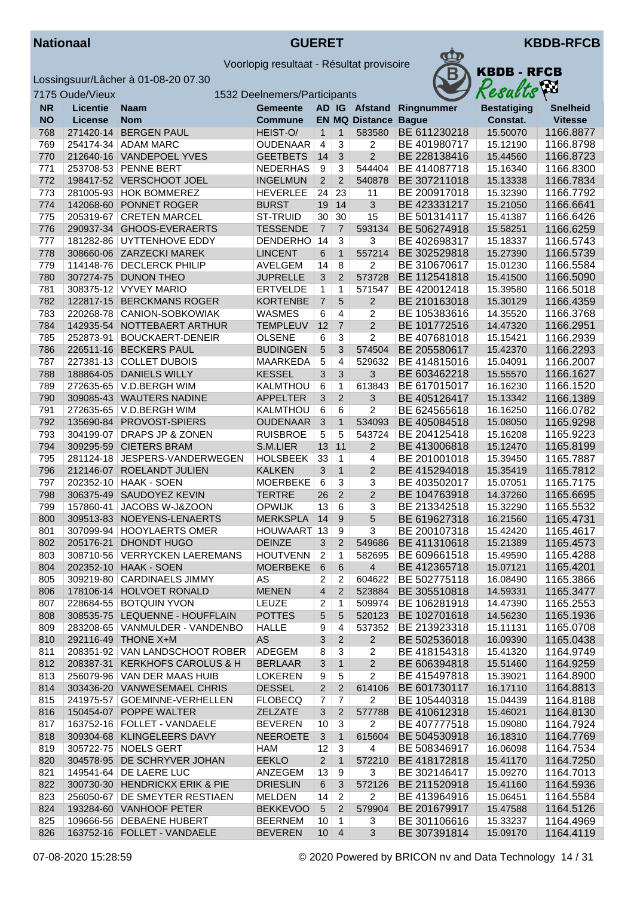**Nationaal** **GUERET** **KBDB-RFCB**

Voorlopig resultaat - Résultat provisoire

Lossingsuur/Lâcher à 01-08-20 07.30

7175 Oude/Vieux 1532 Deelnemers/Participants

| NR NO | Licentie License | Naam Nom | Gemeente Commune | AD EN | IG MQ | Afstand Distance | Ringnummer Bague | Bestatiging Constat. | Snelheid Vitesse |
|---|---|---|---|---|---|---|---|---|---|
| 768 | 271420-14 | BERGEN PAUL | HEIST-O/ | 1 | 1 | 583580 | BE 611230218 | 15.50070 | 1166.8877 |
| 769 | 254174-34 | ADAM MARC | OUDENAAR | 4 | 3 | 2 | BE 401980717 | 15.12190 | 1166.8798 |
| 770 | 212640-16 | VANDEPOEL YVES | GEETBETS | 14 | 3 | 2 | BE 228138416 | 15.44560 | 1166.8723 |
| 771 | 253708-53 | PENNE BERT | NEDERHAS | 9 | 3 | 544404 | BE 414087718 | 15.16340 | 1166.8300 |
| 772 | 198417-52 | VERSCHOOT JOEL | INGELMUN | 2 | 2 | 540878 | BE 307211018 | 15.13338 | 1166.7834 |
| 773 | 281005-93 | HOK BOMMEREZ | HEVERLEE | 24 | 23 | 11 | BE 200917018 | 15.32390 | 1166.7792 |
| 774 | 142068-60 | PONNET ROGER | BURST | 19 | 14 | 3 | BE 423331217 | 15.21050 | 1166.6641 |
| 775 | 205319-67 | CRETEN MARCEL | ST-TRUID | 30 | 30 | 15 | BE 501314117 | 15.41387 | 1166.6426 |
| 776 | 290937-34 | GHOOS-EVERAERTS | TESSENDE | 7 | 7 | 593134 | BE 506274918 | 15.58251 | 1166.6259 |
| 777 | 181282-86 | UYTTENHOVE EDDY | DENDERHO | 14 | 3 | 3 | BE 402698317 | 15.18337 | 1166.5743 |
| 778 | 308660-06 | ZARZECKI MAREK | LINCENT | 6 | 1 | 557214 | BE 302529818 | 15.27390 | 1166.5739 |
| 779 | 114148-76 | DECLERCK PHILIP | AVELGEM | 14 | 8 | 2 | BE 310670617 | 15.01230 | 1166.5584 |
| 780 | 307274-75 | DUNON THEO | JUPRELLE | 3 | 2 | 573728 | BE 112541818 | 15.41500 | 1166.5090 |
| 781 | 308375-12 | VYVEY MARIO | ERTVELDE | 1 | 1 | 571547 | BE 420012418 | 15.39580 | 1166.5018 |
| 782 | 122817-15 | BERCKMANS ROGER | KORTENBE | 7 | 5 | 2 | BE 210163018 | 15.30129 | 1166.4359 |
| 783 | 220268-78 | CANION-SOBKOWIAK | WASMES | 6 | 4 | 2 | BE 105383616 | 14.35520 | 1166.3768 |
| 784 | 142935-54 | NOTTEBAERT ARTHUR | TEMPLEUV | 12 | 7 | 2 | BE 101772516 | 14.47320 | 1166.2951 |
| 785 | 252873-91 | BOUCKAERT-DENEIR | OLSENE | 6 | 3 | 2 | BE 407681018 | 15.15421 | 1166.2939 |
| 786 | 226511-16 | BECKERS PAUL | BUDINGEN | 5 | 3 | 574504 | BE 205580617 | 15.42370 | 1166.2293 |
| 787 | 227381-13 | COLLET DUBOIS | MAARKEDA | 5 | 4 | 529632 | BE 414815016 | 15.04091 | 1166.2007 |
| 788 | 188864-05 | DANIELS WILLY | KESSEL | 3 | 3 | 3 | BE 603462218 | 15.55570 | 1166.1627 |
| 789 | 272635-65 | V.D.BERGH WIM | KALMTHOU | 6 | 1 | 613843 | BE 617015017 | 16.16230 | 1166.1520 |
| 790 | 309085-43 | WAUTERS NADINE | APPELTER | 3 | 2 | 3 | BE 405126417 | 15.13342 | 1166.1389 |
| 791 | 272635-65 | V.D.BERGH WIM | KALMTHOU | 6 | 6 | 2 | BE 624565618 | 16.16250 | 1166.0782 |
| 792 | 135690-84 | PROVOST-SPIERS | OUDENAAR | 3 | 1 | 534093 | BE 405084518 | 15.08050 | 1165.9298 |
| 793 | 304199-07 | DRAPS JP & ZONEN | RUISBROE | 5 | 5 | 543724 | BE 204125418 | 15.16208 | 1165.9223 |
| 794 | 309295-59 | CIETERS BRAM | S.M.LIER | 13 | 11 | 2 | BE 413006818 | 15.12470 | 1165.8199 |
| 795 | 281124-18 | JESPERS-VANDERWEGEN | HOLSBEEK | 33 | 1 | 4 | BE 201001018 | 15.39450 | 1165.7887 |
| 796 | 212146-07 | ROELANDT JULIEN | KALKEN | 3 | 1 | 2 | BE 415294018 | 15.35419 | 1165.7812 |
| 797 | 202352-10 | HAAK - SOEN | MOERBEKE | 6 | 3 | 3 | BE 403502017 | 15.07051 | 1165.7175 |
| 798 | 306375-49 | SAUDOYEZ KEVIN | TERTRE | 26 | 2 | 2 | BE 104763918 | 14.37260 | 1165.6695 |
| 799 | 157860-41 | JACOBS W-J&ZOON | OPWIJK | 13 | 6 | 3 | BE 213342518 | 15.32290 | 1165.5532 |
| 800 | 309513-83 | NOEYENS-LENAERTS | MERKSPLA | 14 | 9 | 5 | BE 619627318 | 16.21560 | 1165.4731 |
| 801 | 307099-94 | HOOYLAERTS OMER | HOUWAART | 13 | 9 | 3 | BE 200107318 | 15.42420 | 1165.4617 |
| 802 | 205176-21 | DHONDT HUGO | DEINZE | 3 | 2 | 549686 | BE 411310618 | 15.21389 | 1165.4573 |
| 803 | 308710-56 | VERRYCKEN LAEREMANS | HOUTVENN | 2 | 1 | 582695 | BE 609661518 | 15.49590 | 1165.4288 |
| 804 | 202352-10 | HAAK - SOEN | MOERBEKE | 6 | 6 | 4 | BE 412365718 | 15.07121 | 1165.4201 |
| 805 | 309219-80 | CARDINAELS JIMMY | AS | 2 | 2 | 604622 | BE 502775118 | 16.08490 | 1165.3866 |
| 806 | 178106-14 | HOLVOET RONALD | MENEN | 4 | 2 | 523884 | BE 305510818 | 14.59331 | 1165.3477 |
| 807 | 228684-55 | BOTQUIN YVON | LEUZE | 2 | 1 | 509974 | BE 106281918 | 14.47390 | 1165.2553 |
| 808 | 308535-75 | LEQUENNE - HOUFFLAIN | POTTES | 5 | 5 | 520123 | BE 102701618 | 14.56230 | 1165.1936 |
| 809 | 283208-65 | VANMULDER - VANDENBO | HALLE | 9 | 4 | 537352 | BE 213923318 | 15.11131 | 1165.0708 |
| 810 | 292116-49 | THONE X+M | AS | 3 | 2 | 2 | BE 502536018 | 16.09390 | 1165.0438 |
| 811 | 208351-92 | VAN LANDSCHOOT ROBER | ADEGEM | 8 | 3 | 2 | BE 418154318 | 15.41320 | 1164.9749 |
| 812 | 208387-31 | KERKHOFS CAROLUS & H | BERLAAR | 3 | 1 | 2 | BE 606394818 | 15.51460 | 1164.9259 |
| 813 | 256079-96 | VAN DER MAAS HUIB | LOKEREN | 9 | 5 | 2 | BE 415497818 | 15.39021 | 1164.8900 |
| 814 | 303436-20 | VANWESEMAEL CHRIS | DESSEL | 2 | 2 | 614106 | BE 601730117 | 16.17110 | 1164.8813 |
| 815 | 241975-57 | GOEMINNE-VERHELLEN | FLOBECQ | 7 | 7 | 2 | BE 105440318 | 15.04439 | 1164.8188 |
| 816 | 150454-07 | POPPE WALTER | ZELZATE | 3 | 2 | 577788 | BE 410612318 | 15.46021 | 1164.8130 |
| 817 | 163752-16 | FOLLET - VANDAELE | BEVEREN | 10 | 3 | 2 | BE 407777518 | 15.09080 | 1164.7924 |
| 818 | 309304-68 | KLINGELEERS DAVY | NEEROETE | 3 | 1 | 615604 | BE 504530918 | 16.18310 | 1164.7769 |
| 819 | 305722-75 | NOELS GERT | HAM | 12 | 3 | 4 | BE 508346917 | 16.06098 | 1164.7534 |
| 820 | 304578-95 | DE SCHRYVER JOHAN | EEKLO | 2 | 1 | 572210 | BE 418172818 | 15.41170 | 1164.7250 |
| 821 | 149541-64 | DE LAERE LUC | ANZEGEM | 13 | 9 | 3 | BE 302146417 | 15.09270 | 1164.7013 |
| 822 | 300730-30 | HENDRICKX ERIK & PIE | DRIESLIN | 6 | 3 | 572126 | BE 211520918 | 15.41160 | 1164.5936 |
| 823 | 256050-67 | DE SMEYTER RESTIAEN | MELDEN | 14 | 2 | 2 | BE 413964916 | 15.06451 | 1164.5584 |
| 824 | 193284-60 | VANHOOF PETER | BEKKEVOO | 5 | 2 | 579904 | BE 201679917 | 15.47588 | 1164.5126 |
| 825 | 109666-56 | DEBAENE HUBERT | BEERNEM | 10 | 1 | 3 | BE 301106616 | 15.33237 | 1164.4969 |
| 826 | 163752-16 | FOLLET - VANDAELE | BEVEREN | 10 | 4 | 3 | BE 307391814 | 15.09170 | 1164.4119 |

07-08-2020 15:28:59 © 2020 Powered by BRICON nv and Data Technology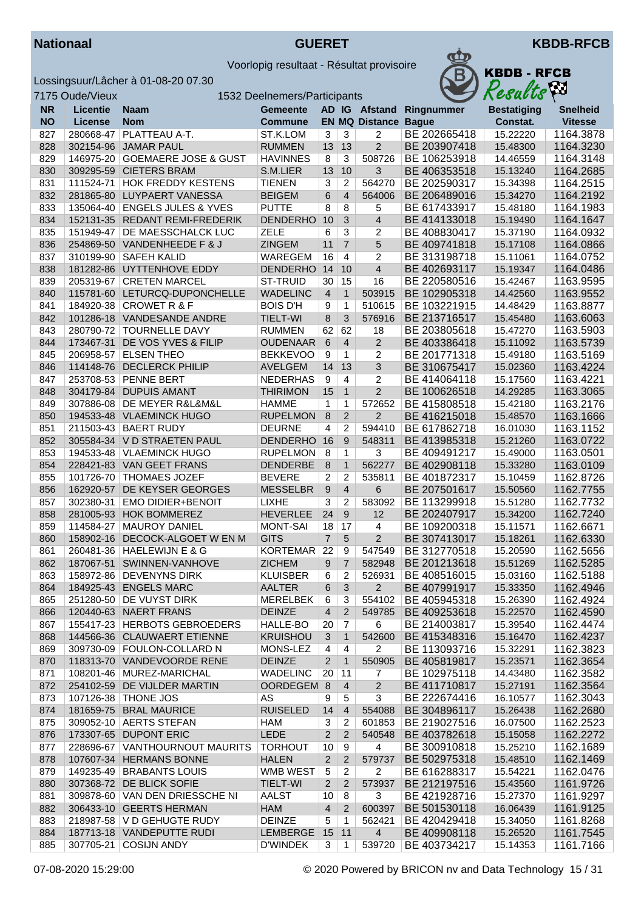**Nationaal** **GUERET** **KBDB-RFCB**

Voorlopig resultaat - Résultat provisoire

Lossingsuur/Lâcher à 01-08-20 07.30

7175 Oude/Vieux 1532 Deelnemers/Participants

| NR<br>NO | Licentie<br>License | Naam<br>Nom | Gemeente<br>Commune | AD<br>EN | IG<br>MQ | Afstand<br>Distance | Ringnummer<br>Bague | Bestatiging<br>Constat. | Snelheid<br>Vitesse |
|---|---|---|---|---|---|---|---|---|---|
| 827 | 280668-47 | PLATTEAU A-T. | ST.K.LOM | 3 | 3 | 2 | BE 202665418 | 15.22220 | 1164.3878 |
| 828 | 302154-96 | JAMAR PAUL | RUMMEN | 13 | 13 | 2 | BE 203907418 | 15.48300 | 1164.3230 |
| 829 | 146975-20 | GOEMAERE JOSE & GUST | HAVINNES | 8 | 3 | 508726 | BE 106253918 | 14.46559 | 1164.3148 |
| 830 | 309295-59 | CIETERS BRAM | S.M.LIER | 13 | 10 | 3 | BE 406353518 | 15.13240 | 1164.2685 |
| 831 | 111524-71 | HOK FREDDY KESTENS | TIENEN | 3 | 2 | 564270 | BE 202590317 | 15.34398 | 1164.2515 |
| 832 | 281865-80 | LUYPAERT VANESSA | BEIGEM | 6 | 4 | 564006 | BE 206489016 | 15.34270 | 1164.2192 |
| 833 | 135064-40 | ENGELS JULES & YVES | PUTTE | 8 | 8 | 5 | BE 617433917 | 15.48180 | 1164.1983 |
| 834 | 152131-35 | REDANT REMI-FREDERIK | DENDERHO | 10 | 3 | 4 | BE 414133018 | 15.19490 | 1164.1647 |
| 835 | 151949-47 | DE MAESSCHALCK LUC | ZELE | 6 | 3 | 2 | BE 408830417 | 15.37190 | 1164.0932 |
| 836 | 254869-50 | VANDENHEEDE F & J | ZINGEM | 11 | 7 | 5 | BE 409741818 | 15.17108 | 1164.0866 |
| 837 | 310199-90 | SAFEH KALID | WAREGEM | 16 | 4 | 2 | BE 313198718 | 15.11061 | 1164.0752 |
| 838 | 181282-86 | UYTTENHOVE EDDY | DENDERHO | 14 | 10 | 4 | BE 402693117 | 15.19347 | 1164.0486 |
| 839 | 205319-67 | CRETEN MARCEL | ST-TRUID | 30 | 15 | 16 | BE 220580516 | 15.42467 | 1163.9595 |
| 840 | 115781-60 | LETURCQ-DUPONCHELLE | WADELINC | 4 | 1 | 503915 | BE 102905318 | 14.42560 | 1163.9552 |
| 841 | 184920-38 | CROWET R & F | BOIS D'H | 9 | 1 | 510615 | BE 103221915 | 14.48429 | 1163.8877 |
| 842 | 101286-18 | VANDESANDE ANDRE | TIELT-WI | 8 | 3 | 576916 | BE 213716517 | 15.45480 | 1163.6063 |
| 843 | 280790-72 | TOURNELLE DAVY | RUMMEN | 62 | 62 | 18 | BE 203805618 | 15.47270 | 1163.5903 |
| 844 | 173467-31 | DE VOS YVES & FILIP | OUDENAAR | 6 | 4 | 2 | BE 403386418 | 15.11092 | 1163.5739 |
| 845 | 206958-57 | ELSEN THEO | BEKKEVOO | 9 | 1 | 2 | BE 201771318 | 15.49180 | 1163.5169 |
| 846 | 114148-76 | DECLERCK PHILIP | AVELGEM | 14 | 13 | 3 | BE 310675417 | 15.02360 | 1163.4224 |
| 847 | 253708-53 | PENNE BERT | NEDERHAS | 9 | 4 | 2 | BE 414064118 | 15.17560 | 1163.4221 |
| 848 | 304179-84 | DUPUIS AMANT | THIRIMON | 15 | 1 | 2 | BE 100626518 | 14.29285 | 1163.3065 |
| 849 | 307886-08 | DE MEYER R&L&M&L | HAMME | 1 | 1 | 572652 | BE 415808518 | 15.42180 | 1163.2176 |
| 850 | 194533-48 | VLAEMINCK HUGO | RUPELMON | 8 | 2 | 2 | BE 416215018 | 15.48570 | 1163.1666 |
| 851 | 211503-43 | BAERT RUDY | DEURNE | 4 | 2 | 594410 | BE 617862718 | 16.01030 | 1163.1152 |
| 852 | 305584-34 | V D STRAETEN PAUL | DENDERHO | 16 | 9 | 548311 | BE 413985318 | 15.21260 | 1163.0722 |
| 853 | 194533-48 | VLAEMINCK HUGO | RUPELMON | 8 | 1 | 3 | BE 409491217 | 15.49000 | 1163.0501 |
| 854 | 228421-83 | VAN GEET FRANS | DENDERBE | 8 | 1 | 562277 | BE 402908118 | 15.33280 | 1163.0109 |
| 855 | 101726-70 | THOMAES JOZEF | BEVERE | 2 | 2 | 535811 | BE 401872317 | 15.10459 | 1162.8726 |
| 856 | 162920-57 | DE KEYSER GEORGES | MESSELBR | 9 | 4 | 6 | BE 207501617 | 15.50560 | 1162.7755 |
| 857 | 302380-31 | EMO DIDIER+BENOIT | LIXHE | 3 | 2 | 583092 | BE 113299918 | 15.51280 | 1162.7732 |
| 858 | 281005-93 | HOK BOMMEREZ | HEVERLEE | 24 | 9 | 12 | BE 202407917 | 15.34200 | 1162.7240 |
| 859 | 114584-27 | MAUROY DANIEL | MONT-SAI | 18 | 17 | 4 | BE 109200318 | 15.11571 | 1162.6671 |
| 860 | 158902-16 | DECOCK-ALGOET W EN M | GITS | 7 | 5 | 2 | BE 307413017 | 15.18261 | 1162.6330 |
| 861 | 260481-36 | HAELEWIJN E & G | KORTEMAR | 22 | 9 | 547549 | BE 312770518 | 15.20590 | 1162.5656 |
| 862 | 187067-51 | SWINNEN-VANHOVE | ZICHEM | 9 | 7 | 582948 | BE 201213618 | 15.51269 | 1162.5285 |
| 863 | 158972-86 | DEVENYNS DIRK | KLUISBER | 6 | 2 | 526931 | BE 408516015 | 15.03160 | 1162.5188 |
| 864 | 184925-43 | ENGELS MARC | AALTER | 6 | 3 | 2 | BE 407991917 | 15.33350 | 1162.4946 |
| 865 | 251280-50 | DE VUYST DIRK | MERELBEK | 6 | 3 | 554102 | BE 405945318 | 15.26390 | 1162.4924 |
| 866 | 120440-63 | NAERT FRANS | DEINZE | 4 | 2 | 549785 | BE 409253618 | 15.22750 | 1162.4590 |
| 867 | 155417-23 | HERBOTS GEBROEDERS | HALLE-BO | 20 | 7 | 6 | BE 214003817 | 15.39540 | 1162.4474 |
| 868 | 144566-36 | CLAUWAERT ETIENNE | KRUISHOU | 3 | 1 | 542600 | BE 415348316 | 15.16470 | 1162.4237 |
| 869 | 309730-09 | FOULON-COLLARD N | MONS-LEZ | 4 | 4 | 2 | BE 113093716 | 15.32291 | 1162.3823 |
| 870 | 118313-70 | VANDEVOORDE RENE | DEINZE | 2 | 1 | 550905 | BE 405819817 | 15.23571 | 1162.3654 |
| 871 | 108201-46 | MUREZ-MARICHAL | WADELINC | 20 | 11 | 7 | BE 102975118 | 14.43480 | 1162.3582 |
| 872 | 254102-59 | DE VIJLDER MARTIN | OORDEGEM | 8 | 4 | 2 | BE 411710817 | 15.27191 | 1162.3564 |
| 873 | 107126-38 | THONE JOS | AS | 9 | 5 | 3 | BE 222674416 | 16.10577 | 1162.3043 |
| 874 | 181659-75 | BRAL MAURICE | RUISELED | 14 | 4 | 554088 | BE 304896117 | 15.26438 | 1162.2680 |
| 875 | 309052-10 | AERTS STEFAN | HAM | 3 | 2 | 601853 | BE 219027516 | 16.07500 | 1162.2523 |
| 876 | 173307-65 | DUPONT ERIC | LEDE | 2 | 2 | 540548 | BE 403782618 | 15.15058 | 1162.2272 |
| 877 | 228696-67 | VANTHOURNOUT MAURITS | TORHOUT | 10 | 9 | 4 | BE 300910818 | 15.25210 | 1162.1689 |
| 878 | 107607-34 | HERMANS BONNE | HALEN | 2 | 2 | 579737 | BE 502975318 | 15.48510 | 1162.1469 |
| 879 | 149235-49 | BRABANTS LOUIS | WMB WEST | 5 | 2 | 2 | BE 616288317 | 15.54221 | 1162.0476 |
| 880 | 307368-72 | DE BLICK SOFIE | TIELT-WI | 2 | 2 | 573937 | BE 212197516 | 15.43560 | 1161.9726 |
| 881 | 309878-60 | VAN DEN DRIESSCHE NI | AALST | 10 | 8 | 3 | BE 421928716 | 15.27370 | 1161.9297 |
| 882 | 306433-10 | GEERTS HERMAN | HAM | 4 | 2 | 600397 | BE 501530118 | 16.06439 | 1161.9125 |
| 883 | 218987-56 | V D GEHUGTE RUDY | DEINZE | 5 | 1 | 562421 | BE 420429418 | 15.34050 | 1161.8268 |
| 884 | 187713-18 | VANDEPUTTE RUDI | LEMBERGE | 15 | 11 | 4 | BE 409908118 | 15.26520 | 1161.7545 |
| 885 | 307705-21 | COSIJN ANDY | D'WINDEK | 3 | 1 | 539720 | BE 403734217 | 15.14353 | 1161.7166 |

07-08-2020 15:29:00 © 2020 Powered by BRICON nv and Data Technology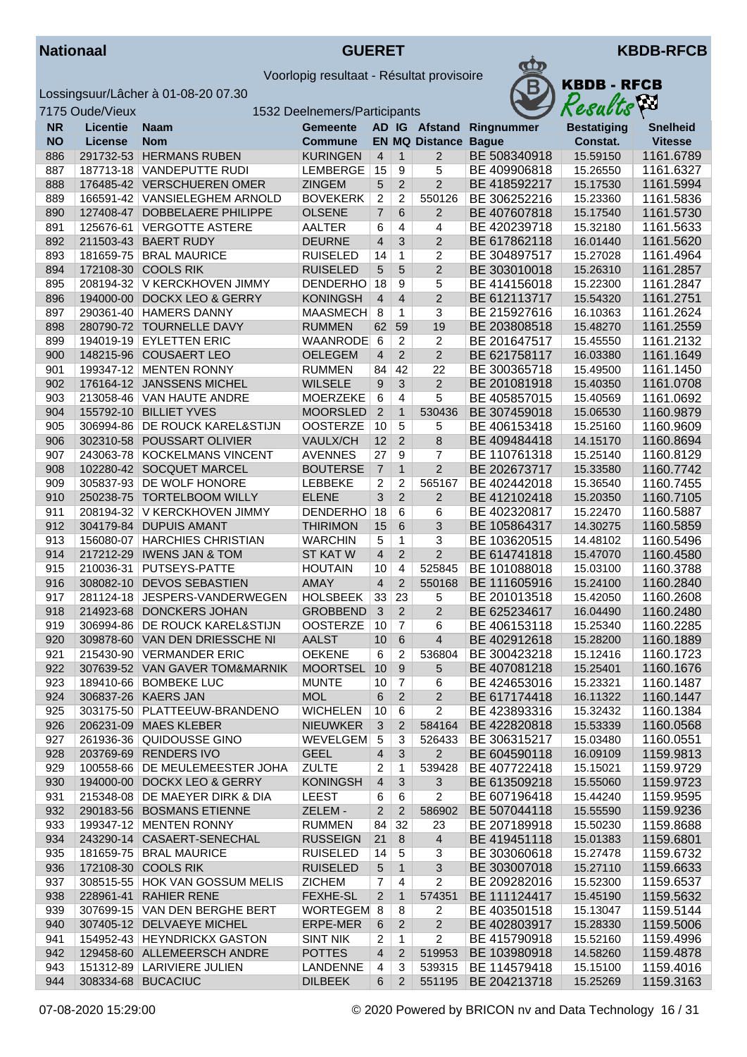**Nationaal** | **GUERET** | **KBDB-RFCB**

Voorlopig resultaat - Résultat provisoire

Lossingsuur/Lâcher à 01-08-20 07.30

7175 Oude/Vieux | 1532 Deelnemers/Participants

| NR<br>NO | Licentie<br>License | Naam<br>Nom | Gemeente<br>Commune | AD<br>EN | IG<br>MQ | Afstand<br>Distance | Ringnummer<br>Bague | Bestatiging<br>Constat. | Snelheid<br>Vitesse |
|---|---|---|---|---|---|---|---|---|---|
| 886 | 291732-53 | HERMANS RUBEN | KURINGEN | 4 | 1 | 2 | BE 508340918 | 15.59150 | 1161.6789 |
| 887 | 187713-18 | VANDEPUTTE RUDI | LEMBERGE | 15 | 9 | 5 | BE 409906818 | 15.26550 | 1161.6327 |
| 888 | 176485-42 | VERSCHUEREN OMER | ZINGEM | 5 | 2 | 2 | BE 418592217 | 15.17530 | 1161.5994 |
| 889 | 166591-42 | VANSIELEGHEM ARNOLD | BOVEKERK | 2 | 2 | 550126 | BE 306252216 | 15.23360 | 1161.5836 |
| 890 | 127408-47 | DOBBELAERE PHILIPPE | OLSENE | 7 | 6 | 2 | BE 407607818 | 15.17540 | 1161.5730 |
| 891 | 125676-61 | VERGOTTE ASTERE | AALTER | 6 | 4 | 4 | BE 420239718 | 15.32180 | 1161.5633 |
| 892 | 211503-43 | BAERT RUDY | DEURNE | 4 | 3 | 2 | BE 617862118 | 16.01440 | 1161.5620 |
| 893 | 181659-75 | BRAL MAURICE | RUISELED | 14 | 1 | 2 | BE 304897517 | 15.27028 | 1161.4964 |
| 894 | 172108-30 | COOLS RIK | RUISELED | 5 | 5 | 2 | BE 303010018 | 15.26310 | 1161.2857 |
| 895 | 208194-32 | V KERCKHOVEN JIMMY | DENDERHO | 18 | 9 | 5 | BE 414156018 | 15.22300 | 1161.2847 |
| 896 | 194000-00 | DOCKX LEO & GERRY | KONINGSH | 4 | 4 | 2 | BE 612113717 | 15.54320 | 1161.2751 |
| 897 | 290361-40 | HAMERS DANNY | MAASMECH | 8 | 1 | 3 | BE 215927616 | 16.10363 | 1161.2624 |
| 898 | 280790-72 | TOURNELLE DAVY | RUMMEN | 62 | 59 | 19 | BE 203808518 | 15.48270 | 1161.2559 |
| 899 | 194019-19 | EYLETTEN ERIC | WAANRODE | 6 | 2 | 2 | BE 201647517 | 15.45550 | 1161.2132 |
| 900 | 148215-96 | COUSAERT LEO | OELEGEM | 4 | 2 | 2 | BE 621758117 | 16.03380 | 1161.1649 |
| 901 | 199347-12 | MENTEN RONNY | RUMMEN | 84 | 42 | 22 | BE 300365718 | 15.49500 | 1161.1450 |
| 902 | 176164-12 | JANSSENS MICHEL | WILSELE | 9 | 3 | 2 | BE 201081918 | 15.40350 | 1161.0708 |
| 903 | 213058-46 | VAN HAUTE ANDRE | MOERZEKE | 6 | 4 | 5 | BE 405857015 | 15.40569 | 1161.0692 |
| 904 | 155792-10 | BILLIET YVES | MOORSLED | 2 | 1 | 530436 | BE 307459018 | 15.06530 | 1160.9879 |
| 905 | 306994-86 | DE ROUCK KAREL&STIJN | OOSTERZE | 10 | 5 | 5 | BE 406153418 | 15.25160 | 1160.9609 |
| 906 | 302310-58 | POUSSART OLIVIER | VAULX/CH | 12 | 2 | 8 | BE 409484418 | 14.15170 | 1160.8694 |
| 907 | 243063-78 | KOCKELMANS VINCENT | AVENNES | 27 | 9 | 7 | BE 110761318 | 15.25140 | 1160.8129 |
| 908 | 102280-42 | SOCQUET MARCEL | BOUTERSE | 7 | 1 | 2 | BE 202673717 | 15.33580 | 1160.7742 |
| 909 | 305837-93 | DE WOLF HONORE | LEBBEKE | 2 | 2 | 565167 | BE 402442018 | 15.36540 | 1160.7455 |
| 910 | 250238-75 | TORTELBOOM WILLY | ELENE | 3 | 2 | 2 | BE 412102418 | 15.20350 | 1160.7105 |
| 911 | 208194-32 | V KERCKHOVEN JIMMY | DENDERHO | 18 | 6 | 6 | BE 402320817 | 15.22470 | 1160.5887 |
| 912 | 304179-84 | DUPUIS AMANT | THIRIMON | 15 | 6 | 3 | BE 105864317 | 14.30275 | 1160.5859 |
| 913 | 156080-07 | HARCHIES CHRISTIAN | WARCHIN | 5 | 1 | 3 | BE 103620515 | 14.48102 | 1160.5496 |
| 914 | 217212-29 | IWENS JAN & TOM | ST KAT W | 4 | 2 | 2 | BE 614741818 | 15.47070 | 1160.4580 |
| 915 | 210036-31 | PUTSEYS-PATTE | HOUTAIN | 10 | 4 | 525845 | BE 101088018 | 15.03100 | 1160.3788 |
| 916 | 308082-10 | DEVOS SEBASTIEN | AMAY | 4 | 2 | 550168 | BE 111605916 | 15.24100 | 1160.2840 |
| 917 | 281124-18 | JESPERS-VANDERWEGEN | HOLSBEEK | 33 | 23 | 5 | BE 201013518 | 15.42050 | 1160.2608 |
| 918 | 214923-68 | DONCKERS JOHAN | GROBBEND | 3 | 2 | 2 | BE 625234617 | 16.04490 | 1160.2480 |
| 919 | 306994-86 | DE ROUCK KAREL&STIJN | OOSTERZE | 10 | 7 | 6 | BE 406153118 | 15.25340 | 1160.2285 |
| 920 | 309878-60 | VAN DEN DRIESSCHE NI | AALST | 10 | 6 | 4 | BE 402912618 | 15.28200 | 1160.1889 |
| 921 | 215430-90 | VERMANDER ERIC | OEKENE | 6 | 2 | 536804 | BE 300423218 | 15.12416 | 1160.1723 |
| 922 | 307639-52 | VAN GAVER TOM&MARNIK | MOORTSEL | 10 | 9 | 5 | BE 407081218 | 15.25401 | 1160.1676 |
| 923 | 189410-66 | BOMBEKE LUC | MUNTE | 10 | 7 | 6 | BE 424653016 | 15.23321 | 1160.1487 |
| 924 | 306837-26 | KAERS JAN | MOL | 6 | 2 | 2 | BE 617174418 | 16.11322 | 1160.1447 |
| 925 | 303175-50 | PLATTEEUW-BRANDENO | WICHELEN | 10 | 6 | 2 | BE 423893316 | 15.32432 | 1160.1384 |
| 926 | 206231-09 | MAES KLEBER | NIEUWKER | 3 | 2 | 584164 | BE 422820818 | 15.53339 | 1160.0568 |
| 927 | 261936-36 | QUIDOUSSE GINO | WEVELGEM | 5 | 3 | 526433 | BE 306315217 | 15.03480 | 1160.0551 |
| 928 | 203769-69 | RENDERS IVO | GEEL | 4 | 3 | 2 | BE 604590118 | 16.09109 | 1159.9813 |
| 929 | 100558-66 | DE MEULEMEESTER JOHA | ZULTE | 2 | 1 | 539428 | BE 407722418 | 15.15021 | 1159.9729 |
| 930 | 194000-00 | DOCKX LEO & GERRY | KONINGSH | 4 | 3 | 3 | BE 613509218 | 15.55060 | 1159.9723 |
| 931 | 215348-08 | DE MAEYER DIRK & DIA | LEEST | 6 | 6 | 2 | BE 607196418 | 15.44240 | 1159.9595 |
| 932 | 290183-56 | BOSMANS ETIENNE | ZELEM - | 2 | 2 | 586902 | BE 507044118 | 15.55590 | 1159.9236 |
| 933 | 199347-12 | MENTEN RONNY | RUMMEN | 84 | 32 | 23 | BE 207189918 | 15.50230 | 1159.8688 |
| 934 | 243290-14 | CASAERT-SENECHAL | RUSSEIGN | 21 | 8 | 4 | BE 419451118 | 15.01383 | 1159.6801 |
| 935 | 181659-75 | BRAL MAURICE | RUISELED | 14 | 5 | 3 | BE 303060618 | 15.27478 | 1159.6732 |
| 936 | 172108-30 | COOLS RIK | RUISELED | 5 | 1 | 3 | BE 303007018 | 15.27110 | 1159.6633 |
| 937 | 308515-55 | HOK VAN GOSSUM MELIS | ZICHEM | 7 | 4 | 2 | BE 209282016 | 15.52300 | 1159.6537 |
| 938 | 228961-41 | RAHIER RENE | FEXHE-SL | 2 | 1 | 574351 | BE 111124417 | 15.45190 | 1159.5632 |
| 939 | 307699-15 | VAN DEN BERGHE BERT | WORTEGEM | 8 | 8 | 2 | BE 403501518 | 15.13047 | 1159.5144 |
| 940 | 307405-12 | DELVAEYE MICHEL | ERPE-MER | 6 | 2 | 2 | BE 402803917 | 15.28330 | 1159.5006 |
| 941 | 154952-43 | HEYNDRICKX GASTON | SINT NIK | 2 | 1 | 2 | BE 415790918 | 15.52160 | 1159.4996 |
| 942 | 129458-60 | ALLEMEERSCH ANDRE | POTTES | 4 | 2 | 519953 | BE 103980918 | 14.58260 | 1159.4878 |
| 943 | 151312-89 | LARIVIERE JULIEN | LANDENNE | 4 | 3 | 539315 | BE 114579418 | 15.15100 | 1159.4016 |
| 944 | 308334-68 | BUCACIUC | DILBEEK | 6 | 2 | 551195 | BE 204213718 | 15.25269 | 1159.3163 |

07-08-2020 15:29:00 © 2020 Powered by BRICON nv and Data Technology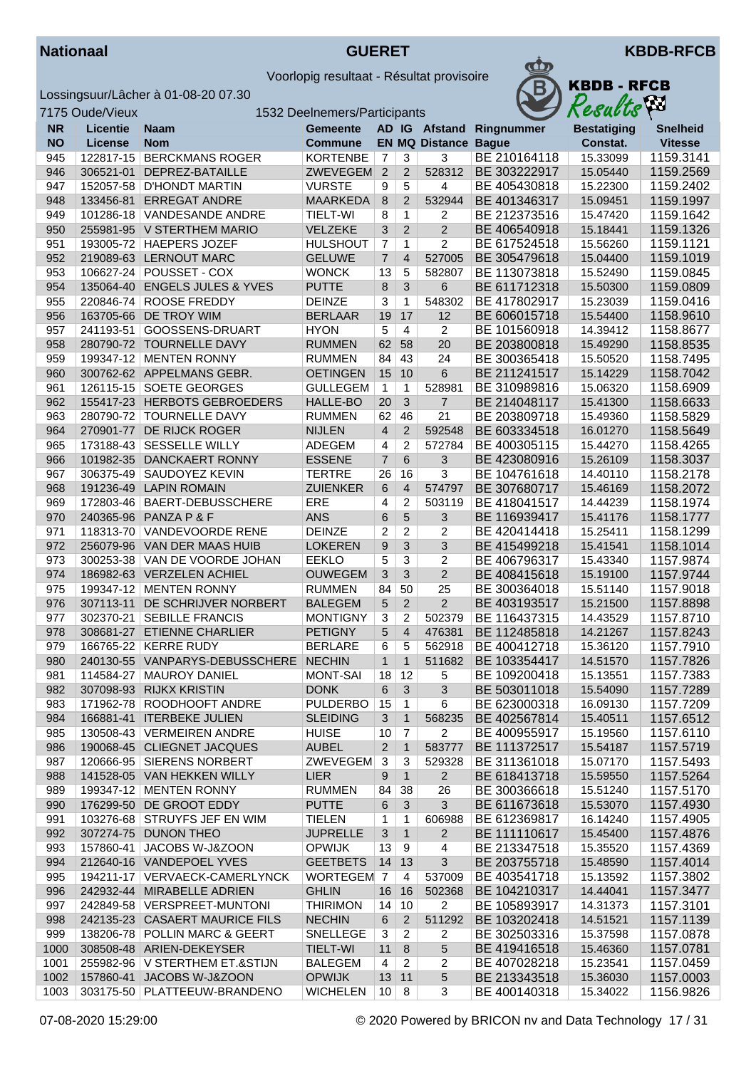**Nationaal** — **GUERET** — **KBDB-RFCB**

Voorlopig resultaat - Résultat provisoire

Lossingsuur/Lâcher à 01-08-20 07.30

7175 Oude/Vieux — 1532 Deelnemers/Participants

| NR NO | Licentie License | Naam Nom | Gemeente Commune | AD EN | IG MQ | Afstand Distance | Ringnummer Bague | Bestatiging Constat. | Snelheid Vitesse |
|---|---|---|---|---|---|---|---|---|---|
| 945 | 122817-15 | BERCKMANS ROGER | KORTENBE | 7 | 3 | 3 | BE 210164118 | 15.33099 | 1159.3141 |
| 946 | 306521-01 | DEPREZ-BATAILLE | ZWEVEGEM | 2 | 2 | 528312 | BE 303222917 | 15.05440 | 1159.2569 |
| 947 | 152057-58 | D'HONDT MARTIN | VURSTE | 9 | 5 | 4 | BE 405430818 | 15.22300 | 1159.2402 |
| 948 | 133456-81 | ERREGAT ANDRE | MAARKEDA | 8 | 2 | 532944 | BE 401346317 | 15.09451 | 1159.1997 |
| 949 | 101286-18 | VANDESANDE ANDRE | TIELT-WI | 8 | 1 | 2 | BE 212373516 | 15.47420 | 1159.1642 |
| 950 | 255981-95 | V STERTHEM MARIO | VELZEKE | 3 | 2 | 2 | BE 406540918 | 15.18441 | 1159.1326 |
| 951 | 193005-72 | HAEPERS JOZEF | HULSHOUT | 7 | 1 | 2 | BE 617524518 | 15.56260 | 1159.1121 |
| 952 | 219089-63 | LERNOUT MARC | GELUWE | 7 | 4 | 527005 | BE 305479618 | 15.04400 | 1159.1019 |
| 953 | 106627-24 | POUSSET - COX | WONCK | 13 | 5 | 582807 | BE 113073818 | 15.52490 | 1159.0845 |
| 954 | 135064-40 | ENGELS JULES & YVES | PUTTE | 8 | 3 | 6 | BE 611712318 | 15.50300 | 1159.0809 |
| 955 | 220846-74 | ROOSE FREDDY | DEINZE | 3 | 1 | 548302 | BE 417802917 | 15.23039 | 1159.0416 |
| 956 | 163705-66 | DE TROY WIM | BERLAAR | 19 | 17 | 12 | BE 606015718 | 15.54400 | 1158.9610 |
| 957 | 241193-51 | GOOSSENS-DRUART | HYON | 5 | 4 | 2 | BE 101560918 | 14.39412 | 1158.8677 |
| 958 | 280790-72 | TOURNELLE DAVY | RUMMEN | 62 | 58 | 20 | BE 203800818 | 15.49290 | 1158.8535 |
| 959 | 199347-12 | MENTEN RONNY | RUMMEN | 84 | 43 | 24 | BE 300365418 | 15.50520 | 1158.7495 |
| 960 | 300762-62 | APPELMANS GEBR. | OETINGEN | 15 | 10 | 6 | BE 211241517 | 15.14229 | 1158.7042 |
| 961 | 126115-15 | SOETE GEORGES | GULLEGEM | 1 | 1 | 528981 | BE 310989816 | 15.06320 | 1158.6909 |
| 962 | 155417-23 | HERBOTS GEBROEDERS | HALLE-BO | 20 | 3 | 7 | BE 214048117 | 15.41300 | 1158.6633 |
| 963 | 280790-72 | TOURNELLE DAVY | RUMMEN | 62 | 46 | 21 | BE 203809718 | 15.49360 | 1158.5829 |
| 964 | 270901-77 | DE RIJCK ROGER | NIJLEN | 4 | 2 | 592548 | BE 603334518 | 16.01270 | 1158.5649 |
| 965 | 173188-43 | SESSELLE WILLY | ADEGEM | 4 | 2 | 572784 | BE 400305115 | 15.44270 | 1158.4265 |
| 966 | 101982-35 | DANCKAERT RONNY | ESSENE | 7 | 6 | 3 | BE 423080916 | 15.26109 | 1158.3037 |
| 967 | 306375-49 | SAUDOYEZ KEVIN | TERTRE | 26 | 16 | 3 | BE 104761618 | 14.40110 | 1158.2178 |
| 968 | 191236-49 | LAPIN ROMAIN | ZUIENKER | 6 | 4 | 574797 | BE 307680717 | 15.46169 | 1158.2072 |
| 969 | 172803-46 | BAERT-DEBUSSCHERE | ERE | 4 | 2 | 503119 | BE 418041517 | 14.44239 | 1158.1974 |
| 970 | 240365-96 | PANZA P & F | ANS | 6 | 5 | 3 | BE 116939417 | 15.41176 | 1158.1777 |
| 971 | 118313-70 | VANDEVOORDE RENE | DEINZE | 2 | 2 | 2 | BE 420414418 | 15.25411 | 1158.1299 |
| 972 | 256079-96 | VAN DER MAAS HUIB | LOKEREN | 9 | 3 | 3 | BE 415499218 | 15.41541 | 1158.1014 |
| 973 | 300253-38 | VAN DE VOORDE JOHAN | EEKLO | 5 | 3 | 2 | BE 406796317 | 15.43340 | 1157.9874 |
| 974 | 186982-63 | VERZELEN ACHIEL | OUWEGEM | 3 | 3 | 2 | BE 408415618 | 15.19100 | 1157.9744 |
| 975 | 199347-12 | MENTEN RONNY | RUMMEN | 84 | 50 | 25 | BE 300364018 | 15.51140 | 1157.9018 |
| 976 | 307113-11 | DE SCHRIJVER NORBERT | BALEGEM | 5 | 2 | 2 | BE 403193517 | 15.21500 | 1157.8898 |
| 977 | 302370-21 | SEBILLE FRANCIS | MONTIGNY | 3 | 2 | 502379 | BE 116437315 | 14.43529 | 1157.8710 |
| 978 | 308681-27 | ETIENNE CHARLIER | PETIGNY | 5 | 4 | 476381 | BE 112485818 | 14.21267 | 1157.8243 |
| 979 | 166765-22 | KERRE RUDY | BERLARE | 6 | 5 | 562918 | BE 400412718 | 15.36120 | 1157.7910 |
| 980 | 240130-55 | VANPARYS-DEBUSSCHERE | NECHIN | 1 | 1 | 511682 | BE 103354417 | 14.51570 | 1157.7826 |
| 981 | 114584-27 | MAUROY DANIEL | MONT-SAI | 18 | 12 | 5 | BE 109200418 | 15.13551 | 1157.7383 |
| 982 | 307098-93 | RIJKX KRISTIN | DONK | 6 | 3 | 3 | BE 503011018 | 15.54090 | 1157.7289 |
| 983 | 171962-78 | ROODHOOFT ANDRE | PULDERBO | 15 | 1 | 6 | BE 623000318 | 16.09130 | 1157.7209 |
| 984 | 166881-41 | ITERBEKE JULIEN | SLEIDING | 3 | 1 | 568235 | BE 402567814 | 15.40511 | 1157.6512 |
| 985 | 130508-43 | VERMEIREN ANDRE | HUISE | 10 | 7 | 2 | BE 400955917 | 15.19560 | 1157.6110 |
| 986 | 190068-45 | CLIEGNET JACQUES | AUBEL | 2 | 1 | 583777 | BE 111372517 | 15.54187 | 1157.5719 |
| 987 | 120666-95 | SIERENS NORBERT | ZWEVEGEM | 3 | 3 | 529328 | BE 311361018 | 15.07170 | 1157.5493 |
| 988 | 141528-05 | VAN HEKKEN WILLY | LIER | 9 | 1 | 2 | BE 618413718 | 15.59550 | 1157.5264 |
| 989 | 199347-12 | MENTEN RONNY | RUMMEN | 84 | 38 | 26 | BE 300366618 | 15.51240 | 1157.5170 |
| 990 | 176299-50 | DE GROOT EDDY | PUTTE | 6 | 3 | 3 | BE 611673618 | 15.53070 | 1157.4930 |
| 991 | 103276-68 | STRUYFS JEF EN WIM | TIELEN | 1 | 1 | 606988 | BE 612369817 | 16.14240 | 1157.4905 |
| 992 | 307274-75 | DUNON THEO | JUPRELLE | 3 | 1 | 2 | BE 111110617 | 15.45400 | 1157.4876 |
| 993 | 157860-41 | JACOBS W-J&ZOON | OPWIJK | 13 | 9 | 4 | BE 213347518 | 15.35520 | 1157.4369 |
| 994 | 212640-16 | VANDEPOEL YVES | GEETBETS | 14 | 13 | 3 | BE 203755718 | 15.48590 | 1157.4014 |
| 995 | 194211-17 | VERVAECK-CAMERLYNCK | WORTEGEM | 7 | 4 | 537009 | BE 403541718 | 15.13592 | 1157.3802 |
| 996 | 242932-44 | MIRABELLE ADRIEN | GHLIN | 16 | 16 | 502368 | BE 104210317 | 14.44041 | 1157.3477 |
| 997 | 242849-58 | VERSPREET-MUNTONI | THIRIMON | 14 | 10 | 2 | BE 105893917 | 14.31373 | 1157.3101 |
| 998 | 242135-23 | CASAERT MAURICE FILS | NECHIN | 6 | 2 | 511292 | BE 103202418 | 14.51521 | 1157.1139 |
| 999 | 138206-78 | POLLIN MARC & GEERT | SNELLEGE | 3 | 2 | 2 | BE 302503316 | 15.37598 | 1157.0878 |
| 1000 | 308508-48 | ARIEN-DEKEYSER | TIELT-WI | 11 | 8 | 5 | BE 419416518 | 15.46360 | 1157.0781 |
| 1001 | 255982-96 | V STERTHEM ET.&STIJN | BALEGEM | 4 | 2 | 2 | BE 407028218 | 15.23541 | 1157.0459 |
| 1002 | 157860-41 | JACOBS W-J&ZOON | OPWIJK | 13 | 11 | 5 | BE 213343518 | 15.36030 | 1157.0003 |
| 1003 | 303175-50 | PLATTEEUW-BRANDENO | WICHELEN | 10 | 8 | 3 | BE 400140318 | 15.34022 | 1156.9826 |

07-08-2020 15:29:00 — © 2020 Powered by BRICON nv and Data Technology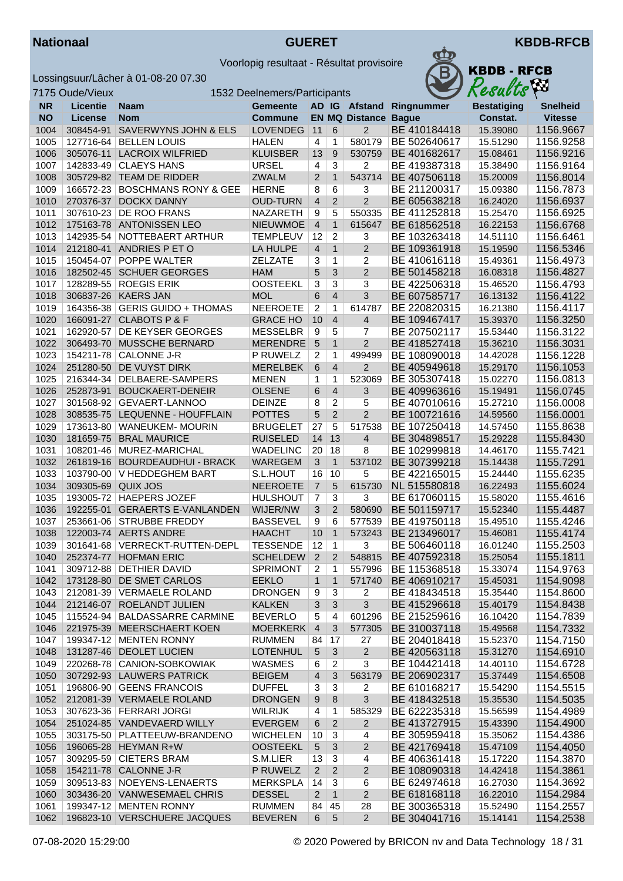**Nationaal** — **GUERET** — **KBDB-RFCB**

Voorlopig resultaat - Résultat provisoire

Lossingsuur/Lâcher à 01-08-20 07.30

7175 Oude/Vieux — 1532 Deelnemers/Participants

| NR NO | Licentie License | Naam Nom | Gemeente Commune | AD EN | IG MQ | Afstand Distance | Ringnummer Bague | Bestatiging Constat. | Snelheid Vitesse |
|---|---|---|---|---|---|---|---|---|---|
| 1004 | 308454-91 | SAVERWYNS JOHN & ELS | LOVENDEG | 11 | 6 | 2 | BE 410184418 | 15.39080 | 1156.9667 |
| 1005 | 127716-64 | BELLEN LOUIS | HALEN | 4 | 1 | 580179 | BE 502640617 | 15.51290 | 1156.9258 |
| 1006 | 305076-11 | LACROIX WILFRIED | KLUISBER | 13 | 9 | 530759 | BE 401682617 | 15.08461 | 1156.9216 |
| 1007 | 142833-49 | CLAEYS HANS | URSEL | 4 | 3 | 2 | BE 419387318 | 15.38490 | 1156.9164 |
| 1008 | 305729-82 | TEAM DE RIDDER | ZWALM | 2 | 1 | 543714 | BE 407506118 | 15.20009 | 1156.8014 |
| 1009 | 166572-23 | BOSCHMANS RONY & GEE | HERNE | 8 | 6 | 3 | BE 211200317 | 15.09380 | 1156.7873 |
| 1010 | 270376-37 | DOCKX DANNY | OUD-TURN | 4 | 2 | 2 | BE 605638218 | 16.24020 | 1156.6937 |
| 1011 | 307610-23 | DE ROO FRANS | NAZARETH | 9 | 5 | 550335 | BE 411252818 | 15.25470 | 1156.6925 |
| 1012 | 175163-78 | ANTONISSEN LEO | NIEUWMOE | 4 | 1 | 615647 | BE 618562518 | 16.22153 | 1156.6768 |
| 1013 | 142935-54 | NOTTEBAERT ARTHUR | TEMPLEUV | 12 | 2 | 3 | BE 103263418 | 14.51110 | 1156.6461 |
| 1014 | 212180-41 | ANDRIES P ET O | LA HULPE | 4 | 1 | 2 | BE 109361918 | 15.19590 | 1156.5346 |
| 1015 | 150454-07 | POPPE WALTER | ZELZATE | 3 | 1 | 2 | BE 410616118 | 15.49361 | 1156.4973 |
| 1016 | 182502-45 | SCHUER GEORGES | HAM | 5 | 3 | 2 | BE 501458218 | 16.08318 | 1156.4827 |
| 1017 | 128289-55 | ROEGIS ERIK | OOSTEEKL | 3 | 3 | 3 | BE 422506318 | 15.46520 | 1156.4793 |
| 1018 | 306837-26 | KAERS JAN | MOL | 6 | 4 | 3 | BE 607585717 | 16.13132 | 1156.4122 |
| 1019 | 164356-38 | GERIS GUIDO + THOMAS | NEEROETE | 2 | 1 | 614787 | BE 220820315 | 16.21380 | 1156.4117 |
| 1020 | 166091-27 | CLABOTS P & F | GRACE HO | 10 | 4 | 4 | BE 109467417 | 15.39370 | 1156.3250 |
| 1021 | 162920-57 | DE KEYSER GEORGES | MESSELBR | 9 | 5 | 7 | BE 207502117 | 15.53440 | 1156.3122 |
| 1022 | 306493-70 | MUSSCHE BERNARD | MERENDRE | 5 | 1 | 2 | BE 418527418 | 15.36210 | 1156.3031 |
| 1023 | 154211-78 | CALONNE J-R | P RUWELZ | 2 | 1 | 499499 | BE 108090018 | 14.42028 | 1156.1228 |
| 1024 | 251280-50 | DE VUYST DIRK | MERELBEK | 6 | 4 | 2 | BE 405949618 | 15.29170 | 1156.1053 |
| 1025 | 216344-34 | DELBAERE-SAMPERS | MENEN | 1 | 1 | 523069 | BE 305307418 | 15.02270 | 1156.0813 |
| 1026 | 252873-91 | BOUCKAERT-DENEIR | OLSENE | 6 | 4 | 3 | BE 409963616 | 15.19491 | 1156.0745 |
| 1027 | 301568-92 | GEVAERT-LANNOO | DEINZE | 8 | 2 | 5 | BE 407010616 | 15.27210 | 1156.0008 |
| 1028 | 308535-75 | LEQUENNE - HOUFFLAIN | POTTES | 5 | 2 | 2 | BE 100721616 | 14.59560 | 1156.0001 |
| 1029 | 173613-80 | WANEUKEM- MOURIN | BRUGELET | 27 | 5 | 517538 | BE 107250418 | 14.57450 | 1155.8638 |
| 1030 | 181659-75 | BRAL MAURICE | RUISELED | 14 | 13 | 4 | BE 304898517 | 15.29228 | 1155.8430 |
| 1031 | 108201-46 | MUREZ-MARICHAL | WADELINC | 20 | 18 | 8 | BE 102999818 | 14.46170 | 1155.7421 |
| 1032 | 261819-16 | BOURDEAUDHUI - BRACK | WAREGEM | 3 | 1 | 537102 | BE 307399218 | 15.14438 | 1155.7291 |
| 1033 | 103790-00 | V HEDDEGHEM BART | S.L.HOUT | 16 | 10 | 5 | BE 422165015 | 15.24440 | 1155.6235 |
| 1034 | 309305-69 | QUIX JOS | NEEROETE | 7 | 5 | 615730 | NL 515580818 | 16.22493 | 1155.6024 |
| 1035 | 193005-72 | HAEPERS JOZEF | HULSHOUT | 7 | 3 | 3 | BE 617060115 | 15.58020 | 1155.4616 |
| 1036 | 192255-01 | GERAERTS E-VANLANDEN | WIJER/NW | 3 | 2 | 580690 | BE 501159717 | 15.52340 | 1155.4487 |
| 1037 | 253661-06 | STRUBBE FREDDY | BASSEVEL | 9 | 6 | 577539 | BE 419750118 | 15.49510 | 1155.4246 |
| 1038 | 122003-74 | AERTS ANDRE | HAACHT | 10 | 1 | 573243 | BE 213496017 | 15.46081 | 1155.4174 |
| 1039 | 301641-68 | VERRECKT-RUTTEN-DEPL | TESSENDE | 12 | 1 | 3 | BE 506460118 | 16.01240 | 1155.2503 |
| 1040 | 252374-77 | HOFMAN ERIC | SCHELDEW | 2 | 2 | 548815 | BE 407592318 | 15.25054 | 1155.1811 |
| 1041 | 309712-88 | DETHIER DAVID | SPRIMONT | 2 | 1 | 557996 | BE 115368518 | 15.33074 | 1154.9763 |
| 1042 | 173128-80 | DE SMET CARLOS | EEKLO | 1 | 1 | 571740 | BE 406910217 | 15.45031 | 1154.9098 |
| 1043 | 212081-39 | VERMAELE ROLAND | DRONGEN | 9 | 3 | 2 | BE 418434518 | 15.35440 | 1154.8600 |
| 1044 | 212146-07 | ROELANDT JULIEN | KALKEN | 3 | 3 | 3 | BE 415296618 | 15.40179 | 1154.8438 |
| 1045 | 115524-94 | BALDASSARRE CARMINE | BEVERLO | 5 | 4 | 601296 | BE 215259616 | 16.10420 | 1154.7839 |
| 1046 | 221975-39 | MEERSCHAERT KOEN | MOERKERK | 4 | 3 | 577305 | BE 310037118 | 15.49568 | 1154.7332 |
| 1047 | 199347-12 | MENTEN RONNY | RUMMEN | 84 | 17 | 27 | BE 204018418 | 15.52370 | 1154.7150 |
| 1048 | 131287-46 | DEOLET LUCIEN | LOTENHUL | 5 | 3 | 2 | BE 420563118 | 15.31270 | 1154.6910 |
| 1049 | 220268-78 | CANION-SOBKOWIAK | WASMES | 6 | 2 | 3 | BE 104421418 | 14.40110 | 1154.6728 |
| 1050 | 307292-93 | LAUWERS PATRICK | BEIGEM | 4 | 3 | 563179 | BE 206902317 | 15.37449 | 1154.6508 |
| 1051 | 196806-90 | GEENS FRANCOIS | DUFFEL | 3 | 3 | 2 | BE 610168217 | 15.54290 | 1154.5515 |
| 1052 | 212081-39 | VERMAELE ROLAND | DRONGEN | 9 | 8 | 3 | BE 418432518 | 15.35530 | 1154.5035 |
| 1053 | 307623-36 | FERRARI JORGI | WILRIJK | 4 | 1 | 585329 | BE 622235318 | 15.56599 | 1154.4989 |
| 1054 | 251024-85 | VANDEVAERD WILLY | EVERGEM | 6 | 2 | 2 | BE 413727915 | 15.43390 | 1154.4900 |
| 1055 | 303175-50 | PLATTEEUW-BRANDENO | WICHELEN | 10 | 3 | 4 | BE 305959418 | 15.35062 | 1154.4386 |
| 1056 | 196065-28 | HEYMAN R+W | OOSTEEKL | 5 | 3 | 2 | BE 421769418 | 15.47109 | 1154.4050 |
| 1057 | 309295-59 | CIETERS BRAM | S.M.LIER | 13 | 3 | 4 | BE 406361418 | 15.55170 | 1154.3870 |
| 1058 | 154211-78 | CALONNE J-R | P RUWELZ | 2 | 2 | 2 | BE 108090318 | 14.42418 | 1154.3861 |
| 1059 | 309513-83 | NOEYENS-LENAERTS | MERKSPLA | 14 | 3 | 6 | BE 624974618 | 16.27030 | 1154.3692 |
| 1060 | 303436-20 | VANWESEMAEL CHRIS | DESSEL | 2 | 1 | 2 | BE 618168118 | 16.22010 | 1154.2984 |
| 1061 | 199347-12 | MENTEN RONNY | RUMMEN | 84 | 45 | 28 | BE 300365318 | 15.52490 | 1154.2557 |
| 1062 | 196823-10 | VERSCHUERE JACQUES | BEVEREN | 6 | 5 | 2 | BE 304041716 | 15.14141 | 1154.2538 |

07-08-2020 15:29:00 — © 2020 Powered by BRICON nv and Data Technology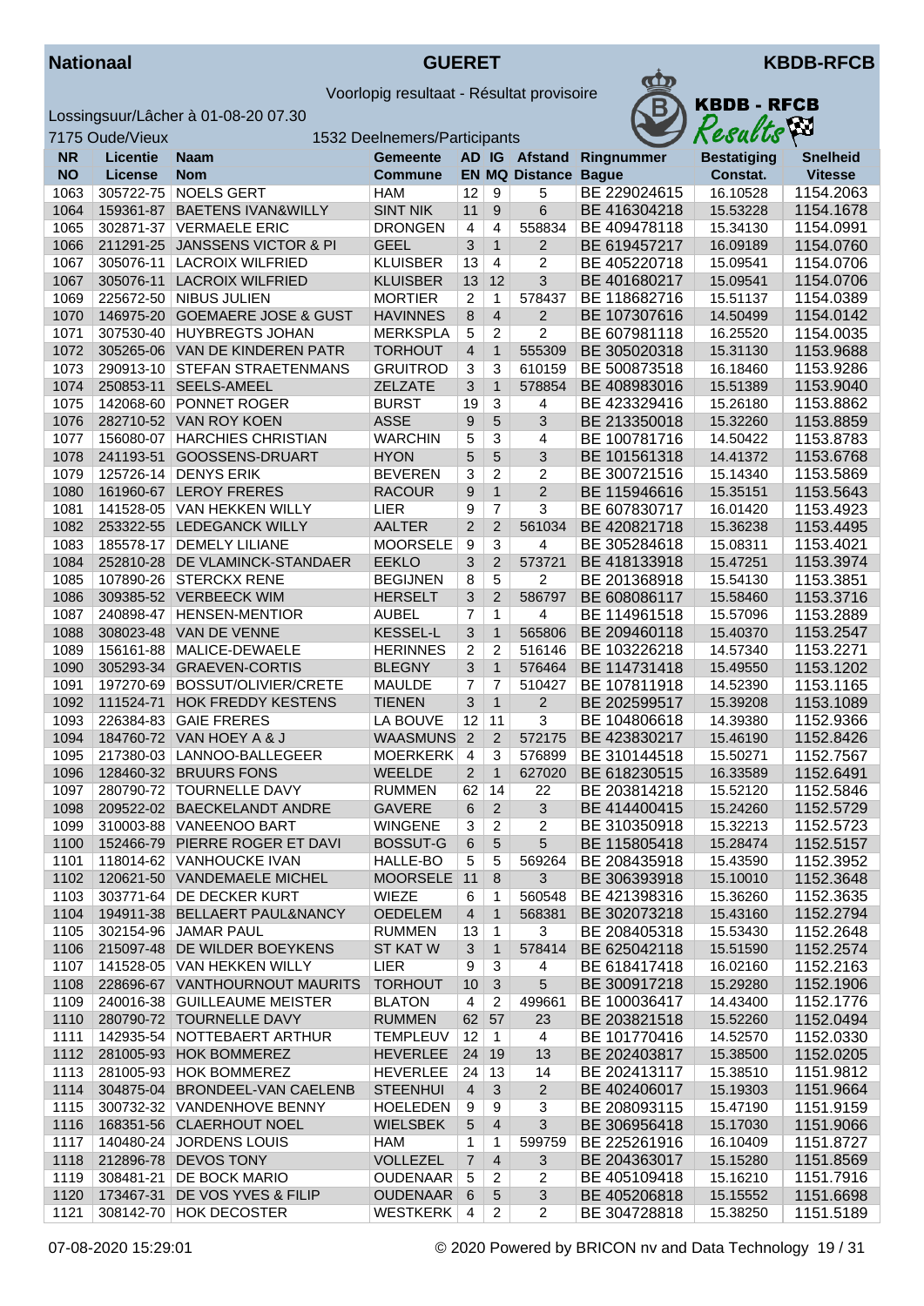**Nationaal** — **GUERET** — **KBDB-RFCB**

Voorlopig resultaat - Résultat provisoire

Lossingsuur/Lâcher à 01-08-20 07.30

7175 Oude/Vieux — 1532 Deelnemers/Participants

| NR<br>NO | Licentie<br>License | Naam<br>Nom | Gemeente<br>Commune | AD<br>EN | IG<br>MQ | Afstand<br>Distance | Ringnummer<br>Bague | Bestatiging<br>Constat. | Snelheid<br>Vitesse |
|---|---|---|---|---|---|---|---|---|---|
| 1063 | 305722-75 | NOELS GERT | HAM | 12 | 9 | 5 | BE 229024615 | 16.10528 | 1154.2063 |
| 1064 | 159361-87 | BAETENS IVAN&WILLY | SINT NIK | 11 | 9 | 6 | BE 416304218 | 15.53228 | 1154.1678 |
| 1065 | 302871-37 | VERMAELE ERIC | DRONGEN | 4 | 4 | 558834 | BE 409478118 | 15.34130 | 1154.0991 |
| 1066 | 211291-25 | JANSSENS VICTOR & PI | GEEL | 3 | 1 | 2 | BE 619457217 | 16.09189 | 1154.0760 |
| 1067 | 305076-11 | LACROIX WILFRIED | KLUISBER | 13 | 4 | 2 | BE 405220718 | 15.09541 | 1154.0706 |
| 1067 | 305076-11 | LACROIX WILFRIED | KLUISBER | 13 | 12 | 3 | BE 401680217 | 15.09541 | 1154.0706 |
| 1069 | 225672-50 | NIBUS JULIEN | MORTIER | 2 | 1 | 578437 | BE 118682716 | 15.51137 | 1154.0389 |
| 1070 | 146975-20 | GOEMAERE JOSE & GUST | HAVINNES | 8 | 4 | 2 | BE 107307616 | 14.50499 | 1154.0142 |
| 1071 | 307530-40 | HUYBREGTS JOHAN | MERKSPLA | 5 | 2 | 2 | BE 607981118 | 16.25520 | 1154.0035 |
| 1072 | 305265-06 | VAN DE KINDEREN PATR | TORHOUT | 4 | 1 | 555309 | BE 305020318 | 15.31130 | 1153.9688 |
| 1073 | 290913-10 | STEFAN STRAETENMANS | GRUITROD | 3 | 3 | 610159 | BE 500873518 | 16.18460 | 1153.9286 |
| 1074 | 250853-11 | SEELS-AMEEL | ZELZATE | 3 | 1 | 578854 | BE 408983016 | 15.51389 | 1153.9040 |
| 1075 | 142068-60 | PONNET ROGER | BURST | 19 | 3 | 4 | BE 423329416 | 15.26180 | 1153.8862 |
| 1076 | 282710-52 | VAN ROY KOEN | ASSE | 9 | 5 | 3 | BE 213350018 | 15.32260 | 1153.8859 |
| 1077 | 156080-07 | HARCHIES CHRISTIAN | WARCHIN | 5 | 3 | 4 | BE 100781716 | 14.50422 | 1153.8783 |
| 1078 | 241193-51 | GOOSSENS-DRUART | HYON | 5 | 5 | 3 | BE 101561318 | 14.41372 | 1153.6768 |
| 1079 | 125726-14 | DENYS ERIK | BEVEREN | 3 | 2 | 2 | BE 300721516 | 15.14340 | 1153.5869 |
| 1080 | 161960-67 | LEROY FRERES | RACOUR | 9 | 1 | 2 | BE 115946616 | 15.35151 | 1153.5643 |
| 1081 | 141528-05 | VAN HEKKEN WILLY | LIER | 9 | 7 | 3 | BE 607830717 | 16.01420 | 1153.4923 |
| 1082 | 253322-55 | LEDEGANCK WILLY | AALTER | 2 | 2 | 561034 | BE 420821718 | 15.36238 | 1153.4495 |
| 1083 | 185578-17 | DEMELY LILIANE | MOORSELE | 9 | 3 | 4 | BE 305284618 | 15.08311 | 1153.4021 |
| 1084 | 252810-28 | DE VLAMINCK-STANDAER | EEKLO | 3 | 2 | 573721 | BE 418133918 | 15.47251 | 1153.3974 |
| 1085 | 107890-26 | STERCKX RENE | BEGIJNEN | 8 | 5 | 2 | BE 201368918 | 15.54130 | 1153.3851 |
| 1086 | 309385-52 | VERBEECK WIM | HERSELT | 3 | 2 | 586797 | BE 608086117 | 15.58460 | 1153.3716 |
| 1087 | 240898-47 | HENSEN-MENTIOR | AUBEL | 7 | 1 | 4 | BE 114961518 | 15.57096 | 1153.2889 |
| 1088 | 308023-48 | VAN DE VENNE | KESSEL-L | 3 | 1 | 565806 | BE 209460118 | 15.40370 | 1153.2547 |
| 1089 | 156161-88 | MALICE-DEWAELE | HERINNES | 2 | 2 | 516146 | BE 103226218 | 14.57340 | 1153.2271 |
| 1090 | 305293-34 | GRAEVEN-CORTIS | BLEGNY | 3 | 1 | 576464 | BE 114731418 | 15.49550 | 1153.1202 |
| 1091 | 197270-69 | BOSSUT/OLIVIER/CRETE | MAULDE | 7 | 7 | 510427 | BE 107811918 | 14.52390 | 1153.1165 |
| 1092 | 111524-71 | HOK FREDDY KESTENS | TIENEN | 3 | 1 | 2 | BE 202599517 | 15.39208 | 1153.1089 |
| 1093 | 226384-83 | GAIE FRERES | LA BOUVE | 12 | 11 | 3 | BE 104806618 | 14.39380 | 1152.9366 |
| 1094 | 184760-72 | VAN HOEY A & J | WAASMUNS | 2 | 2 | 572175 | BE 423830217 | 15.46190 | 1152.8426 |
| 1095 | 217380-03 | LANNOO-BALLEGEER | MOERKERK | 4 | 3 | 576899 | BE 310144518 | 15.50271 | 1152.7567 |
| 1096 | 128460-32 | BRUURS FONS | WEELDE | 2 | 1 | 627020 | BE 618230515 | 16.33589 | 1152.6491 |
| 1097 | 280790-72 | TOURNELLE DAVY | RUMMEN | 62 | 14 | 22 | BE 203814218 | 15.52120 | 1152.5846 |
| 1098 | 209522-02 | BAECKELANDT ANDRE | GAVERE | 6 | 2 | 3 | BE 414400415 | 15.24260 | 1152.5729 |
| 1099 | 310003-88 | VANEENOO BART | WINGENE | 3 | 2 | 2 | BE 310350918 | 15.32213 | 1152.5723 |
| 1100 | 152466-79 | PIERRE ROGER ET DAVI | BOSSUT-G | 6 | 5 | 5 | BE 115805418 | 15.28474 | 1152.5157 |
| 1101 | 118014-62 | VANHOUCKE IVAN | HALLE-BO | 5 | 5 | 569264 | BE 208435918 | 15.43590 | 1152.3952 |
| 1102 | 120621-50 | VANDEMAELE MICHEL | MOORSELE | 11 | 8 | 3 | BE 306393918 | 15.10010 | 1152.3648 |
| 1103 | 303771-64 | DE DECKER KURT | WIEZE | 6 | 1 | 560548 | BE 421398316 | 15.36260 | 1152.3635 |
| 1104 | 194911-38 | BELLAERT PAUL&NANCY | OEDELEM | 4 | 1 | 568381 | BE 302073218 | 15.43160 | 1152.2794 |
| 1105 | 302154-96 | JAMAR PAUL | RUMMEN | 13 | 1 | 3 | BE 208405318 | 15.53430 | 1152.2648 |
| 1106 | 215097-48 | DE WILDER BOEYKENS | ST KAT W | 3 | 1 | 578414 | BE 625042118 | 15.51590 | 1152.2574 |
| 1107 | 141528-05 | VAN HEKKEN WILLY | LIER | 9 | 3 | 4 | BE 618417418 | 16.02160 | 1152.2163 |
| 1108 | 228696-67 | VANTHOURNOUT MAURITS | TORHOUT | 10 | 3 | 5 | BE 300917218 | 15.29280 | 1152.1906 |
| 1109 | 240016-38 | GUILLEAUME MEISTER | BLATON | 4 | 2 | 499661 | BE 100036417 | 14.43400 | 1152.1776 |
| 1110 | 280790-72 | TOURNELLE DAVY | RUMMEN | 62 | 57 | 23 | BE 203821518 | 15.52260 | 1152.0494 |
| 1111 | 142935-54 | NOTTEBAERT ARTHUR | TEMPLEUV | 12 | 1 | 4 | BE 101770416 | 14.52570 | 1152.0330 |
| 1112 | 281005-93 | HOK BOMMEREZ | HEVERLEE | 24 | 19 | 13 | BE 202403817 | 15.38500 | 1152.0205 |
| 1113 | 281005-93 | HOK BOMMEREZ | HEVERLEE | 24 | 13 | 14 | BE 202413117 | 15.38510 | 1151.9812 |
| 1114 | 304875-04 | BRONDEEL-VAN CAELENB | STEENHUI | 4 | 3 | 2 | BE 402406017 | 15.19303 | 1151.9664 |
| 1115 | 300732-32 | VANDENHOVE BENNY | HOELEDEN | 9 | 9 | 3 | BE 208093115 | 15.47190 | 1151.9159 |
| 1116 | 168351-56 | CLAERHOUT NOEL | WIELSBEK | 5 | 4 | 3 | BE 306956418 | 15.17030 | 1151.9066 |
| 1117 | 140480-24 | JORDENS LOUIS | HAM | 1 | 1 | 599759 | BE 225261916 | 16.10409 | 1151.8727 |
| 1118 | 212896-78 | DEVOS TONY | VOLLEZEL | 7 | 4 | 3 | BE 204363017 | 15.15280 | 1151.8569 |
| 1119 | 308481-21 | DE BOCK MARIO | OUDENAAR | 5 | 2 | 2 | BE 405109418 | 15.16210 | 1151.7916 |
| 1120 | 173467-31 | DE VOS YVES & FILIP | OUDENAAR | 6 | 5 | 3 | BE 405206818 | 15.15552 | 1151.6698 |
| 1121 | 308142-70 | HOK DECOSTER | WESTKERK | 4 | 2 | 2 | BE 304728818 | 15.38250 | 1151.5189 |

07-08-2020 15:29:01 — © 2020 Powered by BRICON nv and Data Technology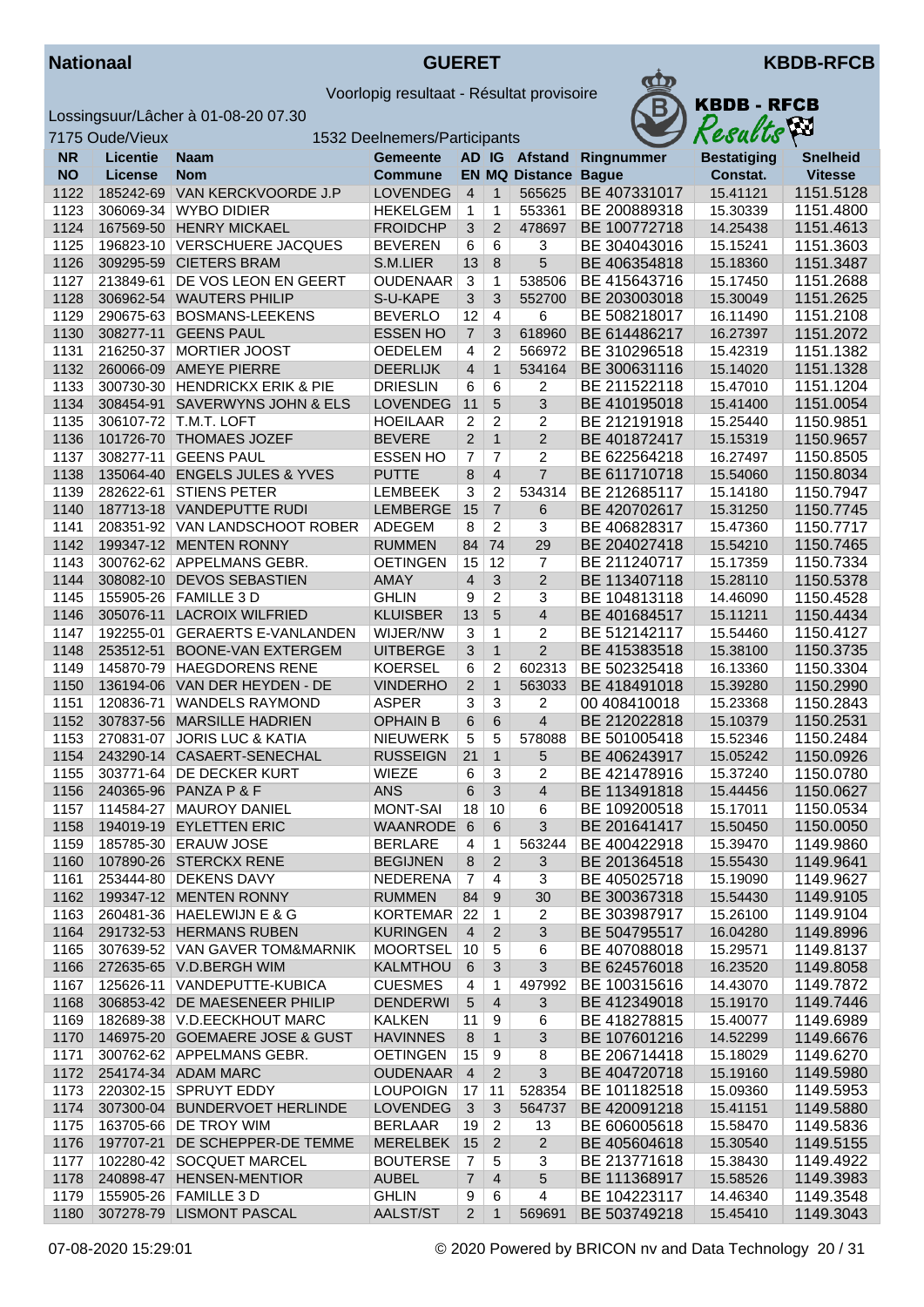**Nationaal** | **GUERET** | **KBDB-RFCB**

Voorlopig resultaat - Résultat provisoire

Lossingsuur/Lâcher à 01-08-20 07.30

7175 Oude/Vieux

1532 Deelnemers/Participants

| NR<br>NO | Licentie<br>License | Naam<br>Nom | Gemeente<br>Commune | AD<br>EN | IG<br>MQ | Afstand<br>Distance | Ringnummer<br>Bague | Bestatiging<br>Constat. | Snelheid<br>Vitesse |
|---|---|---|---|---|---|---|---|---|---|
| 1122 | 185242-69 | VAN KERCKVOORDE J.P | LOVENDEG | 4 | 1 | 565625 | BE 407331017 | 15.41121 | 1151.5128 |
| 1123 | 306069-34 | WYBO DIDIER | HEKELGEM | 1 | 1 | 553361 | BE 200889318 | 15.30339 | 1151.4800 |
| 1124 | 167569-50 | HENRY MICKAEL | FROIDCHP | 3 | 2 | 478697 | BE 100772718 | 14.25438 | 1151.4613 |
| 1125 | 196823-10 | VERSCHUERE JACQUES | BEVEREN | 6 | 6 | 3 | BE 304043016 | 15.15241 | 1151.3603 |
| 1126 | 309295-59 | CIETERS BRAM | S.M.LIER | 13 | 8 | 5 | BE 406354818 | 15.18360 | 1151.3487 |
| 1127 | 213849-61 | DE VOS LEON EN GEERT | OUDENAAR | 3 | 1 | 538506 | BE 415643716 | 15.17450 | 1151.2688 |
| 1128 | 306962-54 | WAUTERS PHILIP | S-U-KAPE | 3 | 3 | 552700 | BE 203003018 | 15.30049 | 1151.2625 |
| 1129 | 290675-63 | BOSMANS-LEEKENS | BEVERLO | 12 | 4 | 6 | BE 508218017 | 16.11490 | 1151.2108 |
| 1130 | 308277-11 | GEENS PAUL | ESSEN HO | 7 | 3 | 618960 | BE 614486217 | 16.27397 | 1151.2072 |
| 1131 | 216250-37 | MORTIER JOOST | OEDELEM | 4 | 2 | 566972 | BE 310296518 | 15.42319 | 1151.1382 |
| 1132 | 260066-09 | AMEYE PIERRE | DEERLIJK | 4 | 1 | 534164 | BE 300631116 | 15.14020 | 1151.1328 |
| 1133 | 300730-30 | HENDRICKX ERIK & PIE | DRIESLIN | 6 | 6 | 2 | BE 211522118 | 15.47010 | 1151.1204 |
| 1134 | 308454-91 | SAVERWYNS JOHN & ELS | LOVENDEG | 11 | 5 | 3 | BE 410195018 | 15.41400 | 1151.0054 |
| 1135 | 306107-72 | T.M.T. LOFT | HOEILAAR | 2 | 2 | 2 | BE 212191918 | 15.25440 | 1150.9851 |
| 1136 | 101726-70 | THOMAES JOZEF | BEVERE | 2 | 1 | 2 | BE 401872417 | 15.15319 | 1150.9657 |
| 1137 | 308277-11 | GEENS PAUL | ESSEN HO | 7 | 7 | 2 | BE 622564218 | 16.27497 | 1150.8505 |
| 1138 | 135064-40 | ENGELS JULES & YVES | PUTTE | 8 | 4 | 7 | BE 611710718 | 15.54060 | 1150.8034 |
| 1139 | 282622-61 | STIENS PETER | LEMBEEK | 3 | 2 | 534314 | BE 212685117 | 15.14180 | 1150.7947 |
| 1140 | 187713-18 | VANDEPUTTE RUDI | LEMBERGE | 15 | 7 | 6 | BE 420702617 | 15.31250 | 1150.7745 |
| 1141 | 208351-92 | VAN LANDSCHOOT ROBER | ADEGEM | 8 | 2 | 3 | BE 406828317 | 15.47360 | 1150.7717 |
| 1142 | 199347-12 | MENTEN RONNY | RUMMEN | 84 | 74 | 29 | BE 204027418 | 15.54210 | 1150.7465 |
| 1143 | 300762-62 | APPELMANS GEBR. | OETINGEN | 15 | 12 | 7 | BE 211240717 | 15.17359 | 1150.7334 |
| 1144 | 308082-10 | DEVOS SEBASTIEN | AMAY | 4 | 3 | 2 | BE 113407118 | 15.28110 | 1150.5378 |
| 1145 | 155905-26 | FAMILLE 3 D | GHLIN | 9 | 2 | 3 | BE 104813118 | 14.46090 | 1150.4528 |
| 1146 | 305076-11 | LACROIX WILFRIED | KLUISBER | 13 | 5 | 4 | BE 401684517 | 15.11211 | 1150.4434 |
| 1147 | 192255-01 | GERAERTS E-VANLANDEN | WIJER/NW | 3 | 1 | 2 | BE 512142117 | 15.54460 | 1150.4127 |
| 1148 | 253512-51 | BOONE-VAN EXTERGEM | UITBERGE | 3 | 1 | 2 | BE 415383518 | 15.38100 | 1150.3735 |
| 1149 | 145870-79 | HAEGDORENS RENE | KOERSEL | 6 | 2 | 602313 | BE 502325418 | 16.13360 | 1150.3304 |
| 1150 | 136194-06 | VAN DER HEYDEN - DE | VINDERHO | 2 | 1 | 563033 | BE 418491018 | 15.39280 | 1150.2990 |
| 1151 | 120836-71 | WANDELS RAYMOND | ASPER | 3 | 3 | 2 | 00 408410018 | 15.23368 | 1150.2843 |
| 1152 | 307837-56 | MARSILLE HADRIEN | OPHAIN B | 6 | 6 | 4 | BE 212022818 | 15.10379 | 1150.2531 |
| 1153 | 270831-07 | JORIS LUC & KATIA | NIEUWERK | 5 | 5 | 578088 | BE 501005418 | 15.52346 | 1150.2484 |
| 1154 | 243290-14 | CASAERT-SENECHAL | RUSSEIGN | 21 | 1 | 5 | BE 406243917 | 15.05242 | 1150.0926 |
| 1155 | 303771-64 | DE DECKER KURT | WIEZE | 6 | 3 | 2 | BE 421478916 | 15.37240 | 1150.0780 |
| 1156 | 240365-96 | PANZA P & F | ANS | 6 | 3 | 4 | BE 113491818 | 15.44456 | 1150.0627 |
| 1157 | 114584-27 | MAUROY DANIEL | MONT-SAI | 18 | 10 | 6 | BE 109200518 | 15.17011 | 1150.0534 |
| 1158 | 194019-19 | EYLETTEN ERIC | WAANRODE | 6 | 6 | 3 | BE 201641417 | 15.50450 | 1150.0050 |
| 1159 | 185785-30 | ERAUW JOSE | BERLARE | 4 | 1 | 563244 | BE 400422918 | 15.39470 | 1149.9860 |
| 1160 | 107890-26 | STERCKX RENE | BEGIJNEN | 8 | 2 | 3 | BE 201364518 | 15.55430 | 1149.9641 |
| 1161 | 253444-80 | DEKENS DAVY | NEDERENA | 7 | 4 | 3 | BE 405025718 | 15.19090 | 1149.9627 |
| 1162 | 199347-12 | MENTEN RONNY | RUMMEN | 84 | 9 | 30 | BE 300367318 | 15.54430 | 1149.9105 |
| 1163 | 260481-36 | HAELEWIJN E & G | KORTEMAR | 22 | 1 | 2 | BE 303987917 | 15.26100 | 1149.9104 |
| 1164 | 291732-53 | HERMANS RUBEN | KURINGEN | 4 | 2 | 3 | BE 504795517 | 16.04280 | 1149.8996 |
| 1165 | 307639-52 | VAN GAVER TOM&MARNIK | MOORTSEL | 10 | 5 | 6 | BE 407088018 | 15.29571 | 1149.8137 |
| 1166 | 272635-65 | V.D.BERGH WIM | KALMTHOU | 6 | 3 | 3 | BE 624576018 | 16.23520 | 1149.8058 |
| 1167 | 125626-11 | VANDEPUTTE-KUBICA | CUESMES | 4 | 1 | 497992 | BE 100315616 | 14.43070 | 1149.7872 |
| 1168 | 306853-42 | DE MAESENEER PHILIP | DENDERWI | 5 | 4 | 3 | BE 412349018 | 15.19170 | 1149.7446 |
| 1169 | 182689-38 | V.D.EECKHOUT MARC | KALKEN | 11 | 9 | 6 | BE 418278815 | 15.40077 | 1149.6989 |
| 1170 | 146975-20 | GOEMAERE JOSE & GUST | HAVINNES | 8 | 1 | 3 | BE 107601216 | 14.52299 | 1149.6676 |
| 1171 | 300762-62 | APPELMANS GEBR. | OETINGEN | 15 | 9 | 8 | BE 206714418 | 15.18029 | 1149.6270 |
| 1172 | 254174-34 | ADAM MARC | OUDENAAR | 4 | 2 | 3 | BE 404720718 | 15.19160 | 1149.5980 |
| 1173 | 220302-15 | SPRUYT EDDY | LOUPOIGN | 17 | 11 | 528354 | BE 101182518 | 15.09360 | 1149.5953 |
| 1174 | 307300-04 | BUNDERVOET HERLINDE | LOVENDEG | 3 | 3 | 564737 | BE 420091218 | 15.41151 | 1149.5880 |
| 1175 | 163705-66 | DE TROY WIM | BERLAAR | 19 | 2 | 13 | BE 606005618 | 15.58470 | 1149.5836 |
| 1176 | 197707-21 | DE SCHEPPER-DE TEMME | MERELBEK | 15 | 2 | 2 | BE 405604618 | 15.30540 | 1149.5155 |
| 1177 | 102280-42 | SOCQUET MARCEL | BOUTERSE | 7 | 5 | 3 | BE 213771618 | 15.38430 | 1149.4922 |
| 1178 | 240898-47 | HENSEN-MENTIOR | AUBEL | 7 | 4 | 5 | BE 111368917 | 15.58526 | 1149.3983 |
| 1179 | 155905-26 | FAMILLE 3 D | GHLIN | 9 | 6 | 4 | BE 104223117 | 14.46340 | 1149.3548 |
| 1180 | 307278-79 | LISMONT PASCAL | AALST/ST | 2 | 1 | 569691 | BE 503749218 | 15.45410 | 1149.3043 |

07-08-2020 15:29:01 © 2020 Powered by BRICON nv and Data Technology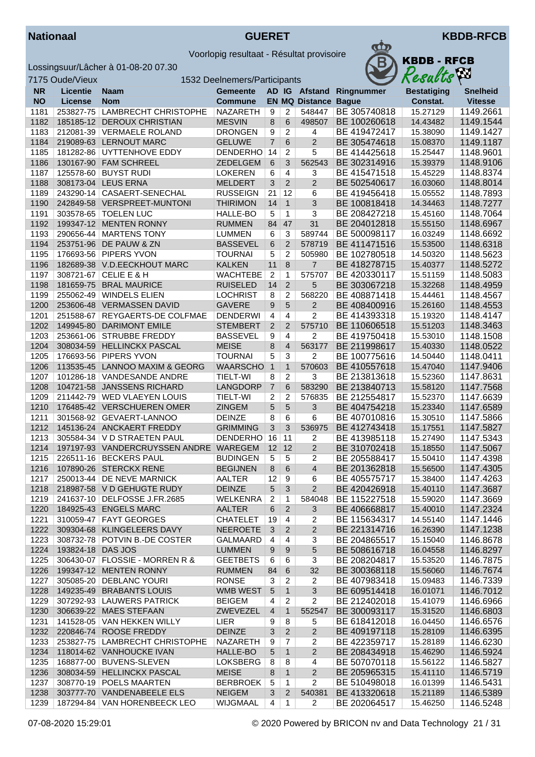**Nationaal** | **GUERET** | **KBDD-RFCB**

Voorlopig resultaat - Résultat provisoire

Lossingsuur/Lâcher à 01-08-20 07.30

7175 Oude/Vieux — 1532 Deelnemers/Participants

| NR<br>NO | Licentie<br>License | Naam<br>Nom | Gemeente<br>Commune | AD<br>EN | IG<br>MQ | Afstand<br>Distance | Ringnummer<br>Bague | Bestatiging<br>Constat. | Snelheid<br>Vitesse |
|---|---|---|---|---|---|---|---|---|---|
| 1181 | 253827-75 | LAMBRECHT CHRISTOPHE | NAZARETH | 9 | 2 | 548447 | BE 305740818 | 15.27129 | 1149.2661 |
| 1182 | 185185-12 | DEROUX CHRISTIAN | MESVIN | 8 | 6 | 498507 | BE 100260618 | 14.43482 | 1149.1544 |
| 1183 | 212081-39 | VERMAELE ROLAND | DRONGEN | 9 | 2 | 4 | BE 419472417 | 15.38090 | 1149.1427 |
| 1184 | 219089-63 | LERNOUT MARC | GELUWE | 7 | 6 | 2 | BE 305474618 | 15.08370 | 1149.1187 |
| 1185 | 181282-86 | UYTTENHOVE EDDY | DENDERHO | 14 | 2 | 5 | BE 414425618 | 15.25447 | 1148.9601 |
| 1186 | 130167-90 | FAM SCHREEL | ZEDELGEM | 6 | 3 | 562543 | BE 302314916 | 15.39379 | 1148.9106 |
| 1187 | 125578-60 | BUYST RUDI | LOKEREN | 6 | 4 | 3 | BE 415471518 | 15.45229 | 1148.8374 |
| 1188 | 308173-04 | LEUS ERNA | MELDERT | 3 | 2 | 2 | BE 502540617 | 16.03060 | 1148.8014 |
| 1189 | 243290-14 | CASAERT-SENECHAL | RUSSEIGN | 21 | 12 | 6 | BE 419456418 | 15.05552 | 1148.7893 |
| 1190 | 242849-58 | VERSPREET-MUNTONI | THIRIMON | 14 | 1 | 3 | BE 100818418 | 14.34463 | 1148.7277 |
| 1191 | 303578-65 | TOELEN LUC | HALLE-BO | 5 | 1 | 3 | BE 208427218 | 15.45160 | 1148.7064 |
| 1192 | 199347-12 | MENTEN RONNY | RUMMEN | 84 | 47 | 31 | BE 204012818 | 15.55150 | 1148.6967 |
| 1193 | 290656-44 | MARTENS TONY | LUMMEN | 6 | 3 | 589744 | BE 500098117 | 16.03249 | 1148.6692 |
| 1194 | 253751-96 | DE PAUW & ZN | BASSEVEL | 6 | 2 | 578719 | BE 411471516 | 15.53500 | 1148.6318 |
| 1195 | 176693-56 | PIPERS YVON | TOURNAI | 5 | 2 | 505980 | BE 102780518 | 14.50320 | 1148.5623 |
| 1196 | 182689-38 | V.D.EECKHOUT MARC | KALKEN | 11 | 8 | 7 | BE 418278715 | 15.40377 | 1148.5272 |
| 1197 | 308721-67 | CELIE E & H | WACHTEBE | 2 | 1 | 575707 | BE 420330117 | 15.51159 | 1148.5083 |
| 1198 | 181659-75 | BRAL MAURICE | RUISELED | 14 | 2 | 5 | BE 303067218 | 15.32268 | 1148.4959 |
| 1199 | 255062-49 | WINDELS ELIEN | LOCHRIST | 8 | 2 | 568220 | BE 408871418 | 15.44461 | 1148.4567 |
| 1200 | 253606-48 | VERMASSEN DAVID | GAVERE | 9 | 5 | 2 | BE 408400916 | 15.26160 | 1148.4553 |
| 1201 | 251588-67 | REYGAERTS-DE COLFMAE | DENDERWI | 4 | 4 | 2 | BE 414393318 | 15.19320 | 1148.4147 |
| 1202 | 149945-80 | DARIMONT EMILE | STEMBERT | 2 | 2 | 575710 | BE 110606518 | 15.51203 | 1148.3463 |
| 1203 | 253661-06 | STRUBBE FREDDY | BASSEVEL | 9 | 4 | 2 | BE 419750418 | 15.53010 | 1148.1508 |
| 1204 | 308034-59 | HELLINCKX PASCAL | MEISE | 8 | 4 | 563177 | BE 211998617 | 15.40330 | 1148.0522 |
| 1205 | 176693-56 | PIPERS YVON | TOURNAI | 5 | 3 | 2 | BE 100775616 | 14.50440 | 1148.0411 |
| 1206 | 113535-45 | LANNOO MAXIM & GEORG | WAARSCHO | 1 | 1 | 570603 | BE 410557618 | 15.47040 | 1147.9406 |
| 1207 | 101286-18 | VANDESANDE ANDRE | TIELT-WI | 8 | 2 | 3 | BE 213813618 | 15.52360 | 1147.8631 |
| 1208 | 104721-58 | JANSSENS RICHARD | LANGDORP | 7 | 6 | 583290 | BE 213840713 | 15.58120 | 1147.7568 |
| 1209 | 211442-79 | WED VLAEYEN LOUIS | TIELT-WI | 2 | 2 | 576835 | BE 212554817 | 15.52370 | 1147.6639 |
| 1210 | 176485-42 | VERSCHUEREN OMER | ZINGEM | 5 | 5 | 3 | BE 404754218 | 15.23340 | 1147.6589 |
| 1211 | 301568-92 | GEVAERT-LANNOO | DEINZE | 8 | 6 | 6 | BE 407010816 | 15.30510 | 1147.5866 |
| 1212 | 145136-24 | ANCKAERT FREDDY | GRIMMING | 3 | 3 | 536975 | BE 412743418 | 15.17551 | 1147.5827 |
| 1213 | 305584-34 | V D STRAETEN PAUL | DENDERHO | 16 | 11 | 2 | BE 413985118 | 15.27490 | 1147.5343 |
| 1214 | 197197-93 | VANDERCRUYSSEN ANDRE | WAREGEM | 12 | 12 | 2 | BE 310702418 | 15.18550 | 1147.5067 |
| 1215 | 226511-16 | BECKERS PAUL | BUDINGEN | 5 | 5 | 2 | BE 205588417 | 15.50410 | 1147.4398 |
| 1216 | 107890-26 | STERCKX RENE | BEGIJNEN | 8 | 6 | 4 | BE 201362818 | 15.56500 | 1147.4305 |
| 1217 | 250013-44 | DE NEVE MARNICK | AALTER | 12 | 9 | 6 | BE 405575717 | 15.38400 | 1147.4263 |
| 1218 | 218987-58 | V D GEHUGTE RUDY | DEINZE | 5 | 3 | 2 | BE 420426918 | 15.40110 | 1147.3687 |
| 1219 | 241637-10 | DELFOSSE J.FR.2685 | WELKENRA | 2 | 1 | 584048 | BE 115227518 | 15.59020 | 1147.3669 |
| 1220 | 184925-43 | ENGELS MARC | AALTER | 6 | 2 | 3 | BE 406668817 | 15.40010 | 1147.2324 |
| 1221 | 310059-47 | FAYT GEORGES | CHATELET | 19 | 4 | 2 | BE 115634317 | 14.55140 | 1147.1446 |
| 1222 | 309304-68 | KLINGELEERS DAVY | NEEROETE | 3 | 2 | 2 | BE 221314716 | 16.26390 | 1147.1238 |
| 1223 | 308732-78 | POTVIN B.-DE COSTER | GALMAARD | 4 | 4 | 3 | BE 204865517 | 15.15040 | 1146.8678 |
| 1224 | 193824-18 | DAS JOS | LUMMEN | 9 | 9 | 5 | BE 508616718 | 16.04558 | 1146.8297 |
| 1225 | 306430-07 | FLOSSIE - MORREN R & | GEETBETS | 6 | 6 | 3 | BE 208204817 | 15.53520 | 1146.7875 |
| 1226 | 199347-12 | MENTEN RONNY | RUMMEN | 84 | 6 | 32 | BE 300368118 | 15.56060 | 1146.7674 |
| 1227 | 305085-20 | DEBLANC YOURI | RONSE | 3 | 2 | 2 | BE 407983418 | 15.09483 | 1146.7339 |
| 1228 | 149235-49 | BRABANTS LOUIS | WMB WEST | 5 | 1 | 3 | BE 609514418 | 16.01071 | 1146.7012 |
| 1229 | 307292-93 | LAUWERS PATRICK | BEIGEM | 4 | 2 | 2 | BE 212402018 | 15.41079 | 1146.6966 |
| 1230 | 306639-22 | MAES STEFAAN | ZWEVEZEL | 4 | 1 | 552547 | BE 300093117 | 15.31520 | 1146.6803 |
| 1231 | 141528-05 | VAN HEKKEN WILLY | LIER | 9 | 8 | 5 | BE 618412018 | 16.04450 | 1146.6576 |
| 1232 | 220846-74 | ROOSE FREDDY | DEINZE | 3 | 2 | 2 | BE 409197118 | 15.28109 | 1146.6395 |
| 1233 | 253827-75 | LAMBRECHT CHRISTOPHE | NAZARETH | 9 | 7 | 2 | BE 422359717 | 15.28189 | 1146.6230 |
| 1234 | 118014-62 | VANHOUCKE IVAN | HALLE-BO | 5 | 1 | 2 | BE 208434918 | 15.46290 | 1146.5924 |
| 1235 | 168877-00 | BUVENS-SLEVEN | LOKSBERG | 8 | 8 | 4 | BE 507070118 | 15.56122 | 1146.5827 |
| 1236 | 308034-59 | HELLINCKX PASCAL | MEISE | 8 | 1 | 2 | BE 205965315 | 15.41110 | 1146.5719 |
| 1237 | 308770-19 | POELS MAARTEN | BERBROEK | 5 | 1 | 2 | BE 510498018 | 16.01399 | 1146.5431 |
| 1238 | 303777-70 | VANDENABEELE ELS | NEIGEM | 3 | 2 | 540381 | BE 413320618 | 15.21189 | 1146.5389 |
| 1239 | 187294-84 | VAN HORENBEECK LEO | WIJGMAAL | 4 | 1 | 2 | BE 202064517 | 15.46250 | 1146.5248 |

07-08-2020 15:29:01 © 2020 Powered by BRICON nv and Data Technology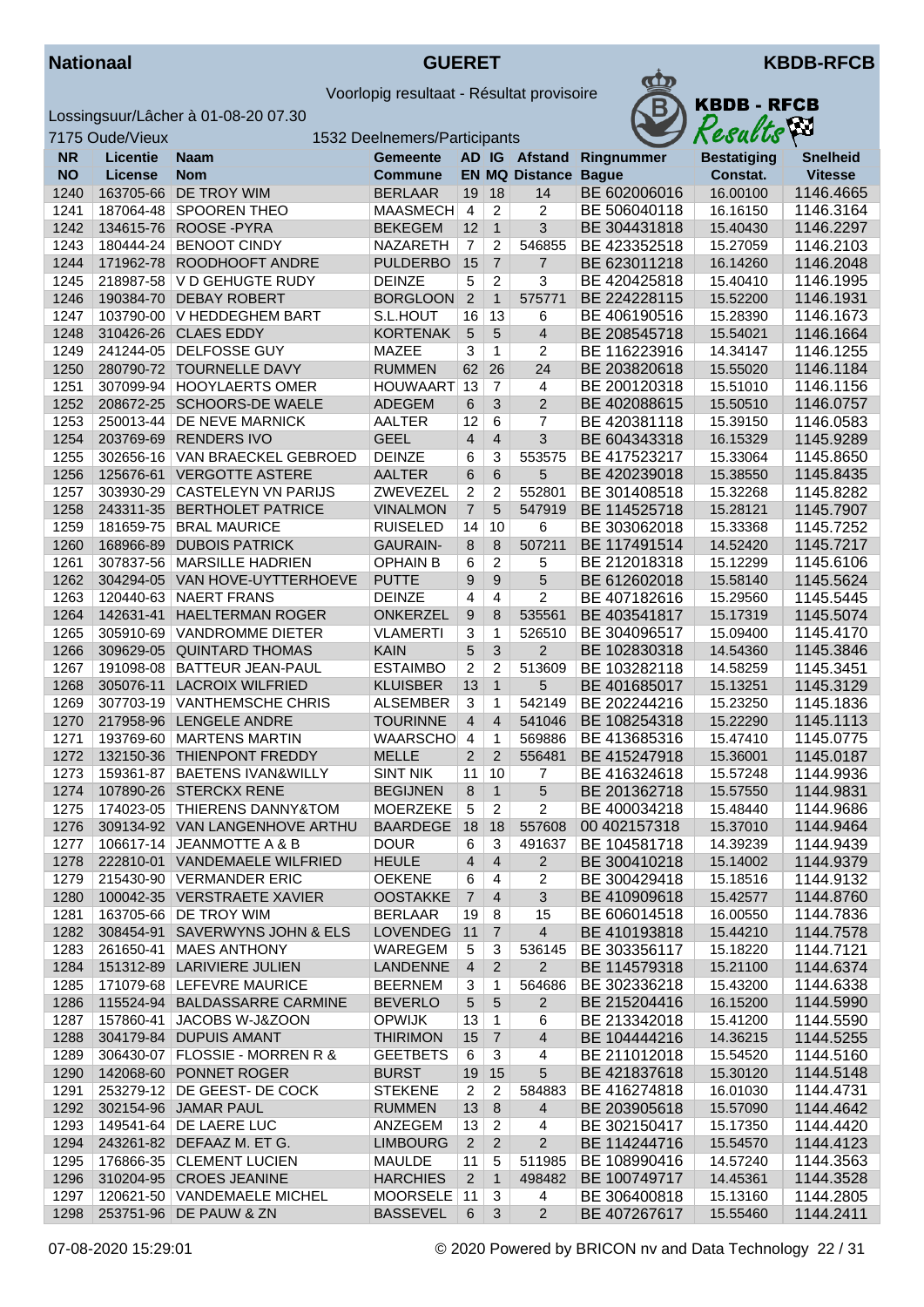**Nationaal** **GUERET** **KBDB-RFCB**

Voorlopig resultaat - Résultat provisoire

Lossingsuur/Lâcher à 01-08-20 07.30

7175 Oude/Vieux 1532 Deelnemers/Participants

| NR<br>NO | Licentie<br>License | Naam<br>Nom | Gemeente<br>Commune | AD<br>EN | IG<br>MQ | Afstand<br>Distance | Ringnummer<br>Bague | Bestatiging<br>Constat. | Snelheid<br>Vitesse |
|---|---|---|---|---|---|---|---|---|---|
| 1240 | 163705-66 | DE TROY WIM | BERLAAR | 19 | 18 | 14 | BE 602006016 | 16.00100 | 1146.4665 |
| 1241 | 187064-48 | SPOOREN THEO | MAASMECH | 4 | 2 | 2 | BE 506040118 | 16.16150 | 1146.3164 |
| 1242 | 134615-76 | ROOSE -PYRA | BEKEGEM | 12 | 1 | 3 | BE 304431818 | 15.40430 | 1146.2297 |
| 1243 | 180444-24 | BENOOT CINDY | NAZARETH | 7 | 2 | 546855 | BE 423352518 | 15.27059 | 1146.2103 |
| 1244 | 171962-78 | ROODHOOFT ANDRE | PULDERBO | 15 | 7 | 7 | BE 623011218 | 16.14260 | 1146.2048 |
| 1245 | 218987-58 | V D GEHUGTE RUDY | DEINZE | 5 | 2 | 3 | BE 420425818 | 15.40410 | 1146.1995 |
| 1246 | 190384-70 | DEBAY ROBERT | BORGLOON | 2 | 1 | 575771 | BE 224228115 | 15.52200 | 1146.1931 |
| 1247 | 103790-00 | V HEDDEGHEM BART | S.L.HOUT | 16 | 13 | 6 | BE 406190516 | 15.28390 | 1146.1673 |
| 1248 | 310426-26 | CLAES EDDY | KORTENAK | 5 | 5 | 4 | BE 208545718 | 15.54021 | 1146.1664 |
| 1249 | 241244-05 | DELFOSSE GUY | MAZEE | 3 | 1 | 2 | BE 116223916 | 14.34147 | 1146.1255 |
| 1250 | 280790-72 | TOURNELLE DAVY | RUMMEN | 62 | 26 | 24 | BE 203820618 | 15.55020 | 1146.1184 |
| 1251 | 307099-94 | HOOYLAERTS OMER | HOUWAART | 13 | 7 | 4 | BE 200120318 | 15.51010 | 1146.1156 |
| 1252 | 208672-25 | SCHOORS-DE WAELE | ADEGEM | 6 | 3 | 2 | BE 402088615 | 15.50510 | 1146.0757 |
| 1253 | 250013-44 | DE NEVE MARNICK | AALTER | 12 | 6 | 7 | BE 420381118 | 15.39150 | 1146.0583 |
| 1254 | 203769-69 | RENDERS IVO | GEEL | 4 | 4 | 3 | BE 604343318 | 16.15329 | 1145.9289 |
| 1255 | 302656-16 | VAN BRAECKEL GEBROED | DEINZE | 6 | 3 | 553575 | BE 417523217 | 15.33064 | 1145.8650 |
| 1256 | 125676-61 | VERGOTTE ASTERE | AALTER | 6 | 6 | 5 | BE 420239018 | 15.38550 | 1145.8435 |
| 1257 | 303930-29 | CASTELEYN VN PARIJS | ZWEVEZEL | 2 | 2 | 552801 | BE 301408518 | 15.32268 | 1145.8282 |
| 1258 | 243311-35 | BERTHOLET PATRICE | VINALMON | 7 | 5 | 547919 | BE 114525718 | 15.28121 | 1145.7907 |
| 1259 | 181659-75 | BRAL MAURICE | RUISELED | 14 | 10 | 6 | BE 303062018 | 15.33368 | 1145.7252 |
| 1260 | 168966-89 | DUBOIS PATRICK | GAURAIN- | 8 | 8 | 507211 | BE 117491514 | 14.52420 | 1145.7217 |
| 1261 | 307837-56 | MARSILLE HADRIEN | OPHAIN B | 6 | 2 | 5 | BE 212018318 | 15.12299 | 1145.6106 |
| 1262 | 304294-05 | VAN HOVE-UYTTERHOEVE | PUTTE | 9 | 9 | 5 | BE 612602018 | 15.58140 | 1145.5624 |
| 1263 | 120440-63 | NAERT FRANS | DEINZE | 4 | 4 | 2 | BE 407182616 | 15.29560 | 1145.5445 |
| 1264 | 142631-41 | HAELTERMAN ROGER | ONKERZEL | 9 | 8 | 535561 | BE 403541817 | 15.17319 | 1145.5074 |
| 1265 | 305910-69 | VANDROMME DIETER | VLAMERTI | 3 | 1 | 526510 | BE 304096517 | 15.09400 | 1145.4170 |
| 1266 | 309629-05 | QUINTARD THOMAS | KAIN | 5 | 3 | 2 | BE 102830318 | 14.54360 | 1145.3846 |
| 1267 | 191098-08 | BATTEUR JEAN-PAUL | ESTAIMBO | 2 | 2 | 513609 | BE 103282118 | 14.58259 | 1145.3451 |
| 1268 | 305076-11 | LACROIX WILFRIED | KLUISBER | 13 | 1 | 5 | BE 401685017 | 15.13251 | 1145.3129 |
| 1269 | 307703-19 | VANTHEMSCHE CHRIS | ALSEMBER | 3 | 1 | 542149 | BE 202244216 | 15.23250 | 1145.1836 |
| 1270 | 217958-96 | LENGELE ANDRE | TOURINNE | 4 | 4 | 541046 | BE 108254318 | 15.22290 | 1145.1113 |
| 1271 | 193769-60 | MARTENS MARTIN | WAARSCHO | 4 | 1 | 569886 | BE 413685316 | 15.47410 | 1145.0775 |
| 1272 | 132150-36 | THIENPONT FREDDY | MELLE | 2 | 2 | 556481 | BE 415247918 | 15.36001 | 1145.0187 |
| 1273 | 159361-87 | BAETENS IVAN&WILLY | SINT NIK | 11 | 10 | 7 | BE 416324618 | 15.57248 | 1144.9936 |
| 1274 | 107890-26 | STERCKX RENE | BEGIJNEN | 8 | 1 | 5 | BE 201362718 | 15.57550 | 1144.9831 |
| 1275 | 174023-05 | THIERENS DANNY&TOM | MOERZEKE | 5 | 2 | 2 | BE 400034218 | 15.48440 | 1144.9686 |
| 1276 | 309134-92 | VAN LANGENHOVE ARTHU | BAARDEGE | 18 | 18 | 557608 | 00 402157318 | 15.37010 | 1144.9464 |
| 1277 | 106617-14 | JEANMOTTE A & B | DOUR | 6 | 3 | 491637 | BE 104581718 | 14.39239 | 1144.9439 |
| 1278 | 222810-01 | VANDEMAELE WILFRIED | HEULE | 4 | 4 | 2 | BE 300410218 | 15.14002 | 1144.9379 |
| 1279 | 215430-90 | VERMANDER ERIC | OEKENE | 6 | 4 | 2 | BE 300429418 | 15.18516 | 1144.9132 |
| 1280 | 100042-35 | VERSTRAETE XAVIER | OOSTAKKE | 7 | 4 | 3 | BE 410909618 | 15.42577 | 1144.8760 |
| 1281 | 163705-66 | DE TROY WIM | BERLAAR | 19 | 8 | 15 | BE 606014518 | 16.00550 | 1144.7836 |
| 1282 | 308454-91 | SAVERWYNS JOHN & ELS | LOVENDEG | 11 | 7 | 4 | BE 410193818 | 15.44210 | 1144.7578 |
| 1283 | 261650-41 | MAES ANTHONY | WAREGEM | 5 | 3 | 536145 | BE 303356117 | 15.18220 | 1144.7121 |
| 1284 | 151312-89 | LARIVIERE JULIEN | LANDENNE | 4 | 2 | 2 | BE 114579318 | 15.21100 | 1144.6374 |
| 1285 | 171079-68 | LEFEVRE MAURICE | BEERNEM | 3 | 1 | 564686 | BE 302336218 | 15.43200 | 1144.6338 |
| 1286 | 115524-94 | BALDASSARRE CARMINE | BEVERLO | 5 | 5 | 2 | BE 215204416 | 16.15200 | 1144.5990 |
| 1287 | 157860-41 | JACOBS W-J&ZOON | OPWIJK | 13 | 1 | 6 | BE 213342018 | 15.41200 | 1144.5590 |
| 1288 | 304179-84 | DUPUIS AMANT | THIRIMON | 15 | 7 | 4 | BE 104444216 | 14.36215 | 1144.5255 |
| 1289 | 306430-07 | FLOSSIE - MORREN R & | GEETBETS | 6 | 3 | 4 | BE 211012018 | 15.54520 | 1144.5160 |
| 1290 | 142068-60 | PONNET ROGER | BURST | 19 | 15 | 5 | BE 421837618 | 15.30120 | 1144.5148 |
| 1291 | 253279-12 | DE GEEST- DE COCK | STEKENE | 2 | 2 | 584883 | BE 416274818 | 16.01030 | 1144.4731 |
| 1292 | 302154-96 | JAMAR PAUL | RUMMEN | 13 | 8 | 4 | BE 203905618 | 15.57090 | 1144.4642 |
| 1293 | 149541-64 | DE LAERE LUC | ANZEGEM | 13 | 2 | 4 | BE 302150417 | 15.17350 | 1144.4420 |
| 1294 | 243261-82 | DEFAAZ M. ET G. | LIMBOURG | 2 | 2 | 2 | BE 114244716 | 15.54570 | 1144.4123 |
| 1295 | 176866-35 | CLEMENT LUCIEN | MAULDE | 11 | 5 | 511985 | BE 108990416 | 14.57240 | 1144.3563 |
| 1296 | 310204-95 | CROES JEANINE | HARCHIES | 2 | 1 | 498482 | BE 100749717 | 14.45361 | 1144.3528 |
| 1297 | 120621-50 | VANDEMAELE MICHEL | MOORSELE | 11 | 3 | 4 | BE 306400818 | 15.13160 | 1144.2805 |
| 1298 | 253751-96 | DE PAUW & ZN | BASSEVEL | 6 | 3 | 2 | BE 407267617 | 15.55460 | 1144.2411 |

07-08-2020 15:29:01 © 2020 Powered by BRICON nv and Data Technology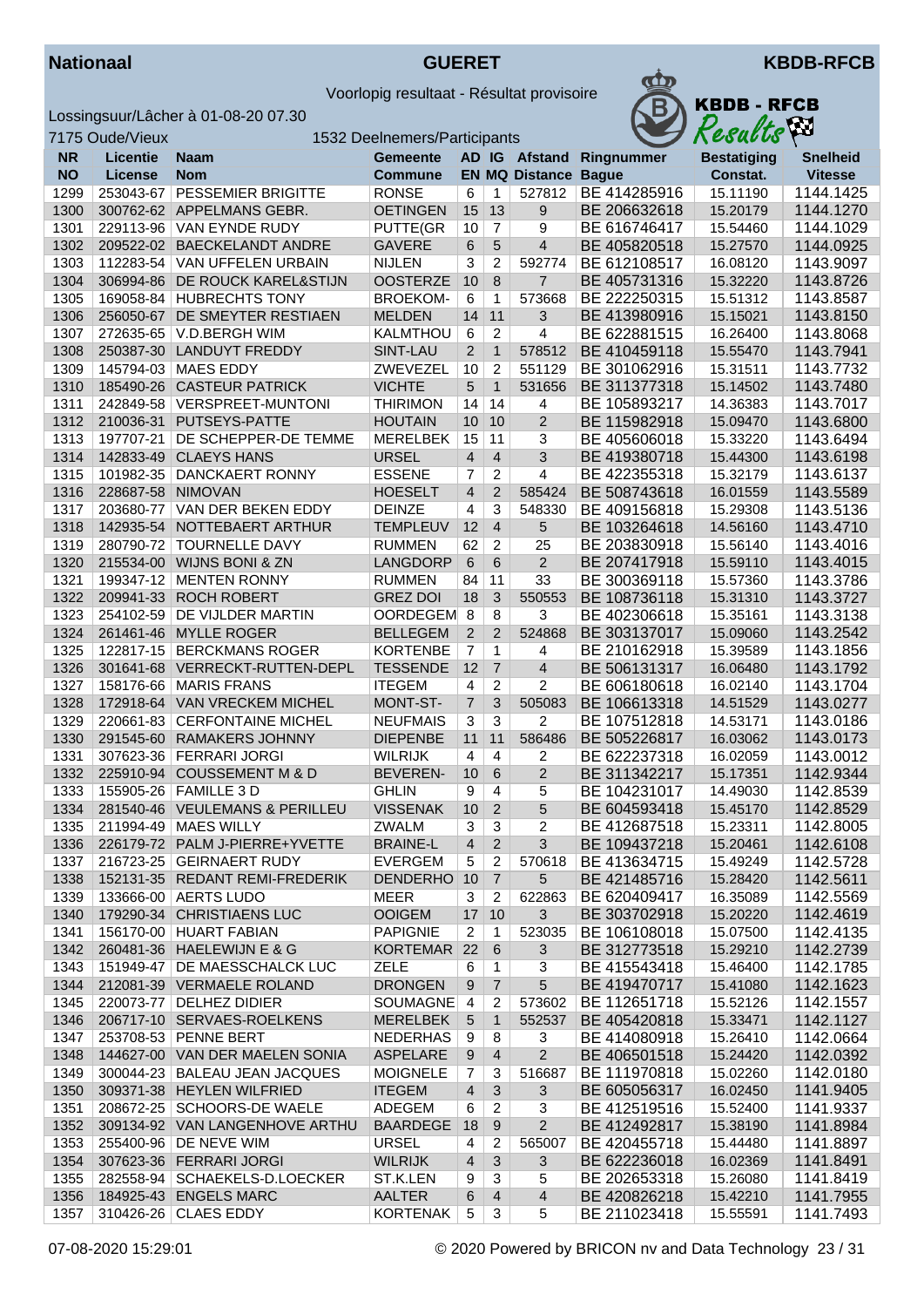**Nationaal** **GUERET** **KBDB-RFCB**

Voorlopig resultaat - Résultat provisoire

Lossingsuur/Lâcher à 01-08-20 07.30

7175 Oude/Vieux 1532 Deelnemers/Participants

| NR NO | Licentie License | Naam Nom | Gemeente Commune | AD EN | IG MQ | Afstand Distance | Ringnummer Bague | Bestatiging Constat. | Snelheid Vitesse |
|---|---|---|---|---|---|---|---|---|---|
| 1299 | 253043-67 | PESSEMIER BRIGITTE | RONSE | 6 | 1 | 527812 | BE 414285916 | 15.11190 | 1144.1425 |
| 1300 | 300762-62 | APPELMANS GEBR. | OETINGEN | 15 | 13 | 9 | BE 206632618 | 15.20179 | 1144.1270 |
| 1301 | 229113-96 | VAN EYNDE RUDY | PUTTE(GR | 10 | 7 | 9 | BE 616746417 | 15.54460 | 1144.1029 |
| 1302 | 209522-02 | BAECKELANDT ANDRE | GAVERE | 6 | 5 | 4 | BE 405820518 | 15.27570 | 1144.0925 |
| 1303 | 112283-54 | VAN UFFELEN URBAIN | NIJLEN | 3 | 2 | 592774 | BE 612108517 | 16.08120 | 1143.9097 |
| 1304 | 306994-86 | DE ROUCK KAREL&STIJN | OOSTERZE | 10 | 8 | 7 | BE 405731316 | 15.32220 | 1143.8726 |
| 1305 | 169058-84 | HUBRECHTS TONY | BROEKOM- | 6 | 1 | 573668 | BE 222250315 | 15.51312 | 1143.8587 |
| 1306 | 256050-67 | DE SMEYTER RESTIAEN | MELDEN | 14 | 11 | 3 | BE 413980916 | 15.15021 | 1143.8150 |
| 1307 | 272635-65 | V.D.BERGH WIM | KALMTHOU | 6 | 2 | 4 | BE 622881515 | 16.26400 | 1143.8068 |
| 1308 | 250387-30 | LANDUYT FREDDY | SINT-LAU | 2 | 1 | 578512 | BE 410459118 | 15.55470 | 1143.7941 |
| 1309 | 145794-03 | MAES EDDY | ZWEVEZEL | 10 | 2 | 551129 | BE 301062916 | 15.31511 | 1143.7732 |
| 1310 | 185490-26 | CASTEUR PATRICK | VICHTE | 5 | 1 | 531656 | BE 311377318 | 15.14502 | 1143.7480 |
| 1311 | 242849-58 | VERSPREET-MUNTONI | THIRIMON | 14 | 14 | 4 | BE 105893217 | 14.36383 | 1143.7017 |
| 1312 | 210036-31 | PUTSEYS-PATTE | HOUTAIN | 10 | 10 | 2 | BE 115982918 | 15.09470 | 1143.6800 |
| 1313 | 197707-21 | DE SCHEPPER-DE TEMME | MERELBEK | 15 | 11 | 3 | BE 405606018 | 15.33220 | 1143.6494 |
| 1314 | 142833-49 | CLAEYS HANS | URSEL | 4 | 4 | 3 | BE 419380718 | 15.44300 | 1143.6198 |
| 1315 | 101982-35 | DANCKAERT RONNY | ESSENE | 7 | 2 | 4 | BE 422355318 | 15.32179 | 1143.6137 |
| 1316 | 228687-58 | NIMOVAN | HOESELT | 4 | 2 | 585424 | BE 508743618 | 16.01559 | 1143.5589 |
| 1317 | 203680-77 | VAN DER BEKEN EDDY | DEINZE | 4 | 3 | 548330 | BE 409156818 | 15.29308 | 1143.5136 |
| 1318 | 142935-54 | NOTTEBAERT ARTHUR | TEMPLEUV | 12 | 4 | 5 | BE 103264618 | 14.56160 | 1143.4710 |
| 1319 | 280790-72 | TOURNELLE DAVY | RUMMEN | 62 | 2 | 25 | BE 203830918 | 15.56140 | 1143.4016 |
| 1320 | 215534-00 | WIJNS BONI & ZN | LANGDORP | 6 | 6 | 2 | BE 207417918 | 15.59110 | 1143.4015 |
| 1321 | 199347-12 | MENTEN RONNY | RUMMEN | 84 | 11 | 33 | BE 300369118 | 15.57360 | 1143.3786 |
| 1322 | 209941-33 | ROCH ROBERT | GREZ DOI | 18 | 3 | 550553 | BE 108736118 | 15.31310 | 1143.3727 |
| 1323 | 254102-59 | DE VIJLDER MARTIN | OORDEGEM | 8 | 8 | 3 | BE 402306618 | 15.35161 | 1143.3138 |
| 1324 | 261461-46 | MYLLE ROGER | BELLEGEM | 2 | 2 | 524868 | BE 303137017 | 15.09060 | 1143.2542 |
| 1325 | 122817-15 | BERCKMANS ROGER | KORTENBE | 7 | 1 | 4 | BE 210162918 | 15.39589 | 1143.1856 |
| 1326 | 301641-68 | VERRECKT-RUTTEN-DEPL | TESSENDE | 12 | 7 | 4 | BE 506131317 | 16.06480 | 1143.1792 |
| 1327 | 158176-66 | MARIS FRANS | ITEGEM | 4 | 2 | 2 | BE 606180618 | 16.02140 | 1143.1704 |
| 1328 | 172918-64 | VAN VRECKEM MICHEL | MONT-ST- | 7 | 3 | 505083 | BE 106613318 | 14.51529 | 1143.0277 |
| 1329 | 220661-83 | CERFONTAINE MICHEL | NEUFMAIS | 3 | 3 | 2 | BE 107512818 | 14.53171 | 1143.0186 |
| 1330 | 291545-60 | RAMAKERS JOHNNY | DIEPENBE | 11 | 11 | 586486 | BE 505226817 | 16.03062 | 1143.0173 |
| 1331 | 307623-36 | FERRARI JORGI | WILRIJK | 4 | 4 | 2 | BE 622237318 | 16.02059 | 1143.0012 |
| 1332 | 225910-94 | COUSSEMENT M & D | BEVEREN- | 10 | 6 | 2 | BE 311342217 | 15.17351 | 1142.9344 |
| 1333 | 155905-26 | FAMILLE 3 D | GHLIN | 9 | 4 | 5 | BE 104231017 | 14.49030 | 1142.8539 |
| 1334 | 281540-46 | VEULEMANS & PERILLEU | VISSENAK | 10 | 2 | 5 | BE 604593418 | 15.45170 | 1142.8529 |
| 1335 | 211994-49 | MAES WILLY | ZWALM | 3 | 3 | 2 | BE 412687518 | 15.23311 | 1142.8005 |
| 1336 | 226179-72 | PALM J-PIERRE+YVETTE | BRAINE-L | 4 | 2 | 3 | BE 109437218 | 15.20461 | 1142.6108 |
| 1337 | 216723-25 | GEIRNAERT RUDY | EVERGEM | 5 | 2 | 570618 | BE 413634715 | 15.49249 | 1142.5728 |
| 1338 | 152131-35 | REDANT REMI-FREDERIK | DENDERHO | 10 | 7 | 5 | BE 421485716 | 15.28420 | 1142.5611 |
| 1339 | 133666-00 | AERTS LUDO | MEER | 3 | 2 | 622863 | BE 620409417 | 16.35089 | 1142.5569 |
| 1340 | 179290-34 | CHRISTIAENS LUC | OOIGEM | 17 | 10 | 3 | BE 303702918 | 15.20220 | 1142.4619 |
| 1341 | 156170-00 | HUART FABIAN | PAPIGNIE | 2 | 1 | 523035 | BE 106108018 | 15.07500 | 1142.4135 |
| 1342 | 260481-36 | HAELEWIJN E & G | KORTEMAR | 22 | 6 | 3 | BE 312773518 | 15.29210 | 1142.2739 |
| 1343 | 151949-47 | DE MAESSCHALCK LUC | ZELE | 6 | 1 | 3 | BE 415543418 | 15.46400 | 1142.1785 |
| 1344 | 212081-39 | VERMAELE ROLAND | DRONGEN | 9 | 7 | 5 | BE 419470717 | 15.41080 | 1142.1623 |
| 1345 | 220073-77 | DELHEZ DIDIER | SOUMAGNE | 4 | 2 | 573602 | BE 112651718 | 15.52126 | 1142.1557 |
| 1346 | 206717-10 | SERVAES-ROELKENS | MERELBEK | 5 | 1 | 552537 | BE 405420818 | 15.33471 | 1142.1127 |
| 1347 | 253708-53 | PENNE BERT | NEDERHAS | 9 | 8 | 3 | BE 414080918 | 15.26410 | 1142.0664 |
| 1348 | 144627-00 | VAN DER MAELEN SONIA | ASPELARE | 9 | 4 | 2 | BE 406501518 | 15.24420 | 1142.0392 |
| 1349 | 300044-23 | BALEAU JEAN JACQUES | MOIGNELE | 7 | 3 | 516687 | BE 111970818 | 15.02260 | 1142.0180 |
| 1350 | 309371-38 | HEYLEN WILFRIED | ITEGEM | 4 | 3 | 3 | BE 605056317 | 16.02450 | 1141.9405 |
| 1351 | 208672-25 | SCHOORS-DE WAELE | ADEGEM | 6 | 2 | 3 | BE 412519516 | 15.52400 | 1141.9337 |
| 1352 | 309134-92 | VAN LANGENHOVE ARTHU | BAARDEGE | 18 | 9 | 2 | BE 412492817 | 15.38190 | 1141.8984 |
| 1353 | 255400-96 | DE NEVE WIM | URSEL | 4 | 2 | 565007 | BE 420455718 | 15.44480 | 1141.8897 |
| 1354 | 307623-36 | FERRARI JORGI | WILRIJK | 4 | 3 | 3 | BE 622236018 | 16.02369 | 1141.8491 |
| 1355 | 282558-94 | SCHAEKELS-D.LOECKER | ST.K.LEN | 9 | 3 | 5 | BE 202653318 | 15.26080 | 1141.8419 |
| 1356 | 184925-43 | ENGELS MARC | AALTER | 6 | 4 | 4 | BE 420826218 | 15.42210 | 1141.7955 |
| 1357 | 310426-26 | CLAES EDDY | KORTENAK | 5 | 3 | 5 | BE 211023418 | 15.55591 | 1141.7493 |

07-08-2020 15:29:01 © 2020 Powered by BRICON nv and Data Technology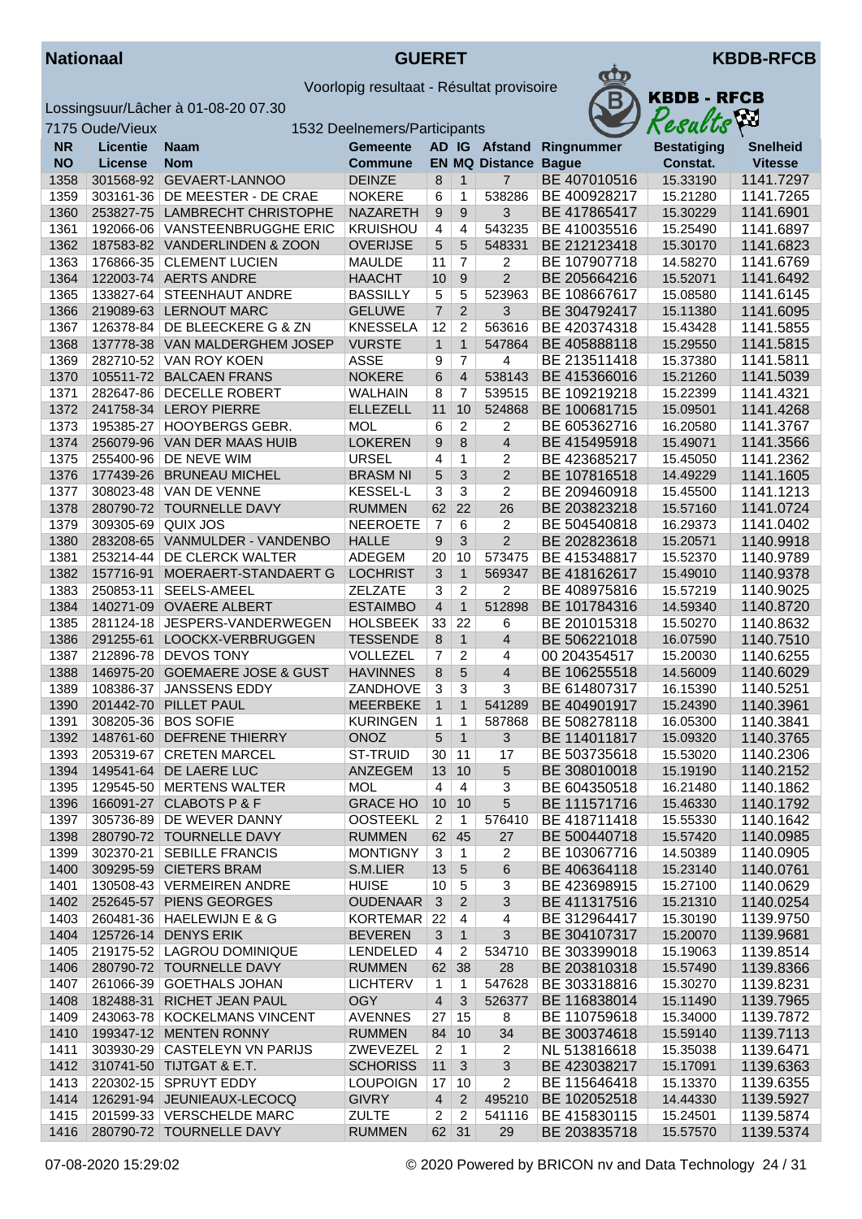**Nationaal** — **GUERET** — **KBDB-RFCB**

Voorlopig resultaat - Résultat provisoire

Lossingsuur/Lâcher à 01-08-20 07.30

7175 Oude/Vieux — 1532 Deelnemers/Participants

| NR NO | Licentie License | Naam Nom | Gemeente Commune | AD EN | IG MQ | Afstand Distance | Ringnummer Bague | Bestatiging Constat. | Snelheid Vitesse |
|---|---|---|---|---|---|---|---|---|---|
| 1358 | 301568-92 | GEVAERT-LANNOO | DEINZE | 8 | 1 | 7 | BE 407010516 | 15.33190 | 1141.7297 |
| 1359 | 303161-36 | DE MEESTER - DE CRAE | NOKERE | 6 | 1 | 538286 | BE 400928217 | 15.21280 | 1141.7265 |
| 1360 | 253827-75 | LAMBRECHT CHRISTOPHE | NAZARETH | 9 | 9 | 3 | BE 417865417 | 15.30229 | 1141.6901 |
| 1361 | 192066-06 | VANSTEENBRUGGHE ERIC | KRUISHOU | 4 | 4 | 543235 | BE 410035516 | 15.25490 | 1141.6897 |
| 1362 | 187583-82 | VANDERLINDEN & ZOON | OVERIJSE | 5 | 5 | 548331 | BE 212123418 | 15.30170 | 1141.6823 |
| 1363 | 176866-35 | CLEMENT LUCIEN | MAULDE | 11 | 7 | 2 | BE 107907718 | 14.58270 | 1141.6769 |
| 1364 | 122003-74 | AERTS ANDRE | HAACHT | 10 | 9 | 2 | BE 205664216 | 15.52071 | 1141.6492 |
| 1365 | 133827-64 | STEENHAUT ANDRE | BASSILLY | 5 | 5 | 523963 | BE 108667617 | 15.08580 | 1141.6145 |
| 1366 | 219089-63 | LERNOUT MARC | GELUWE | 7 | 2 | 3 | BE 304792417 | 15.11380 | 1141.6095 |
| 1367 | 126378-84 | DE BLEECKERE G & ZN | KNESSELA | 12 | 2 | 563616 | BE 420374318 | 15.43428 | 1141.5855 |
| 1368 | 137778-38 | VAN MALDERGHEM JOSEP | VURSTE | 1 | 1 | 547864 | BE 405888118 | 15.29550 | 1141.5815 |
| 1369 | 282710-52 | VAN ROY KOEN | ASSE | 9 | 7 | 4 | BE 213511418 | 15.37380 | 1141.5811 |
| 1370 | 105511-72 | BALCAEN FRANS | NOKERE | 6 | 4 | 538143 | BE 415366016 | 15.21260 | 1141.5039 |
| 1371 | 282647-86 | DECELLE ROBERT | WALHAIN | 8 | 7 | 539515 | BE 109219218 | 15.22399 | 1141.4321 |
| 1372 | 241758-34 | LEROY PIERRE | ELLEZELL | 11 | 10 | 524868 | BE 100681715 | 15.09501 | 1141.4268 |
| 1373 | 195385-27 | HOOYBERGS GEBR. | MOL | 6 | 2 | 2 | BE 605362716 | 16.20580 | 1141.3767 |
| 1374 | 256079-96 | VAN DER MAAS HUIB | LOKEREN | 9 | 8 | 4 | BE 415495918 | 15.49071 | 1141.3566 |
| 1375 | 255400-96 | DE NEVE WIM | URSEL | 4 | 1 | 2 | BE 423685217 | 15.45050 | 1141.2362 |
| 1376 | 177439-26 | BRUNEAU MICHEL | BRASM NI | 5 | 3 | 2 | BE 107816518 | 14.49229 | 1141.1605 |
| 1377 | 308023-48 | VAN DE VENNE | KESSEL-L | 3 | 3 | 2 | BE 209460918 | 15.45500 | 1141.1213 |
| 1378 | 280790-72 | TOURNELLE DAVY | RUMMEN | 62 | 22 | 26 | BE 203823218 | 15.57160 | 1141.0724 |
| 1379 | 309305-69 | QUIX JOS | NEEROETE | 7 | 6 | 2 | BE 504540818 | 16.29373 | 1141.0402 |
| 1380 | 283208-65 | VANMULDER - VANDENBO | HALLE | 9 | 3 | 2 | BE 202823618 | 15.20571 | 1140.9918 |
| 1381 | 253214-44 | DE CLERCK WALTER | ADEGEM | 20 | 10 | 573475 | BE 415348817 | 15.52370 | 1140.9789 |
| 1382 | 157716-91 | MOERAERT-STANDAERT G | LOCHRIST | 3 | 1 | 569347 | BE 418162617 | 15.49010 | 1140.9378 |
| 1383 | 250853-11 | SEELS-AMEEL | ZELZATE | 3 | 2 | 2 | BE 408975816 | 15.57219 | 1140.9025 |
| 1384 | 140271-09 | OVAERE ALBERT | ESTAIMBO | 4 | 1 | 512898 | BE 101784316 | 14.59340 | 1140.8720 |
| 1385 | 281124-18 | JESPERS-VANDERWEGEN | HOLSBEEK | 33 | 22 | 6 | BE 201015318 | 15.50270 | 1140.8632 |
| 1386 | 291255-61 | LOOCKX-VERBRUGGEN | TESSENDE | 8 | 1 | 4 | BE 506221018 | 16.07590 | 1140.7510 |
| 1387 | 212896-78 | DEVOS TONY | VOLLEZEL | 7 | 2 | 4 | 00 204354517 | 15.20030 | 1140.6255 |
| 1388 | 146975-20 | GOEMAERE JOSE & GUST | HAVINNES | 8 | 5 | 4 | BE 106255518 | 14.56009 | 1140.6029 |
| 1389 | 108386-37 | JANSSENS EDDY | ZANDHOVE | 3 | 3 | 3 | BE 614807317 | 16.15390 | 1140.5251 |
| 1390 | 201442-70 | PILLET PAUL | MEERBEKE | 1 | 1 | 541289 | BE 404901917 | 15.24390 | 1140.3961 |
| 1391 | 308205-36 | BOS SOFIE | KURINGEN | 1 | 1 | 587868 | BE 508278118 | 16.05300 | 1140.3841 |
| 1392 | 148761-60 | DEFRENE THIERRY | ONOZ | 5 | 1 | 3 | BE 114011817 | 15.09320 | 1140.3765 |
| 1393 | 205319-67 | CRETEN MARCEL | ST-TRUID | 30 | 11 | 17 | BE 503735618 | 15.53020 | 1140.2306 |
| 1394 | 149541-64 | DE LAERE LUC | ANZEGEM | 13 | 10 | 5 | BE 308010018 | 15.19190 | 1140.2152 |
| 1395 | 129545-50 | MERTENS WALTER | MOL | 4 | 4 | 3 | BE 604350518 | 16.21480 | 1140.1862 |
| 1396 | 166091-27 | CLABOTS P & F | GRACE HO | 10 | 10 | 5 | BE 111571716 | 15.46330 | 1140.1792 |
| 1397 | 305736-89 | DE WEVER DANNY | OOSTEEKL | 2 | 1 | 576410 | BE 418711418 | 15.55330 | 1140.1642 |
| 1398 | 280790-72 | TOURNELLE DAVY | RUMMEN | 62 | 45 | 27 | BE 500440718 | 15.57420 | 1140.0985 |
| 1399 | 302370-21 | SEBILLE FRANCIS | MONTIGNY | 3 | 1 | 2 | BE 103067716 | 14.50389 | 1140.0905 |
| 1400 | 309295-59 | CIETERS BRAM | S.M.LIER | 13 | 5 | 6 | BE 406364118 | 15.23140 | 1140.0761 |
| 1401 | 130508-43 | VERMEIREN ANDRE | HUISE | 10 | 5 | 3 | BE 423698915 | 15.27100 | 1140.0629 |
| 1402 | 252645-57 | PIENS GEORGES | OUDENAAR | 3 | 2 | 3 | BE 411317516 | 15.21310 | 1140.0254 |
| 1403 | 260481-36 | HAELEWIJN E & G | KORTEMAR | 22 | 4 | 4 | BE 312964417 | 15.30190 | 1139.9750 |
| 1404 | 125726-14 | DENYS ERIK | BEVEREN | 3 | 1 | 3 | BE 304107317 | 15.20070 | 1139.9681 |
| 1405 | 219175-52 | LAGROU DOMINIQUE | LENDELED | 4 | 2 | 534710 | BE 303399018 | 15.19063 | 1139.8514 |
| 1406 | 280790-72 | TOURNELLE DAVY | RUMMEN | 62 | 38 | 28 | BE 203810318 | 15.57490 | 1139.8366 |
| 1407 | 261066-39 | GOETHALS JOHAN | LICHTERV | 1 | 1 | 547628 | BE 303318816 | 15.30270 | 1139.8231 |
| 1408 | 182488-31 | RICHET JEAN PAUL | OGY | 4 | 3 | 526377 | BE 116838014 | 15.11490 | 1139.7965 |
| 1409 | 243063-78 | KOCKELMANS VINCENT | AVENNES | 27 | 15 | 8 | BE 110759618 | 15.34000 | 1139.7872 |
| 1410 | 199347-12 | MENTEN RONNY | RUMMEN | 84 | 10 | 34 | BE 300374618 | 15.59140 | 1139.7113 |
| 1411 | 303930-29 | CASTELEYN VN PARIJS | ZWEVEZEL | 2 | 1 | 2 | NL 513816618 | 15.35038 | 1139.6471 |
| 1412 | 310741-50 | TIJTGAT & E.T. | SCHORISS | 11 | 3 | 3 | BE 423038217 | 15.17091 | 1139.6363 |
| 1413 | 220302-15 | SPRUYT EDDY | LOUPOIGN | 17 | 10 | 2 | BE 115646418 | 15.13370 | 1139.6355 |
| 1414 | 126291-94 | JEUNIEAUX-LECOCQ | GIVRY | 4 | 2 | 495210 | BE 102052518 | 14.44330 | 1139.5927 |
| 1415 | 201599-33 | VERSCHELDE MARC | ZULTE | 2 | 2 | 541116 | BE 415830115 | 15.24501 | 1139.5874 |
| 1416 | 280790-72 | TOURNELLE DAVY | RUMMEN | 62 | 31 | 29 | BE 203835718 | 15.57570 | 1139.5374 |

07-08-2020 15:29:02 — © 2020 Powered by BRICON nv and Data Technology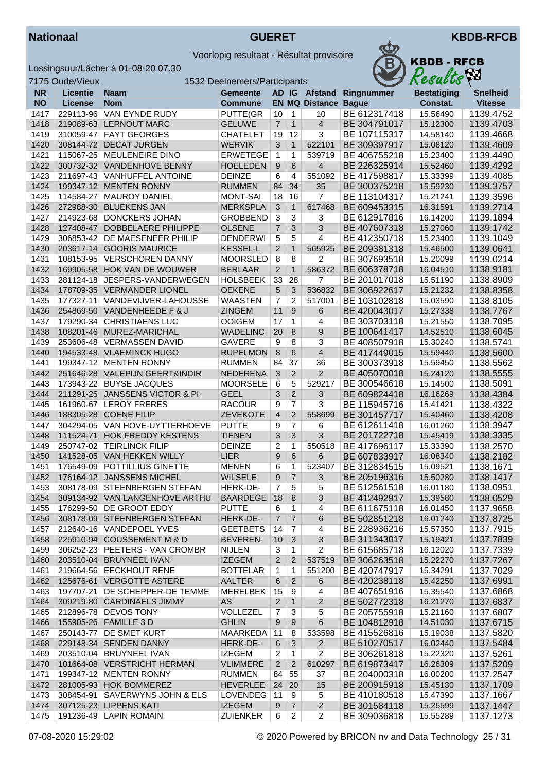**Nationaal** — **GUERET** — **KBDB-RFCB**

Voorlopig resultaat - Résultat provisoire

Lossingsuur/Lâcher à 01-08-20 07.30

7175 Oude/Vieux — 1532 Deelnemers/Participants

| NR NO | Licentie License | Naam Nom | Gemeente Commune | AD EN | IG MQ | Afstand Distance | Ringnummer Bague | Bestatiging Constat. | Snelheid Vitesse |
|---|---|---|---|---|---|---|---|---|---|
| 1417 | 229113-96 | VAN EYNDE RUDY | PUTTE(GR | 10 | 1 | 10 | BE 612317418 | 15.56490 | 1139.4752 |
| 1418 | 219089-63 | LERNOUT MARC | GELUWE | 7 | 1 | 4 | BE 304791017 | 15.12300 | 1139.4703 |
| 1419 | 310059-47 | FAYT GEORGES | CHATELET | 19 | 12 | 3 | BE 107115317 | 14.58140 | 1139.4668 |
| 1420 | 308144-72 | DECAT JURGEN | WERVIK | 3 | 1 | 522101 | BE 309397917 | 15.08120 | 1139.4609 |
| 1421 | 115067-25 | MEULENEIRE DINO | ERWETEGE | 1 | 1 | 539719 | BE 406755218 | 15.23400 | 1139.4490 |
| 1422 | 300732-32 | VANDENHOVE BENNY | HOELEDEN | 9 | 6 | 4 | BE 226325914 | 15.52460 | 1139.4292 |
| 1423 | 211697-43 | VANHUFFEL ANTOINE | DEINZE | 6 | 4 | 551092 | BE 417598817 | 15.33399 | 1139.4085 |
| 1424 | 199347-12 | MENTEN RONNY | RUMMEN | 84 | 34 | 35 | BE 300375218 | 15.59230 | 1139.3757 |
| 1425 | 114584-27 | MAUROY DANIEL | MONT-SAI | 18 | 16 | 7 | BE 113104317 | 15.21241 | 1139.3596 |
| 1426 | 272988-30 | BLUEKENS JAN | MERKSPLA | 3 | 1 | 617468 | BE 609453315 | 16.31591 | 1139.2714 |
| 1427 | 214923-68 | DONCKERS JOHAN | GROBBEND | 3 | 3 | 3 | BE 612917816 | 16.14200 | 1139.1894 |
| 1428 | 127408-47 | DOBBELAERE PHILIPPE | OLSENE | 7 | 3 | 3 | BE 407607318 | 15.27060 | 1139.1742 |
| 1429 | 306853-42 | DE MAESENEER PHILIP | DENDERWI | 5 | 5 | 4 | BE 412350718 | 15.23400 | 1139.1049 |
| 1430 | 203617-14 | GOORIS MAURICE | KESSEL-L | 2 | 1 | 565925 | BE 209381318 | 15.46500 | 1139.0641 |
| 1431 | 108153-95 | VERSCHOREN DANNY | MOORSLED | 8 | 8 | 2 | BE 307693518 | 15.20099 | 1139.0214 |
| 1432 | 169905-58 | HOK VAN DE WOUWER | BERLAAR | 2 | 1 | 586372 | BE 606378718 | 16.04510 | 1138.9181 |
| 1433 | 281124-18 | JESPERS-VANDERWEGEN | HOLSBEEK | 33 | 28 | 7 | BE 201017018 | 15.51190 | 1138.8909 |
| 1434 | 178709-35 | VERMANDER LIONEL | OEKENE | 5 | 3 | 536832 | BE 306922617 | 15.21232 | 1138.8358 |
| 1435 | 177327-11 | VANDEVIJVER-LAHOUSSE | WAASTEN | 7 | 2 | 517001 | BE 103102818 | 15.03590 | 1138.8105 |
| 1436 | 254869-50 | VANDENHEEDE F & J | ZINGEM | 11 | 9 | 6 | BE 420043017 | 15.27338 | 1138.7767 |
| 1437 | 179290-34 | CHRISTIAENS LUC | OOIGEM | 17 | 1 | 4 | BE 303703118 | 15.21550 | 1138.7095 |
| 1438 | 108201-46 | MUREZ-MARICHAL | WADELINC | 20 | 8 | 9 | BE 100641417 | 14.52510 | 1138.6045 |
| 1439 | 253606-48 | VERMASSEN DAVID | GAVERE | 9 | 8 | 3 | BE 408507918 | 15.30240 | 1138.5741 |
| 1440 | 194533-48 | VLAEMINCK HUGO | RUPELMON | 8 | 6 | 4 | BE 417449015 | 15.59440 | 1138.5600 |
| 1441 | 199347-12 | MENTEN RONNY | RUMMEN | 84 | 37 | 36 | BE 300373918 | 15.59450 | 1138.5562 |
| 1442 | 251646-28 | VALEPIJN GEERT&INDIR | NEDERENA | 3 | 2 | 2 | BE 405070018 | 15.24120 | 1138.5555 |
| 1443 | 173943-22 | BUYSE JACQUES | MOORSELE | 6 | 5 | 529217 | BE 300546618 | 15.14500 | 1138.5091 |
| 1444 | 211291-25 | JANSSENS VICTOR & PI | GEEL | 3 | 2 | 3 | BE 609824418 | 16.16269 | 1138.4384 |
| 1445 | 161960-67 | LEROY FRERES | RACOUR | 9 | 7 | 3 | BE 115945716 | 15.41421 | 1138.4322 |
| 1446 | 188305-28 | COENE FILIP | ZEVEKOTE | 4 | 2 | 558699 | BE 301457717 | 15.40460 | 1138.4208 |
| 1447 | 304294-05 | VAN HOVE-UYTTERHOEVE | PUTTE | 9 | 7 | 6 | BE 612611418 | 16.01260 | 1138.3947 |
| 1448 | 111524-71 | HOK FREDDY KESTENS | TIENEN | 3 | 3 | 3 | BE 201722718 | 15.45419 | 1138.3335 |
| 1449 | 250747-02 | TEIRLINCK FILIP | DEINZE | 2 | 1 | 550518 | BE 417696117 | 15.33390 | 1138.2570 |
| 1450 | 141528-05 | VAN HEKKEN WILLY | LIER | 9 | 6 | 6 | BE 607833917 | 16.08340 | 1138.2182 |
| 1451 | 176549-09 | POTTILLIUS GINETTE | MENEN | 6 | 1 | 523407 | BE 312834515 | 15.09521 | 1138.1671 |
| 1452 | 176164-12 | JANSSENS MICHEL | WILSELE | 9 | 7 | 3 | BE 205196316 | 15.50280 | 1138.1417 |
| 1453 | 308178-09 | STEENBERGEN STEFAN | HERK-DE- | 7 | 5 | 5 | BE 512561518 | 16.01180 | 1138.0951 |
| 1454 | 309134-92 | VAN LANGENHOVE ARTHU | BAARDEGE | 18 | 8 | 3 | BE 412492917 | 15.39580 | 1138.0529 |
| 1455 | 176299-50 | DE GROOT EDDY | PUTTE | 6 | 1 | 4 | BE 611675118 | 16.01450 | 1137.9658 |
| 1456 | 308178-09 | STEENBERGEN STEFAN | HERK-DE- | 7 | 7 | 6 | BE 502851218 | 16.01240 | 1137.8725 |
| 1457 | 212640-16 | VANDEPOEL YVES | GEETBETS | 14 | 7 | 4 | BE 228936216 | 15.57350 | 1137.7915 |
| 1458 | 225910-94 | COUSSEMENT M & D | BEVEREN- | 10 | 3 | 3 | BE 311343017 | 15.19421 | 1137.7839 |
| 1459 | 306252-23 | PEETERS - VAN CROMBR | NIJLEN | 3 | 1 | 2 | BE 615685718 | 16.12020 | 1137.7339 |
| 1460 | 203510-04 | BRUYNEEL IVAN | IZEGEM | 2 | 2 | 537519 | BE 306263518 | 15.22270 | 1137.7267 |
| 1461 | 219664-56 | EECKHOUT RENE | BOTTELAR | 1 | 1 | 551200 | BE 420747917 | 15.34291 | 1137.7029 |
| 1462 | 125676-61 | VERGOTTE ASTERE | AALTER | 6 | 2 | 6 | BE 420238118 | 15.42250 | 1137.6991 |
| 1463 | 197707-21 | DE SCHEPPER-DE TEMME | MERELBEK | 15 | 9 | 4 | BE 407651916 | 15.35540 | 1137.6868 |
| 1464 | 309219-80 | CARDINAELS JIMMY | AS | 2 | 1 | 2 | BE 502772318 | 16.21270 | 1137.6837 |
| 1465 | 212896-78 | DEVOS TONY | VOLLEZEL | 7 | 3 | 5 | BE 205755918 | 15.21160 | 1137.6807 |
| 1466 | 155905-26 | FAMILLE 3 D | GHLIN | 9 | 9 | 6 | BE 104812918 | 14.51030 | 1137.6715 |
| 1467 | 250143-77 | DE SMET KURT | MAARKEDA | 11 | 8 | 533598 | BE 415526816 | 15.19038 | 1137.5820 |
| 1468 | 229148-34 | SENDEN DANNY | HERK-DE- | 6 | 3 | 2 | BE 510270517 | 16.02440 | 1137.5484 |
| 1469 | 203510-04 | BRUYNEEL IVAN | IZEGEM | 2 | 1 | 2 | BE 306261818 | 15.22320 | 1137.5261 |
| 1470 | 101664-08 | VERSTRICHT HERMAN | VLIMMERE | 2 | 2 | 610297 | BE 619873417 | 16.26309 | 1137.5209 |
| 1471 | 199347-12 | MENTEN RONNY | RUMMEN | 84 | 55 | 37 | BE 204000318 | 16.00200 | 1137.2547 |
| 1472 | 281005-93 | HOK BOMMEREZ | HEVERLEE | 24 | 20 | 15 | BE 200915918 | 15.45130 | 1137.1709 |
| 1473 | 308454-91 | SAVERWYNS JOHN & ELS | LOVENDEG | 11 | 9 | 5 | BE 410180518 | 15.47390 | 1137.1667 |
| 1474 | 307125-23 | LIPPENS KATI | IZEGEM | 9 | 7 | 2 | BE 301584118 | 15.25599 | 1137.1447 |
| 1475 | 191236-49 | LAPIN ROMAIN | ZUIENKER | 6 | 2 | 2 | BE 309036818 | 15.55289 | 1137.1273 |

07-08-2020 15:29:02 © 2020 Powered by BRICON nv and Data Technology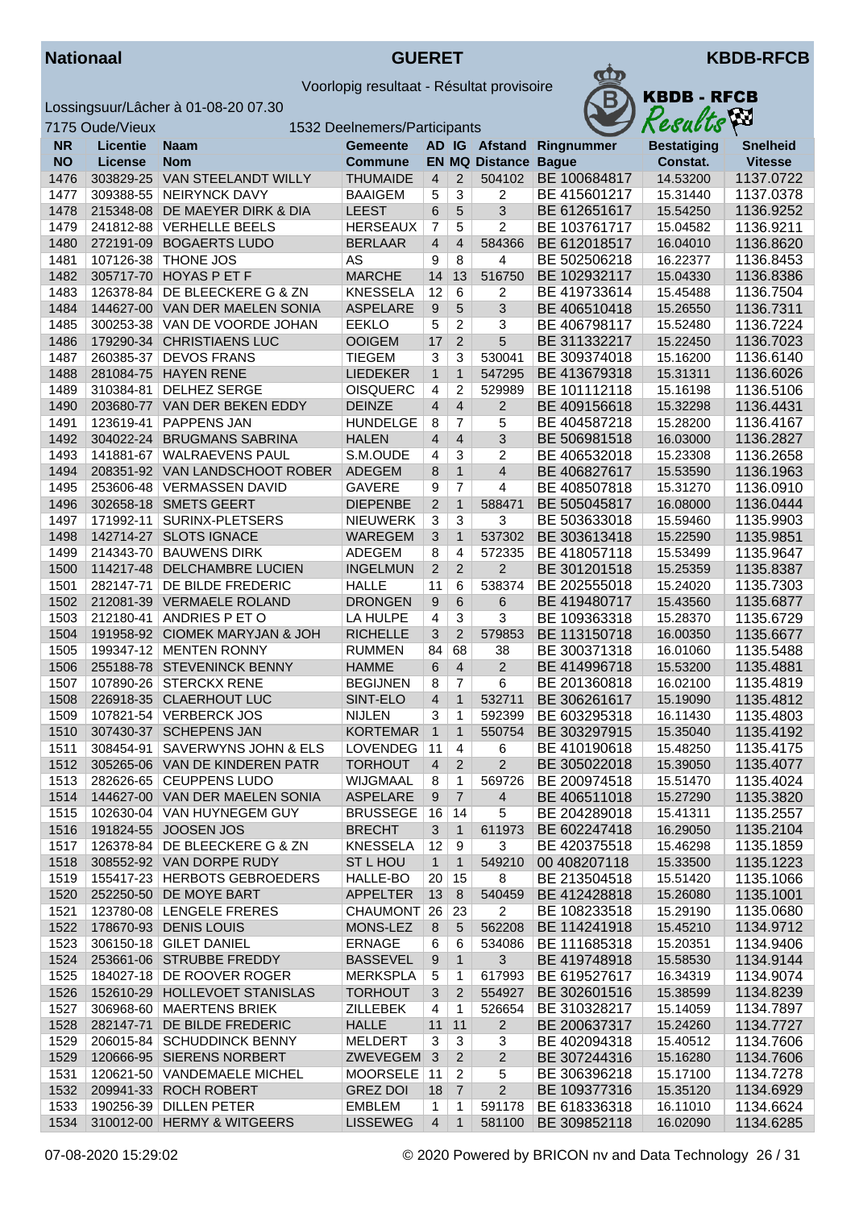**Nationaal** — **GUERET** — **KBDB-RFCB**

Voorlopig resultaat - Résultat provisoire

Lossingsuur/Lâcher à 01-08-20 07.30

7175 Oude/Vieux — 1532 Deelnemers/Participants

| NR<br>NO | Licentie<br>License | Naam<br>Nom | Gemeente<br>Commune | AD<br>EN | IG<br>MQ | Afstand<br>Distance | Ringnummer<br>Bague | Bestatiging<br>Constat. | Snelheid<br>Vitesse |
|---|---|---|---|---|---|---|---|---|---|
| 1476 | 303829-25 | VAN STEELANDT WILLY | THUMAIDE | 4 | 2 | 504102 | BE 100684817 | 14.53200 | 1137.0722 |
| 1477 | 309388-55 | NEIRYNCK DAVY | BAAIGEM | 5 | 3 | 2 | BE 415601217 | 15.31440 | 1137.0378 |
| 1478 | 215348-08 | DE MAEYER DIRK & DIA | LEEST | 6 | 5 | 3 | BE 612651617 | 15.54250 | 1136.9252 |
| 1479 | 241812-88 | VERHELLE BEELS | HERSEAUX | 7 | 5 | 2 | BE 103761717 | 15.04582 | 1136.9211 |
| 1480 | 272191-09 | BOGAERTS LUDO | BERLAAR | 4 | 4 | 584366 | BE 612018517 | 16.04010 | 1136.8620 |
| 1481 | 107126-38 | THONE JOS | AS | 9 | 8 | 4 | BE 502506218 | 16.22377 | 1136.8453 |
| 1482 | 305717-70 | HOYAS P ET F | MARCHE | 14 | 13 | 516750 | BE 102932117 | 15.04330 | 1136.8386 |
| 1483 | 126378-84 | DE BLEECKERE G & ZN | KNESSELA | 12 | 6 | 2 | BE 419733614 | 15.45488 | 1136.7504 |
| 1484 | 144627-00 | VAN DER MAELEN SONIA | ASPELARE | 9 | 5 | 3 | BE 406510418 | 15.26550 | 1136.7311 |
| 1485 | 300253-38 | VAN DE VOORDE JOHAN | EEKLO | 5 | 2 | 3 | BE 406798117 | 15.52480 | 1136.7224 |
| 1486 | 179290-34 | CHRISTIAENS LUC | OOIGEM | 17 | 2 | 5 | BE 311332217 | 15.22450 | 1136.7023 |
| 1487 | 260385-37 | DEVOS FRANS | TIEGEM | 3 | 3 | 530041 | BE 309374018 | 15.16200 | 1136.6140 |
| 1488 | 281084-75 | HAYEN RENE | LIEDEKER | 1 | 1 | 547295 | BE 413679318 | 15.31311 | 1136.6026 |
| 1489 | 310384-81 | DELHEZ SERGE | OISQUERC | 4 | 2 | 529989 | BE 101112118 | 15.16198 | 1136.5106 |
| 1490 | 203680-77 | VAN DER BEKEN EDDY | DEINZE | 4 | 4 | 2 | BE 409156618 | 15.32298 | 1136.4431 |
| 1491 | 123619-41 | PAPPENS JAN | HUNDELGE | 8 | 7 | 5 | BE 404587218 | 15.28200 | 1136.4167 |
| 1492 | 304022-24 | BRUGMANS SABRINA | HALEN | 4 | 4 | 3 | BE 506981518 | 16.03000 | 1136.2827 |
| 1493 | 141881-67 | WALRAEVENS PAUL | S.M.OUDE | 4 | 3 | 2 | BE 406532018 | 15.23308 | 1136.2658 |
| 1494 | 208351-92 | VAN LANDSCHOOT ROBER | ADEGEM | 8 | 1 | 4 | BE 406827617 | 15.53590 | 1136.1963 |
| 1495 | 253606-48 | VERMASSEN DAVID | GAVERE | 9 | 7 | 4 | BE 408507818 | 15.31270 | 1136.0910 |
| 1496 | 302658-18 | SMETS GEERT | DIEPENBE | 2 | 1 | 588471 | BE 505045817 | 16.08000 | 1136.0444 |
| 1497 | 171992-11 | SURINX-PLETSERS | NIEUWERK | 3 | 3 | 3 | BE 503633018 | 15.59460 | 1135.9903 |
| 1498 | 142714-27 | SLOTS IGNACE | WAREGEM | 3 | 1 | 537302 | BE 303613418 | 15.22590 | 1135.9851 |
| 1499 | 214343-70 | BAUWENS DIRK | ADEGEM | 8 | 4 | 572335 | BE 418057118 | 15.53499 | 1135.9647 |
| 1500 | 114217-48 | DELCHAMBRE LUCIEN | INGELMUN | 2 | 2 | 2 | BE 301201518 | 15.25359 | 1135.8387 |
| 1501 | 282147-71 | DE BILDE FREDERIC | HALLE | 11 | 6 | 538374 | BE 202555018 | 15.24020 | 1135.7303 |
| 1502 | 212081-39 | VERMAELE ROLAND | DRONGEN | 9 | 6 | 6 | BE 419480717 | 15.43560 | 1135.6877 |
| 1503 | 212180-41 | ANDRIES P ET O | LA HULPE | 4 | 3 | 3 | BE 109363318 | 15.28370 | 1135.6729 |
| 1504 | 191958-92 | CIOMEK MARYJAN & JOH | RICHELLE | 3 | 2 | 579853 | BE 113150718 | 16.00350 | 1135.6677 |
| 1505 | 199347-12 | MENTEN RONNY | RUMMEN | 84 | 68 | 38 | BE 300371318 | 16.01060 | 1135.5488 |
| 1506 | 255188-78 | STEVENINCK BENNY | HAMME | 6 | 4 | 2 | BE 414996718 | 15.53200 | 1135.4881 |
| 1507 | 107890-26 | STERCKX RENE | BEGIJNEN | 8 | 7 | 6 | BE 201360818 | 16.02100 | 1135.4819 |
| 1508 | 226918-35 | CLAERHOUT LUC | SINT-ELO | 4 | 1 | 532711 | BE 306261617 | 15.19090 | 1135.4812 |
| 1509 | 107821-54 | VERBERCK JOS | NIJLEN | 3 | 1 | 592399 | BE 603295318 | 16.11430 | 1135.4803 |
| 1510 | 307430-37 | SCHEPENS JAN | KORTEMAR | 1 | 1 | 550754 | BE 303297915 | 15.35040 | 1135.4192 |
| 1511 | 308454-91 | SAVERWYNS JOHN & ELS | LOVENDEG | 11 | 4 | 6 | BE 410190618 | 15.48250 | 1135.4175 |
| 1512 | 305265-06 | VAN DE KINDEREN PATR | TORHOUT | 4 | 2 | 2 | BE 305022018 | 15.39050 | 1135.4077 |
| 1513 | 282626-65 | CEUPPENS LUDO | WIJGMAAL | 8 | 1 | 569726 | BE 200974518 | 15.51470 | 1135.4024 |
| 1514 | 144627-00 | VAN DER MAELEN SONIA | ASPELARE | 9 | 7 | 4 | BE 406511018 | 15.27290 | 1135.3820 |
| 1515 | 102630-04 | VAN HUYNEGEM GUY | BRUSSEGE | 16 | 14 | 5 | BE 204289018 | 15.41311 | 1135.2557 |
| 1516 | 191824-55 | JOOSEN JOS | BRECHT | 3 | 1 | 611973 | BE 602247418 | 16.29050 | 1135.2104 |
| 1517 | 126378-84 | DE BLEECKERE G & ZN | KNESSELA | 12 | 9 | 3 | BE 420375518 | 15.46298 | 1135.1859 |
| 1518 | 308552-92 | VAN DORPE RUDY | ST L HOU | 1 | 1 | 549210 | 00 408207118 | 15.33500 | 1135.1223 |
| 1519 | 155417-23 | HERBOTS GEBROEDERS | HALLE-BO | 20 | 15 | 8 | BE 213504518 | 15.51420 | 1135.1066 |
| 1520 | 252250-50 | DE MOYE BART | APPELTER | 13 | 8 | 540459 | BE 412428818 | 15.26080 | 1135.1001 |
| 1521 | 123780-08 | LENGELE FRERES | CHAUMONT | 26 | 23 | 2 | BE 108233518 | 15.29190 | 1135.0680 |
| 1522 | 178670-93 | DENIS LOUIS | MONS-LEZ | 8 | 5 | 562208 | BE 114241918 | 15.45210 | 1134.9712 |
| 1523 | 306150-18 | GILET DANIEL | ERNAGE | 6 | 6 | 534086 | BE 111685318 | 15.20351 | 1134.9406 |
| 1524 | 253661-06 | STRUBBE FREDDY | BASSEVEL | 9 | 1 | 3 | BE 419748918 | 15.58530 | 1134.9144 |
| 1525 | 184027-18 | DE ROOVER ROGER | MERKSPLA | 5 | 1 | 617993 | BE 619527617 | 16.34319 | 1134.9074 |
| 1526 | 152610-29 | HOLLEVOET STANISLAS | TORHOUT | 3 | 2 | 554927 | BE 302601516 | 15.38599 | 1134.8239 |
| 1527 | 306968-60 | MAERTENS BRIEK | ZILLEBEK | 4 | 1 | 526654 | BE 310328217 | 15.14059 | 1134.7897 |
| 1528 | 282147-71 | DE BILDE FREDERIC | HALLE | 11 | 11 | 2 | BE 200637317 | 15.24260 | 1134.7727 |
| 1529 | 206015-84 | SCHUDDINCK BENNY | MELDERT | 3 | 3 | 3 | BE 402094318 | 15.40512 | 1134.7606 |
| 1529 | 120666-95 | SIERENS NORBERT | ZWEVEGEM | 3 | 2 | 2 | BE 307244316 | 15.16280 | 1134.7606 |
| 1531 | 120621-50 | VANDEMAELE MICHEL | MOORSELE | 11 | 2 | 5 | BE 306396218 | 15.17100 | 1134.7278 |
| 1532 | 209941-33 | ROCH ROBERT | GREZ DOI | 18 | 7 | 2 | BE 109377316 | 15.35120 | 1134.6929 |
| 1533 | 190256-39 | DILLEN PETER | EMBLEM | 1 | 1 | 591178 | BE 618336318 | 16.11010 | 1134.6624 |
| 1534 | 310012-00 | HERMY & WITGEERS | LISSEWEG | 4 | 1 | 581100 | BE 309852118 | 16.02090 | 1134.6285 |

07-08-2020 15:29:02 — © 2020 Powered by BRICON nv and Data Technology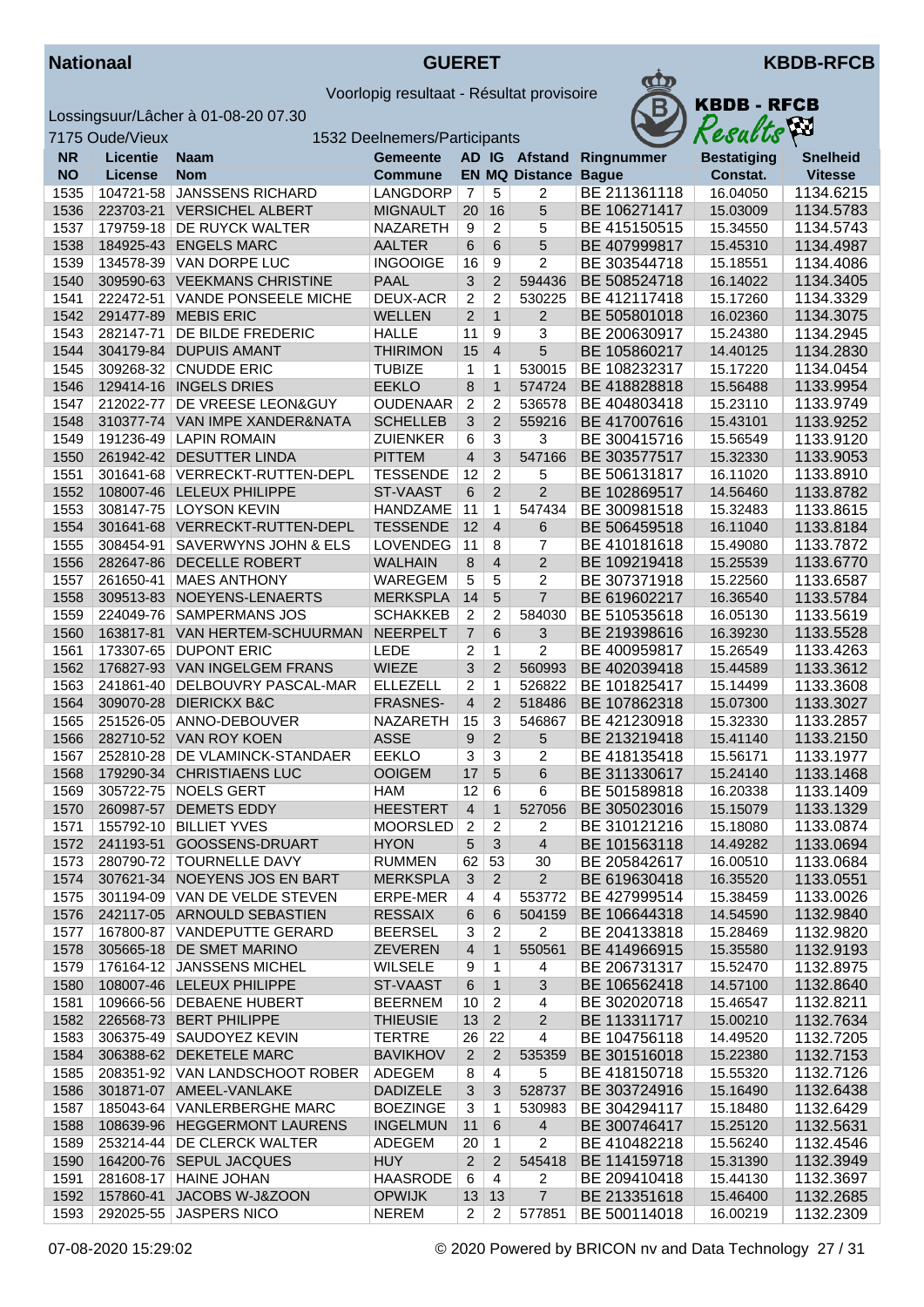**Nationaal** | **GUERET** | **KBDB-RFCB**

Voorlopig resultaat - Résultat provisoire

Lossingsuur/Lâcher à 01-08-20 07.30

7175 Oude/Vieux | 1532 Deelnemers/Participants

| NR<br>NO | Licentie<br>License | Naam<br>Nom | Gemeente<br>Commune | AD<br>EN | IG<br>MQ | Afstand<br>Distance | Ringnummer<br>Bague | Bestatiging<br>Constat. | Snelheid<br>Vitesse |
|---|---|---|---|---|---|---|---|---|---|
| 1535 | 104721-58 | JANSSENS RICHARD | LANGDORP | 7 | 5 | 2 | BE 211361118 | 16.04050 | 1134.6215 |
| 1536 | 223703-21 | VERSICHEL ALBERT | MIGNAULT | 20 | 16 | 5 | BE 106271417 | 15.03009 | 1134.5783 |
| 1537 | 179759-18 | DE RUYCK WALTER | NAZARETH | 9 | 2 | 5 | BE 415150515 | 15.34550 | 1134.5743 |
| 1538 | 184925-43 | ENGELS MARC | AALTER | 6 | 6 | 5 | BE 407999817 | 15.45310 | 1134.4987 |
| 1539 | 134578-39 | VAN DORPE LUC | INGOOIGE | 16 | 9 | 2 | BE 303544718 | 15.18551 | 1134.4086 |
| 1540 | 309590-63 | VEEKMANS CHRISTINE | PAAL | 3 | 2 | 594436 | BE 508524718 | 16.14022 | 1134.3405 |
| 1541 | 222472-51 | VANDE PONSEELE MICHE | DEUX-ACR | 2 | 2 | 530225 | BE 412117418 | 15.17260 | 1134.3329 |
| 1542 | 291477-89 | MEBIS ERIC | WELLEN | 2 | 1 | 2 | BE 505801018 | 16.02360 | 1134.3075 |
| 1543 | 282147-71 | DE BILDE FREDERIC | HALLE | 11 | 9 | 3 | BE 200630917 | 15.24380 | 1134.2945 |
| 1544 | 304179-84 | DUPUIS AMANT | THIRIMON | 15 | 4 | 5 | BE 105860217 | 14.40125 | 1134.2830 |
| 1545 | 309268-32 | CNUDDE ERIC | TUBIZE | 1 | 1 | 530015 | BE 108232317 | 15.17220 | 1134.0454 |
| 1546 | 129414-16 | INGELS DRIES | EEKLO | 8 | 1 | 574724 | BE 418828818 | 15.56488 | 1133.9954 |
| 1547 | 212022-77 | DE VREESE LEON&GUY | OUDENAAR | 2 | 2 | 536578 | BE 404803418 | 15.23110 | 1133.9749 |
| 1548 | 310377-74 | VAN IMPE XANDER&NATA | SCHELLEB | 3 | 2 | 559216 | BE 417007616 | 15.43101 | 1133.9252 |
| 1549 | 191236-49 | LAPIN ROMAIN | ZUIENKER | 6 | 3 | 3 | BE 300415716 | 15.56549 | 1133.9120 |
| 1550 | 261942-42 | DESUTTER LINDA | PITTEM | 4 | 3 | 547166 | BE 303577517 | 15.32330 | 1133.9053 |
| 1551 | 301641-68 | VERRECKT-RUTTEN-DEPL | TESSENDE | 12 | 2 | 5 | BE 506131817 | 16.11020 | 1133.8910 |
| 1552 | 108007-46 | LELEUX PHILIPPE | ST-VAAST | 6 | 2 | 2 | BE 102869517 | 14.56460 | 1133.8782 |
| 1553 | 308147-75 | LOYSON KEVIN | HANDZAME | 11 | 1 | 547434 | BE 300981518 | 15.32483 | 1133.8615 |
| 1554 | 301641-68 | VERRECKT-RUTTEN-DEPL | TESSENDE | 12 | 4 | 6 | BE 506459518 | 16.11040 | 1133.8184 |
| 1555 | 308454-91 | SAVERWYNS JOHN & ELS | LOVENDEG | 11 | 8 | 7 | BE 410181618 | 15.49080 | 1133.7872 |
| 1556 | 282647-86 | DECELLE ROBERT | WALHAIN | 8 | 4 | 2 | BE 109219418 | 15.25539 | 1133.6770 |
| 1557 | 261650-41 | MAES ANTHONY | WAREGEM | 5 | 5 | 2 | BE 307371918 | 15.22560 | 1133.6587 |
| 1558 | 309513-83 | NOEYENS-LENAERTS | MERKSPLA | 14 | 5 | 7 | BE 619602217 | 16.36540 | 1133.5784 |
| 1559 | 224049-76 | SAMPERMANS JOS | SCHAKKEB | 2 | 2 | 584030 | BE 510535618 | 16.05130 | 1133.5619 |
| 1560 | 163817-81 | VAN HERTEM-SCHUURMAN | NEERPELT | 7 | 6 | 3 | BE 219398616 | 16.39230 | 1133.5528 |
| 1561 | 173307-65 | DUPONT ERIC | LEDE | 2 | 1 | 2 | BE 400959817 | 15.26549 | 1133.4263 |
| 1562 | 176827-93 | VAN INGELGEM FRANS | WIEZE | 3 | 2 | 560993 | BE 402039418 | 15.44589 | 1133.3612 |
| 1563 | 241861-40 | DELBOUVRY PASCAL-MAR | ELLEZELL | 2 | 1 | 526822 | BE 101825417 | 15.14499 | 1133.3608 |
| 1564 | 309070-28 | DIERICKX B&C | FRASNES- | 4 | 2 | 518486 | BE 107862318 | 15.07300 | 1133.3027 |
| 1565 | 251526-05 | ANNO-DEBOUVER | NAZARETH | 15 | 3 | 546867 | BE 421230918 | 15.32330 | 1133.2857 |
| 1566 | 282710-52 | VAN ROY KOEN | ASSE | 9 | 2 | 5 | BE 213219418 | 15.41140 | 1133.2150 |
| 1567 | 252810-28 | DE VLAMINCK-STANDAER | EEKLO | 3 | 3 | 2 | BE 418135418 | 15.56171 | 1133.1977 |
| 1568 | 179290-34 | CHRISTIAENS LUC | OOIGEM | 17 | 5 | 6 | BE 311330617 | 15.24140 | 1133.1468 |
| 1569 | 305722-75 | NOELS GERT | HAM | 12 | 6 | 6 | BE 501589818 | 16.20338 | 1133.1409 |
| 1570 | 260987-57 | DEMETS EDDY | HEESTERT | 4 | 1 | 527056 | BE 305023016 | 15.15079 | 1133.1329 |
| 1571 | 155792-10 | BILLIET YVES | MOORSLED | 2 | 2 | 2 | BE 310121216 | 15.18080 | 1133.0874 |
| 1572 | 241193-51 | GOOSSENS-DRUART | HYON | 5 | 3 | 4 | BE 101563118 | 14.49282 | 1133.0694 |
| 1573 | 280790-72 | TOURNELLE DAVY | RUMMEN | 62 | 53 | 30 | BE 205842617 | 16.00510 | 1133.0684 |
| 1574 | 307621-34 | NOEYENS JOS EN BART | MERKSPLA | 3 | 2 | 2 | BE 619630418 | 16.35520 | 1133.0551 |
| 1575 | 301194-09 | VAN DE VELDE STEVEN | ERPE-MER | 4 | 4 | 553772 | BE 427999514 | 15.38459 | 1133.0026 |
| 1576 | 242117-05 | ARNOULD SEBASTIEN | RESSAIX | 6 | 6 | 504159 | BE 106644318 | 14.54590 | 1132.9840 |
| 1577 | 167800-87 | VANDEPUTTE GERARD | BEERSEL | 3 | 2 | 2 | BE 204133818 | 15.28469 | 1132.9820 |
| 1578 | 305665-18 | DE SMET MARINO | ZEVEREN | 4 | 1 | 550561 | BE 414966915 | 15.35580 | 1132.9193 |
| 1579 | 176164-12 | JANSSENS MICHEL | WILSELE | 9 | 1 | 4 | BE 206731317 | 15.52470 | 1132.8975 |
| 1580 | 108007-46 | LELEUX PHILIPPE | ST-VAAST | 6 | 1 | 3 | BE 106562418 | 14.57100 | 1132.8640 |
| 1581 | 109666-56 | DEBAENE HUBERT | BEERNEM | 10 | 2 | 4 | BE 302020718 | 15.46547 | 1132.8211 |
| 1582 | 226568-73 | BERT PHILIPPE | THIEUSIE | 13 | 2 | 2 | BE 113311717 | 15.00210 | 1132.7634 |
| 1583 | 306375-49 | SAUDOYEZ KEVIN | TERTRE | 26 | 22 | 4 | BE 104756118 | 14.49520 | 1132.7205 |
| 1584 | 306388-62 | DEKETELE MARC | BAVIKHOV | 2 | 2 | 535359 | BE 301516018 | 15.22380 | 1132.7153 |
| 1585 | 208351-92 | VAN LANDSCHOOT ROBER | ADEGEM | 8 | 4 | 5 | BE 418150718 | 15.55320 | 1132.7126 |
| 1586 | 301871-07 | AMEEL-VANLAKE | DADIZELE | 3 | 3 | 528737 | BE 303724916 | 15.16490 | 1132.6438 |
| 1587 | 185043-64 | VANLERBERGHE MARC | BOEZINGE | 3 | 1 | 530983 | BE 304294117 | 15.18480 | 1132.6429 |
| 1588 | 108639-96 | HEGGERMONT LAURENS | INGELMUN | 11 | 6 | 4 | BE 300746417 | 15.25120 | 1132.5631 |
| 1589 | 253214-44 | DE CLERCK WALTER | ADEGEM | 20 | 1 | 2 | BE 410482218 | 15.56240 | 1132.4546 |
| 1590 | 164200-76 | SEPUL JACQUES | HUY | 2 | 2 | 545418 | BE 114159718 | 15.31390 | 1132.3949 |
| 1591 | 281608-17 | HAINE JOHAN | HAASRODE | 6 | 4 | 2 | BE 209410418 | 15.44130 | 1132.3697 |
| 1592 | 157860-41 | JACOBS W-J&ZOON | OPWIJK | 13 | 13 | 7 | BE 213351618 | 15.46400 | 1132.2685 |
| 1593 | 292025-55 | JASPERS NICO | NEREM | 2 | 2 | 577851 | BE 500114018 | 16.00219 | 1132.2309 |

07-08-2020 15:29:02 © 2020 Powered by BRICON nv and Data Technology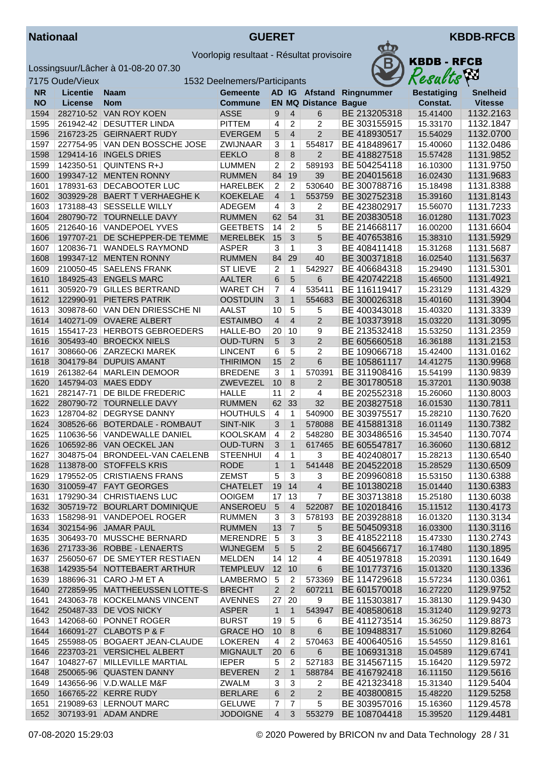**Nationaal** **GUERET** **KBDB-RFCB**

Voorlopig resultaat - Résultat provisoire

Lossingsuur/Lâcher à 01-08-20 07.30

7175 Oude/Vieux — 1532 Deelnemers/Participants

| NR<br>NO | Licentie<br>License | Naam<br>Nom | Gemeente<br>Commune | AD<br>EN | IG<br>MQ | Afstand<br>Distance | Ringnummer<br>Bague | Bestatiging<br>Constat. | Snelheid<br>Vitesse |
|---|---|---|---|---|---|---|---|---|---|
| 1594 | 282710-52 | VAN ROY KOEN | ASSE | 9 | 4 | 6 | BE 213205318 | 15.41400 | 1132.2163 |
| 1595 | 261942-42 | DESUTTER LINDA | PITTEM | 4 | 2 | 2 | BE 303155915 | 15.33170 | 1132.1847 |
| 1596 | 216723-25 | GEIRNAERT RUDY | EVERGEM | 5 | 4 | 2 | BE 418930517 | 15.54029 | 1132.0700 |
| 1597 | 227754-95 | VAN DEN BOSSCHE JOSE | ZWIJNAAR | 3 | 1 | 554817 | BE 418489617 | 15.40060 | 1132.0486 |
| 1598 | 129414-16 | INGELS DRIES | EEKLO | 8 | 8 | 2 | BE 418827518 | 15.57428 | 1131.9852 |
| 1599 | 142350-51 | QUINTENS R+J | LUMMEN | 2 | 2 | 589193 | BE 504254118 | 16.10300 | 1131.9750 |
| 1600 | 199347-12 | MENTEN RONNY | RUMMEN | 84 | 19 | 39 | BE 204015618 | 16.02430 | 1131.9683 |
| 1601 | 178931-63 | DECABOOTER LUC | HARELBEK | 2 | 2 | 530640 | BE 300788716 | 15.18498 | 1131.8388 |
| 1602 | 303929-28 | BAERT T VERHAEGHE K | KOEKELAE | 4 | 1 | 553759 | BE 302752318 | 15.39160 | 1131.8143 |
| 1603 | 173188-43 | SESSELLE WILLY | ADEGEM | 4 | 3 | 2 | BE 423802917 | 15.56070 | 1131.7233 |
| 1604 | 280790-72 | TOURNELLE DAVY | RUMMEN | 62 | 54 | 31 | BE 203830518 | 16.01280 | 1131.7023 |
| 1605 | 212640-16 | VANDEPOEL YVES | GEETBETS | 14 | 2 | 5 | BE 214668117 | 16.00200 | 1131.6604 |
| 1606 | 197707-21 | DE SCHEPPER-DE TEMME | MERELBEK | 15 | 3 | 5 | BE 407653816 | 15.38310 | 1131.5929 |
| 1607 | 120836-71 | WANDELS RAYMOND | ASPER | 3 | 1 | 3 | BE 408411418 | 15.31268 | 1131.5687 |
| 1608 | 199347-12 | MENTEN RONNY | RUMMEN | 84 | 29 | 40 | BE 300371818 | 16.02540 | 1131.5637 |
| 1609 | 210050-45 | SAELENS FRANK | ST LIEVE | 2 | 1 | 542927 | BE 406684318 | 15.29490 | 1131.5301 |
| 1610 | 184925-43 | ENGELS MARC | AALTER | 6 | 5 | 6 | BE 420742218 | 15.46500 | 1131.4921 |
| 1611 | 305920-79 | GILLES BERTRAND | WARET CH | 7 | 4 | 535411 | BE 116119417 | 15.23129 | 1131.4329 |
| 1612 | 122990-91 | PIETERS PATRIK | OOSTDUIN | 3 | 1 | 554683 | BE 300026318 | 15.40160 | 1131.3904 |
| 1613 | 309878-60 | VAN DEN DRIESSCHE NI | AALST | 10 | 5 | 5 | BE 400343018 | 15.40320 | 1131.3339 |
| 1614 | 140271-09 | OVAERE ALBERT | ESTAIMBO | 4 | 4 | 2 | BE 103373918 | 15.03220 | 1131.3095 |
| 1615 | 155417-23 | HERBOTS GEBROEDERS | HALLE-BO | 20 | 10 | 9 | BE 213532418 | 15.53250 | 1131.2359 |
| 1616 | 305493-40 | BROECKX NIELS | OUD-TURN | 5 | 3 | 2 | BE 605660518 | 16.36188 | 1131.2153 |
| 1617 | 308660-06 | ZARZECKI MAREK | LINCENT | 6 | 5 | 2 | BE 109066718 | 15.42400 | 1131.0162 |
| 1618 | 304179-84 | DUPUIS AMANT | THIRIMON | 15 | 2 | 6 | BE 105861117 | 14.41275 | 1130.9968 |
| 1619 | 261382-64 | MARLEIN DEMOOR | BREDENE | 3 | 1 | 570391 | BE 311908416 | 15.54199 | 1130.9839 |
| 1620 | 145794-03 | MAES EDDY | ZWEVEZEL | 10 | 8 | 2 | BE 301780518 | 15.37201 | 1130.9038 |
| 1621 | 282147-71 | DE BILDE FREDERIC | HALLE | 11 | 2 | 4 | BE 202552318 | 15.26060 | 1130.8003 |
| 1622 | 280790-72 | TOURNELLE DAVY | RUMMEN | 62 | 33 | 32 | BE 203827518 | 16.01530 | 1130.7811 |
| 1623 | 128704-82 | DEGRYSE DANNY | HOUTHULS | 4 | 1 | 540900 | BE 303975517 | 15.28210 | 1130.7620 |
| 1624 | 308526-66 | BOTERDALE - ROMBAUT | SINT-NIK | 3 | 1 | 578088 | BE 415881318 | 16.01149 | 1130.7382 |
| 1625 | 110636-56 | VANDEWALLE DANIEL | KOOLSKAM | 4 | 2 | 548280 | BE 303486516 | 15.34540 | 1130.7074 |
| 1626 | 106592-86 | VAN OECKEL JAN | OUD-TURN | 3 | 1 | 617465 | BE 605547817 | 16.36060 | 1130.6812 |
| 1627 | 304875-04 | BRONDEEL-VAN CAELENB | STEENHUI | 4 | 1 | 3 | BE 402408017 | 15.28213 | 1130.6540 |
| 1628 | 113878-00 | STOFFELS KRIS | RODE | 1 | 1 | 541448 | BE 204522018 | 15.28529 | 1130.6509 |
| 1629 | 179552-05 | CRISTIAENS FRANS | ZEMST | 5 | 3 | 3 | BE 209960818 | 15.53150 | 1130.6388 |
| 1630 | 310059-47 | FAYT GEORGES | CHATELET | 19 | 14 | 4 | BE 101380218 | 15.01440 | 1130.6383 |
| 1631 | 179290-34 | CHRISTIAENS LUC | OOIGEM | 17 | 13 | 7 | BE 303713818 | 15.25180 | 1130.6038 |
| 1632 | 305719-72 | BOURLART DOMINIQUE | ANSEROEU | 5 | 4 | 522087 | BE 102018416 | 15.11512 | 1130.4173 |
| 1633 | 158298-91 | VANDEPOEL ROGER | RUMMEN | 3 | 3 | 578193 | BE 203928818 | 16.01320 | 1130.3134 |
| 1634 | 302154-96 | JAMAR PAUL | RUMMEN | 13 | 7 | 5 | BE 504509318 | 16.03300 | 1130.3116 |
| 1635 | 306493-70 | MUSSCHE BERNARD | MERENDRE | 5 | 3 | 3 | BE 418522118 | 15.47330 | 1130.2743 |
| 1636 | 271733-36 | ROBBE - LENAERTS | WIJNEGEM | 5 | 5 | 2 | BE 604566717 | 16.17480 | 1130.1895 |
| 1637 | 256050-67 | DE SMEYTER RESTIAEN | MELDEN | 14 | 12 | 4 | BE 405197818 | 15.20391 | 1130.1649 |
| 1638 | 142935-54 | NOTTEBAERT ARTHUR | TEMPLEUV | 12 | 10 | 6 | BE 101773716 | 15.01320 | 1130.1336 |
| 1639 | 188696-31 | CARO J-M ET A | LAMBERMO | 5 | 2 | 573369 | BE 114729618 | 15.57234 | 1130.0361 |
| 1640 | 272859-95 | MATTHEEUSSEN LOTTE-S | BRECHT | 2 | 2 | 607211 | BE 601570018 | 16.27220 | 1129.9752 |
| 1641 | 243063-78 | KOCKELMANS VINCENT | AVENNES | 27 | 20 | 9 | BE 115303817 | 15.38130 | 1129.9430 |
| 1642 | 250487-33 | DE VOS NICKY | ASPER | 1 | 1 | 543947 | BE 408580618 | 15.31240 | 1129.9273 |
| 1643 | 142068-60 | PONNET ROGER | BURST | 19 | 5 | 6 | BE 411273514 | 15.36250 | 1129.8873 |
| 1644 | 166091-27 | CLABOTS P & F | GRACE HO | 10 | 8 | 6 | BE 109488317 | 15.51060 | 1129.8264 |
| 1645 | 255988-05 | BOGAERT JEAN-CLAUDE | LOKEREN | 4 | 2 | 570463 | BE 400640516 | 15.54550 | 1129.8161 |
| 1646 | 223703-21 | VERSICHEL ALBERT | MIGNAULT | 20 | 6 | 6 | BE 106931318 | 15.04589 | 1129.6741 |
| 1647 | 104827-67 | MILLEVILLE MARTIAL | IEPER | 5 | 2 | 527183 | BE 314567115 | 15.16420 | 1129.5972 |
| 1648 | 250065-96 | QUASTEN DANNY | BEVEREN | 2 | 1 | 588784 | BE 416792418 | 16.11150 | 1129.5616 |
| 1649 | 143656-96 | V.D.WALLE M&F | ZWALM | 3 | 3 | 2 | BE 421323418 | 15.31340 | 1129.5404 |
| 1650 | 166765-22 | KERRE RUDY | BERLARE | 6 | 2 | 2 | BE 403800815 | 15.48220 | 1129.5258 |
| 1651 | 219089-63 | LERNOUT MARC | GELUWE | 7 | 7 | 5 | BE 303957016 | 15.16360 | 1129.4578 |
| 1652 | 307193-91 | ADAM ANDRE | JODOIGNE | 4 | 3 | 553279 | BE 108704418 | 15.39520 | 1129.4481 |

07-08-2020 15:29:03 © 2020 Powered by BRICON nv and Data Technology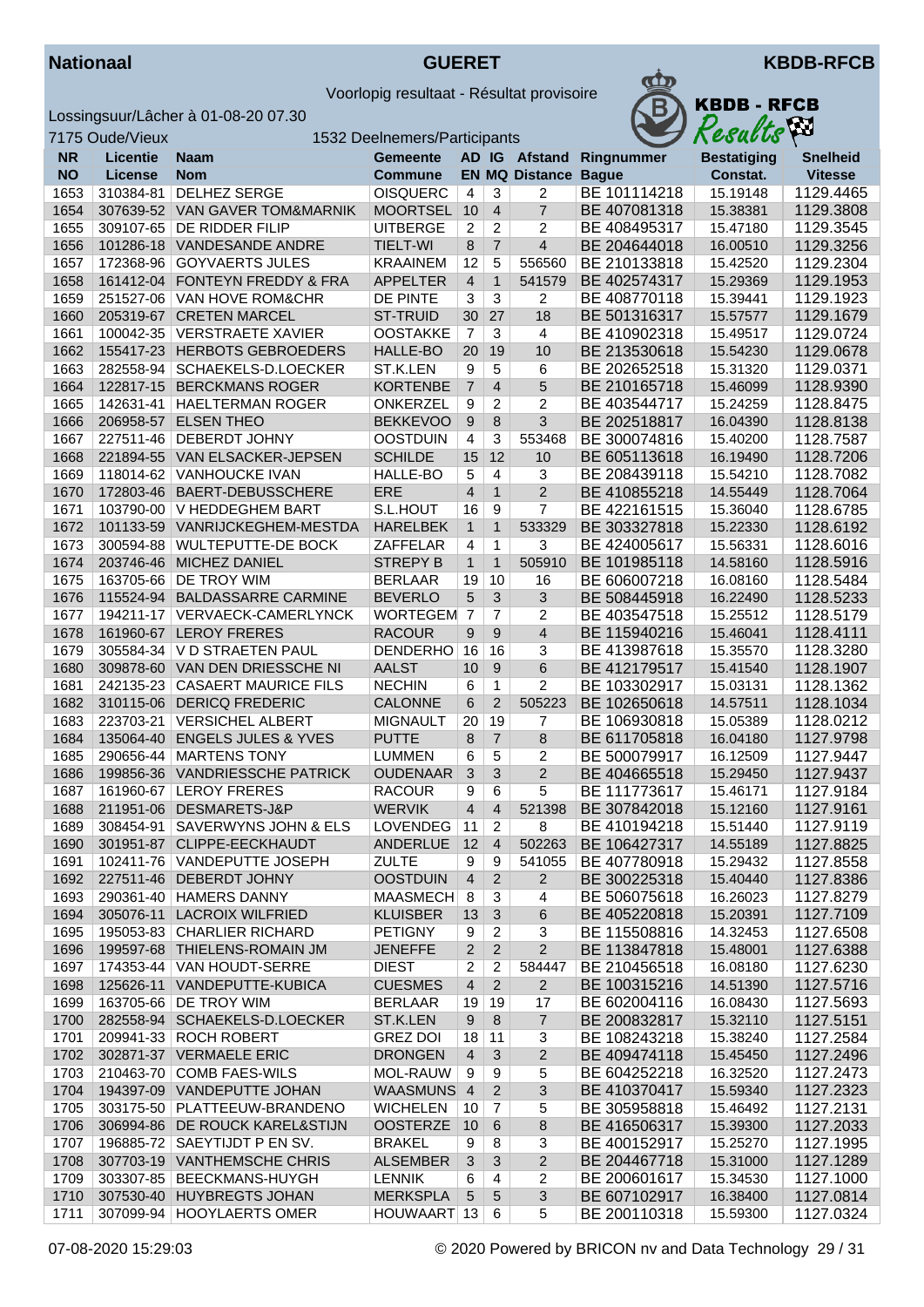# Nationaal — GUERET — KBDB-RFCB

Voorlopig resultaat - Résultat provisoire

Lossingsuur/Lâcher à 01-08-20 07.30

7175 Oude/Vieux — 1532 Deelnemers/Participants

| NR<br>NO | Licentie<br>License | Naam<br>Nom | Gemeente<br>Commune | AD<br>EN | IG<br>MQ | Afstand<br>Distance | Ringnummer<br>Bague | Bestatiging<br>Constat. | Snelheid<br>Vitesse |
|---|---|---|---|---|---|---|---|---|---|
| 1653 | 310384-81 | DELHEZ SERGE | OISQUERC | 4 | 3 | 2 | BE 101114218 | 15.19148 | 1129.4465 |
| 1654 | 307639-52 | VAN GAVER TOM&MARNIK | MOORTSEL | 10 | 4 | 7 | BE 407081318 | 15.38381 | 1129.3808 |
| 1655 | 309107-65 | DE RIDDER FILIP | UITBERGE | 2 | 2 | 2 | BE 408495317 | 15.47180 | 1129.3545 |
| 1656 | 101286-18 | VANDESANDE ANDRE | TIELT-WI | 8 | 7 | 4 | BE 204644018 | 16.00510 | 1129.3256 |
| 1657 | 172368-96 | GOYVAERTS JULES | KRAAINEM | 12 | 5 | 556560 | BE 210133818 | 15.42520 | 1129.2304 |
| 1658 | 161412-04 | FONTEYN FREDDY & FRA | APPELTER | 4 | 1 | 541579 | BE 402574317 | 15.29369 | 1129.1953 |
| 1659 | 251527-06 | VAN HOVE ROM&CHR | DE PINTE | 3 | 3 | 2 | BE 408770118 | 15.39441 | 1129.1923 |
| 1660 | 205319-67 | CRETEN MARCEL | ST-TRUID | 30 | 27 | 18 | BE 501316317 | 15.57577 | 1129.1679 |
| 1661 | 100042-35 | VERSTRAETE XAVIER | OOSTAKKE | 7 | 3 | 4 | BE 410902318 | 15.49517 | 1129.0724 |
| 1662 | 155417-23 | HERBOTS GEBROEDERS | HALLE-BO | 20 | 19 | 10 | BE 213530618 | 15.54230 | 1129.0678 |
| 1663 | 282558-94 | SCHAEKELS-D.LOECKER | ST.K.LEN | 9 | 5 | 6 | BE 202652518 | 15.31320 | 1129.0371 |
| 1664 | 122817-15 | BERCKMANS ROGER | KORTENBE | 7 | 4 | 5 | BE 210165718 | 15.46099 | 1128.9390 |
| 1665 | 142631-41 | HAELTERMAN ROGER | ONKERZEL | 9 | 2 | 2 | BE 403544717 | 15.24259 | 1128.8475 |
| 1666 | 206958-57 | ELSEN THEO | BEKKEVOO | 9 | 8 | 3 | BE 202518817 | 16.04390 | 1128.8138 |
| 1667 | 227511-46 | DEBERDT JOHNY | OOSTDUIN | 4 | 3 | 553468 | BE 300074816 | 15.40200 | 1128.7587 |
| 1668 | 221894-55 | VAN ELSACKER-JEPSEN | SCHILDE | 15 | 12 | 10 | BE 605113618 | 16.19490 | 1128.7206 |
| 1669 | 118014-62 | VANHOUCKE IVAN | HALLE-BO | 5 | 4 | 3 | BE 208439118 | 15.54210 | 1128.7082 |
| 1670 | 172803-46 | BAERT-DEBUSSCHERE | ERE | 4 | 1 | 2 | BE 410855218 | 14.55449 | 1128.7064 |
| 1671 | 103790-00 | V HEDDEGHEM BART | S.L.HOUT | 16 | 9 | 7 | BE 422161515 | 15.36040 | 1128.6785 |
| 1672 | 101133-59 | VANRIJCKEGHEM-MESTDA | HARELBEK | 1 | 1 | 533329 | BE 303327818 | 15.22330 | 1128.6192 |
| 1673 | 300594-88 | WULTEPUTTE-DE BOCK | ZAFFELAR | 4 | 1 | 3 | BE 424005617 | 15.56331 | 1128.6016 |
| 1674 | 203746-46 | MICHEZ DANIEL | STREPY B | 1 | 1 | 505910 | BE 101985118 | 14.58160 | 1128.5916 |
| 1675 | 163705-66 | DE TROY WIM | BERLAAR | 19 | 10 | 16 | BE 606007218 | 16.08160 | 1128.5484 |
| 1676 | 115524-94 | BALDASSARRE CARMINE | BEVERLO | 5 | 3 | 3 | BE 508445918 | 16.22490 | 1128.5233 |
| 1677 | 194211-17 | VERVAECK-CAMERLYNCK | WORTEGEM | 7 | 7 | 2 | BE 403547518 | 15.25512 | 1128.5179 |
| 1678 | 161960-67 | LEROY FRERES | RACOUR | 9 | 9 | 4 | BE 115940216 | 15.46041 | 1128.4111 |
| 1679 | 305584-34 | V D STRAETEN PAUL | DENDERHO | 16 | 16 | 3 | BE 413987618 | 15.35570 | 1128.3280 |
| 1680 | 309878-60 | VAN DEN DRIESSCHE NI | AALST | 10 | 9 | 6 | BE 412179517 | 15.41540 | 1128.1907 |
| 1681 | 242135-23 | CASAERT MAURICE FILS | NECHIN | 6 | 1 | 2 | BE 103302917 | 15.03131 | 1128.1362 |
| 1682 | 310115-06 | DERICQ FREDERIC | CALONNE | 6 | 2 | 505223 | BE 102650618 | 14.57511 | 1128.1034 |
| 1683 | 223703-21 | VERSICHEL ALBERT | MIGNAULT | 20 | 19 | 7 | BE 106930818 | 15.05389 | 1128.0212 |
| 1684 | 135064-40 | ENGELS JULES & YVES | PUTTE | 8 | 7 | 8 | BE 611705818 | 16.04180 | 1127.9798 |
| 1685 | 290656-44 | MARTENS TONY | LUMMEN | 6 | 5 | 2 | BE 500079917 | 16.12509 | 1127.9447 |
| 1686 | 199856-36 | VANDRIESSCHE PATRICK | OUDENAAR | 3 | 3 | 2 | BE 404665518 | 15.29450 | 1127.9437 |
| 1687 | 161960-67 | LEROY FRERES | RACOUR | 9 | 6 | 5 | BE 111773617 | 15.46171 | 1127.9184 |
| 1688 | 211951-06 | DESMARETS-J&P | WERVIK | 4 | 4 | 521398 | BE 307842018 | 15.12160 | 1127.9161 |
| 1689 | 308454-91 | SAVERWYNS JOHN & ELS | LOVENDEG | 11 | 2 | 8 | BE 410194218 | 15.51440 | 1127.9119 |
| 1690 | 301951-87 | CLIPPE-EECKHAUDT | ANDERLUE | 12 | 4 | 502263 | BE 106427317 | 14.55189 | 1127.8825 |
| 1691 | 102411-76 | VANDEPUTTE JOSEPH | ZULTE | 9 | 9 | 541055 | BE 407780918 | 15.29432 | 1127.8558 |
| 1692 | 227511-46 | DEBERDT JOHNY | OOSTDUIN | 4 | 2 | 2 | BE 300225318 | 15.40440 | 1127.8386 |
| 1693 | 290361-40 | HAMERS DANNY | MAASMECH | 8 | 3 | 4 | BE 506075618 | 16.26023 | 1127.8279 |
| 1694 | 305076-11 | LACROIX WILFRIED | KLUISBER | 13 | 3 | 6 | BE 405220818 | 15.20391 | 1127.7109 |
| 1695 | 195053-83 | CHARLIER RICHARD | PETIGNY | 9 | 2 | 3 | BE 115508816 | 14.32453 | 1127.6508 |
| 1696 | 199597-68 | THIELENS-ROMAIN JM | JENEFFE | 2 | 2 | 2 | BE 113847818 | 15.48001 | 1127.6388 |
| 1697 | 174353-44 | VAN HOUDT-SERRE | DIEST | 2 | 2 | 584447 | BE 210456518 | 16.08180 | 1127.6230 |
| 1698 | 125626-11 | VANDEPUTTE-KUBICA | CUESMES | 4 | 2 | 2 | BE 100315216 | 14.51390 | 1127.5716 |
| 1699 | 163705-66 | DE TROY WIM | BERLAAR | 19 | 19 | 17 | BE 602004116 | 16.08430 | 1127.5693 |
| 1700 | 282558-94 | SCHAEKELS-D.LOECKER | ST.K.LEN | 9 | 8 | 7 | BE 200832817 | 15.32110 | 1127.5151 |
| 1701 | 209941-33 | ROCH ROBERT | GREZ DOI | 18 | 11 | 3 | BE 108243218 | 15.38240 | 1127.2584 |
| 1702 | 302871-37 | VERMAELE ERIC | DRONGEN | 4 | 3 | 2 | BE 409474118 | 15.45450 | 1127.2496 |
| 1703 | 210463-70 | COMB FAES-WILS | MOL-RAUW | 9 | 9 | 5 | BE 604252218 | 16.32520 | 1127.2473 |
| 1704 | 194397-09 | VANDEPUTTE JOHAN | WAASMUNS | 4 | 2 | 3 | BE 410370417 | 15.59340 | 1127.2323 |
| 1705 | 303175-50 | PLATTEEUW-BRANDENO | WICHELEN | 10 | 7 | 5 | BE 305958818 | 15.46492 | 1127.2131 |
| 1706 | 306994-86 | DE ROUCK KAREL&STIJN | OOSTERZE | 10 | 6 | 8 | BE 416506317 | 15.39300 | 1127.2033 |
| 1707 | 196885-72 | SAEYTIJDT P EN SV. | BRAKEL | 9 | 8 | 3 | BE 400152917 | 15.25270 | 1127.1995 |
| 1708 | 307703-19 | VANTHEMSCHE CHRIS | ALSEMBER | 3 | 3 | 2 | BE 204467718 | 15.31000 | 1127.1289 |
| 1709 | 303307-85 | BEECKMANS-HUYGH | LENNIK | 6 | 4 | 2 | BE 200601617 | 15.34530 | 1127.1000 |
| 1710 | 307530-40 | HUYBREGTS JOHAN | MERKSPLA | 5 | 5 | 3 | BE 607102917 | 16.38400 | 1127.0814 |
| 1711 | 307099-94 | HOOYLAERTS OMER | HOUWAART | 13 | 6 | 5 | BE 200110318 | 15.59300 | 1127.0324 |

07-08-2020 15:29:03 — © 2020 Powered by BRICON nv and Data Technology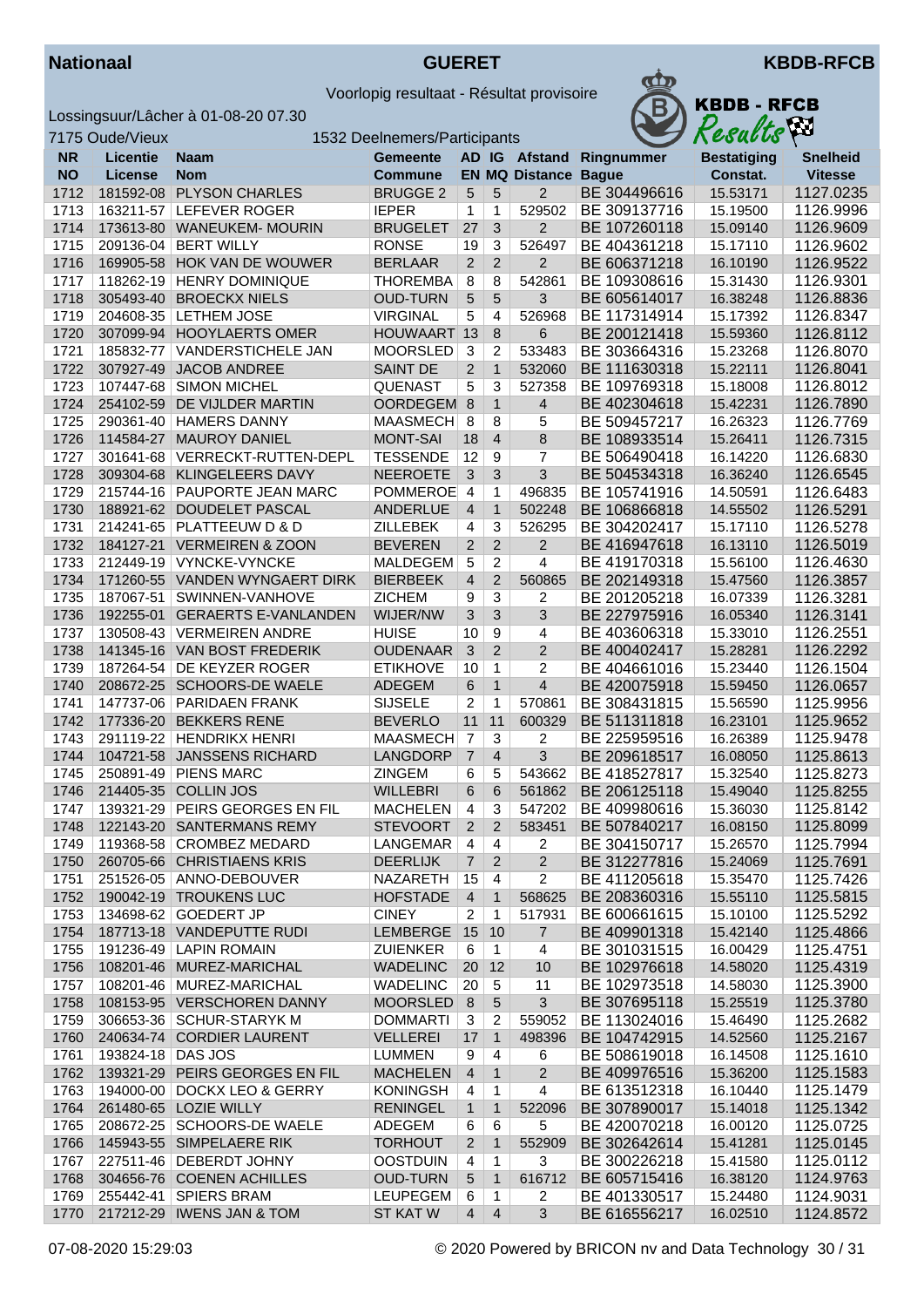**Nationaal** — **GUERET** — **KBDB-RFCB**

Voorlopig resultaat - Résultat provisoire

Lossingsuur/Lâcher à 01-08-20 07.30

7175 Oude/Vieux — 1532 Deelnemers/Participants

| NR<br>NO | Licentie<br>License | Naam<br>Nom | Gemeente<br>Commune | AD<br>EN | IG<br>MQ | Afstand<br>Distance | Ringnummer<br>Bague | Bestatiging<br>Constat. | Snelheid<br>Vitesse |
|---|---|---|---|---|---|---|---|---|---|
| 1712 | 181592-08 | PLYSON CHARLES | BRUGGE 2 | 5 | 5 | 2 | BE 304496616 | 15.53171 | 1127.0235 |
| 1713 | 163211-57 | LEFEVER ROGER | IEPER | 1 | 1 | 529502 | BE 309137716 | 15.19500 | 1126.9996 |
| 1714 | 173613-80 | WANEUKEM- MOURIN | BRUGELET | 27 | 3 | 2 | BE 107260118 | 15.09140 | 1126.9609 |
| 1715 | 209136-04 | BERT WILLY | RONSE | 19 | 3 | 526497 | BE 404361218 | 15.17110 | 1126.9602 |
| 1716 | 169905-58 | HOK VAN DE WOUWER | BERLAAR | 2 | 2 | 2 | BE 606371218 | 16.10190 | 1126.9522 |
| 1717 | 118262-19 | HENRY DOMINIQUE | THOREMBA | 8 | 8 | 542861 | BE 109308616 | 15.31430 | 1126.9301 |
| 1718 | 305493-40 | BROECKX NIELS | OUD-TURN | 5 | 5 | 3 | BE 605614017 | 16.38248 | 1126.8836 |
| 1719 | 204608-35 | LETHEM JOSE | VIRGINAL | 5 | 4 | 526968 | BE 117314914 | 15.17392 | 1126.8347 |
| 1720 | 307099-94 | HOOYLAERTS OMER | HOUWAART | 13 | 8 | 6 | BE 200121418 | 15.59360 | 1126.8112 |
| 1721 | 185832-77 | VANDERSTICHELE JAN | MOORSLED | 3 | 2 | 533483 | BE 303664316 | 15.23268 | 1126.8070 |
| 1722 | 307927-49 | JACOB ANDREE | SAINT DE | 2 | 1 | 532060 | BE 111630318 | 15.22111 | 1126.8041 |
| 1723 | 107447-68 | SIMON MICHEL | QUENAST | 5 | 3 | 527358 | BE 109769318 | 15.18008 | 1126.8012 |
| 1724 | 254102-59 | DE VIJLDER MARTIN | OORDEGEM | 8 | 1 | 4 | BE 402304618 | 15.42231 | 1126.7890 |
| 1725 | 290361-40 | HAMERS DANNY | MAASMECH | 8 | 8 | 5 | BE 509457217 | 16.26323 | 1126.7769 |
| 1726 | 114584-27 | MAUROY DANIEL | MONT-SAI | 18 | 4 | 8 | BE 108933514 | 15.26411 | 1126.7315 |
| 1727 | 301641-68 | VERRECKT-RUTTEN-DEPL | TESSENDE | 12 | 9 | 7 | BE 506490418 | 16.14220 | 1126.6830 |
| 1728 | 309304-68 | KLINGELEERS DAVY | NEEROETE | 3 | 3 | 3 | BE 504534318 | 16.36240 | 1126.6545 |
| 1729 | 215744-16 | PAUPORTE JEAN MARC | POMMEROE | 4 | 1 | 496835 | BE 105741916 | 14.50591 | 1126.6483 |
| 1730 | 188921-62 | DOUDELET PASCAL | ANDERLUE | 4 | 1 | 502248 | BE 106866818 | 14.55502 | 1126.5291 |
| 1731 | 214241-65 | PLATTEEUW D & D | ZILLEBEK | 4 | 3 | 526295 | BE 304202417 | 15.17110 | 1126.5278 |
| 1732 | 184127-21 | VERMEIREN & ZOON | BEVEREN | 2 | 2 | 2 | BE 416947618 | 16.13110 | 1126.5019 |
| 1733 | 212449-19 | VYNCKE-VYNCKE | MALDEGEM | 5 | 2 | 4 | BE 419170318 | 15.56100 | 1126.4630 |
| 1734 | 171260-55 | VANDEN WYNGAERT DIRK | BIERBEEK | 4 | 2 | 560865 | BE 202149318 | 15.47560 | 1126.3857 |
| 1735 | 187067-51 | SWINNEN-VANHOVE | ZICHEM | 9 | 3 | 2 | BE 201205218 | 16.07339 | 1126.3281 |
| 1736 | 192255-01 | GERAERTS E-VANLANDEN | WIJER/NW | 3 | 3 | 3 | BE 227975916 | 16.05340 | 1126.3141 |
| 1737 | 130508-43 | VERMEIREN ANDRE | HUISE | 10 | 9 | 4 | BE 403606318 | 15.33010 | 1126.2551 |
| 1738 | 141345-16 | VAN BOST FREDERIK | OUDENAAR | 3 | 2 | 2 | BE 400402417 | 15.28281 | 1126.2292 |
| 1739 | 187264-54 | DE KEYZER ROGER | ETIKHOVE | 10 | 1 | 2 | BE 404661016 | 15.23440 | 1126.1504 |
| 1740 | 208672-25 | SCHOORS-DE WAELE | ADEGEM | 6 | 1 | 4 | BE 420075918 | 15.59450 | 1126.0657 |
| 1741 | 147737-06 | PARIDAEN FRANK | SIJSELE | 2 | 1 | 570861 | BE 308431815 | 15.56590 | 1125.9956 |
| 1742 | 177336-20 | BEKKERS RENE | BEVERLO | 11 | 11 | 600329 | BE 511311818 | 16.23101 | 1125.9652 |
| 1743 | 291119-22 | HENDRIKX HENRI | MAASMECH | 7 | 3 | 2 | BE 225959516 | 16.26389 | 1125.9478 |
| 1744 | 104721-58 | JANSSENS RICHARD | LANGDORP | 7 | 4 | 3 | BE 209618517 | 16.08050 | 1125.8613 |
| 1745 | 250891-49 | PIENS MARC | ZINGEM | 6 | 5 | 543662 | BE 418527817 | 15.32540 | 1125.8273 |
| 1746 | 214405-35 | COLLIN JOS | WILLEBRI | 6 | 6 | 561862 | BE 206125118 | 15.49040 | 1125.8255 |
| 1747 | 139321-29 | PEIRS GEORGES EN FIL | MACHELEN | 4 | 3 | 547202 | BE 409980616 | 15.36030 | 1125.8142 |
| 1748 | 122143-20 | SANTERMANS REMY | STEVOORT | 2 | 2 | 583451 | BE 507840217 | 16.08150 | 1125.8099 |
| 1749 | 119368-58 | CROMBEZ MEDARD | LANGEMAR | 4 | 4 | 2 | BE 304150717 | 15.26570 | 1125.7994 |
| 1750 | 260705-66 | CHRISTIAENS KRIS | DEERLIJK | 7 | 2 | 2 | BE 312277816 | 15.24069 | 1125.7691 |
| 1751 | 251526-05 | ANNO-DEBOUVER | NAZARETH | 15 | 4 | 2 | BE 411205618 | 15.35470 | 1125.7426 |
| 1752 | 190042-19 | TROUKENS LUC | HOFSTADE | 4 | 1 | 568625 | BE 208360316 | 15.55110 | 1125.5815 |
| 1753 | 134698-62 | GOEDERT JP | CINEY | 2 | 1 | 517931 | BE 600661615 | 15.10100 | 1125.5292 |
| 1754 | 187713-18 | VANDEPUTTE RUDI | LEMBERGE | 15 | 10 | 7 | BE 409901318 | 15.42140 | 1125.4866 |
| 1755 | 191236-49 | LAPIN ROMAIN | ZUIENKER | 6 | 1 | 4 | BE 301031515 | 16.00429 | 1125.4751 |
| 1756 | 108201-46 | MUREZ-MARICHAL | WADELINC | 20 | 12 | 10 | BE 102976618 | 14.58020 | 1125.4319 |
| 1757 | 108201-46 | MUREZ-MARICHAL | WADELINC | 20 | 5 | 11 | BE 102973518 | 14.58030 | 1125.3900 |
| 1758 | 108153-95 | VERSCHOREN DANNY | MOORSLED | 8 | 5 | 3 | BE 307695118 | 15.25519 | 1125.3780 |
| 1759 | 306653-36 | SCHUR-STARYK M | DOMMARTI | 3 | 2 | 559052 | BE 113024016 | 15.46490 | 1125.2682 |
| 1760 | 240634-74 | CORDIER LAURENT | VELLEREI | 17 | 1 | 498396 | BE 104742915 | 14.52560 | 1125.2167 |
| 1761 | 193824-18 | DAS JOS | LUMMEN | 9 | 4 | 6 | BE 508619018 | 16.14508 | 1125.1610 |
| 1762 | 139321-29 | PEIRS GEORGES EN FIL | MACHELEN | 4 | 1 | 2 | BE 409976516 | 15.36200 | 1125.1583 |
| 1763 | 194000-00 | DOCKX LEO & GERRY | KONINGSH | 4 | 1 | 4 | BE 613512318 | 16.10440 | 1125.1479 |
| 1764 | 261480-65 | LOZIE WILLY | RENINGEL | 1 | 1 | 522096 | BE 307890017 | 15.14018 | 1125.1342 |
| 1765 | 208672-25 | SCHOORS-DE WAELE | ADEGEM | 6 | 6 | 5 | BE 420070218 | 16.00120 | 1125.0725 |
| 1766 | 145943-55 | SIMPELAERE RIK | TORHOUT | 2 | 1 | 552909 | BE 302642614 | 15.41281 | 1125.0145 |
| 1767 | 227511-46 | DEBERDT JOHNY | OOSTDUIN | 4 | 1 | 3 | BE 300226218 | 15.41580 | 1125.0112 |
| 1768 | 304656-76 | COENEN ACHILLES | OUD-TURN | 5 | 1 | 616712 | BE 605715416 | 16.38120 | 1124.9763 |
| 1769 | 255442-41 | SPIERS BRAM | LEUPEGEM | 6 | 1 | 2 | BE 401330517 | 15.24480 | 1124.9031 |
| 1770 | 217212-29 | IWENS JAN & TOM | ST KAT W | 4 | 4 | 3 | BE 616556217 | 16.02510 | 1124.8572 |

07-08-2020 15:29:03 — © 2020 Powered by BRICON nv and Data Technology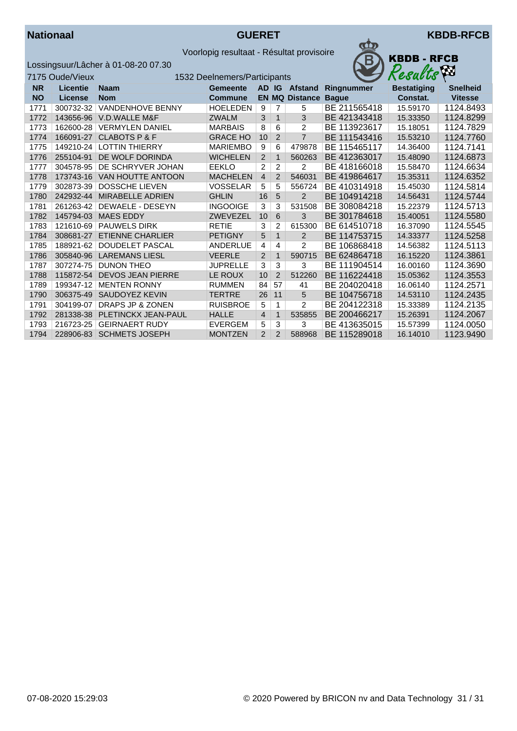**Nationaal** **GUERET** **KBDB-RFCB**

Voorlopig resultaat - Résultat provisoire

Lossingsuur/Lâcher à 01-08-20 07.30

7175 Oude/Vieux 1532 Deelnemers/Participants

| NR NO | Licentie License | Naam Nom | Gemeente Commune | AD EN | IG MQ | Afstand Distance | Ringnummer Bague | Bestatiging Constat. | Snelheid Vitesse |
|---|---|---|---|---|---|---|---|---|---|
| 1771 | 300732-32 | VANDENHOVE BENNY | HOELEDEN | 9 | 7 | 5 | BE 211565418 | 15.59170 | 1124.8493 |
| 1772 | 143656-96 | V.D.WALLE M&F | ZWALM | 3 | 1 | 3 | BE 421343418 | 15.33350 | 1124.8299 |
| 1773 | 162600-28 | VERMYLEN DANIEL | MARBAIS | 8 | 6 | 2 | BE 113923617 | 15.18051 | 1124.7829 |
| 1774 | 166091-27 | CLABOTS P & F | GRACE HO | 10 | 2 | 7 | BE 111543416 | 15.53210 | 1124.7760 |
| 1775 | 149210-24 | LOTTIN THIERRY | MARIEMBO | 9 | 6 | 479878 | BE 115465117 | 14.36400 | 1124.7141 |
| 1776 | 255104-91 | DE WOLF DORINDA | WICHELEN | 2 | 1 | 560263 | BE 412363017 | 15.48090 | 1124.6873 |
| 1777 | 304578-95 | DE SCHRYVER JOHAN | EEKLO | 2 | 2 | 2 | BE 418166018 | 15.58470 | 1124.6634 |
| 1778 | 173743-16 | VAN HOUTTE ANTOON | MACHELEN | 4 | 2 | 546031 | BE 419864617 | 15.35311 | 1124.6352 |
| 1779 | 302873-39 | DOSSCHE LIEVEN | VOSSELAR | 5 | 5 | 556724 | BE 410314918 | 15.45030 | 1124.5814 |
| 1780 | 242932-44 | MIRABELLE ADRIEN | GHLIN | 16 | 5 | 2 | BE 104914218 | 14.56431 | 1124.5744 |
| 1781 | 261263-42 | DEWAELE - DESEYN | INGOOIGE | 3 | 3 | 531508 | BE 308084218 | 15.22379 | 1124.5713 |
| 1782 | 145794-03 | MAES EDDY | ZWEVEZEL | 10 | 6 | 3 | BE 301784618 | 15.40051 | 1124.5580 |
| 1783 | 121610-69 | PAUWELS DIRK | RETIE | 3 | 2 | 615300 | BE 614510718 | 16.37090 | 1124.5545 |
| 1784 | 308681-27 | ETIENNE CHARLIER | PETIGNY | 5 | 1 | 2 | BE 114753715 | 14.33377 | 1124.5258 |
| 1785 | 188921-62 | DOUDELET PASCAL | ANDERLUE | 4 | 4 | 2 | BE 106868418 | 14.56382 | 1124.5113 |
| 1786 | 305840-96 | LAREMANS LIESL | VEERLE | 2 | 1 | 590715 | BE 624864718 | 16.15220 | 1124.3861 |
| 1787 | 307274-75 | DUNON THEO | JUPRELLE | 3 | 3 | 3 | BE 111904514 | 16.00160 | 1124.3690 |
| 1788 | 115872-54 | DEVOS JEAN PIERRE | LE ROUX | 10 | 2 | 512260 | BE 116224418 | 15.05362 | 1124.3553 |
| 1789 | 199347-12 | MENTEN RONNY | RUMMEN | 84 | 57 | 41 | BE 204020418 | 16.06140 | 1124.2571 |
| 1790 | 306375-49 | SAUDOYEZ KEVIN | TERTRE | 26 | 11 | 5 | BE 104756718 | 14.53110 | 1124.2435 |
| 1791 | 304199-07 | DRAPS JP & ZONEN | RUISBROE | 5 | 1 | 2 | BE 204122318 | 15.33389 | 1124.2135 |
| 1792 | 281338-38 | PLETINCKX JEAN-PAUL | HALLE | 4 | 1 | 535855 | BE 200466217 | 15.26391 | 1124.2067 |
| 1793 | 216723-25 | GEIRNAERT RUDY | EVERGEM | 5 | 3 | 3 | BE 413635015 | 15.57399 | 1124.0050 |
| 1794 | 228906-83 | SCHMETS JOSEPH | MONTZEN | 2 | 2 | 588968 | BE 115289018 | 16.14010 | 1123.9490 |

07-08-2020 15:29:03 © 2020 Powered by BRICON nv and Data Technology